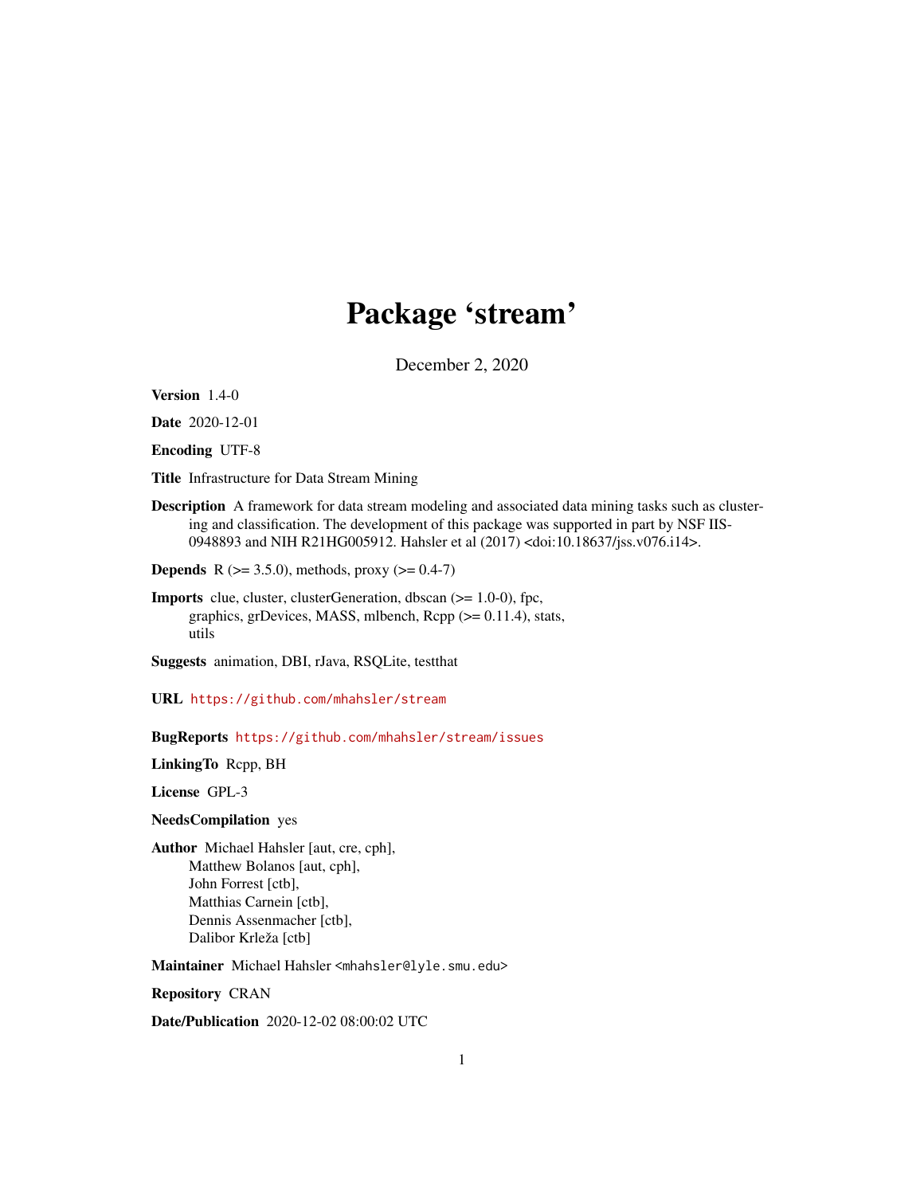# Package 'stream'

December 2, 2020

**Version** 1.4-0

**Date** 2020-12-01

**Encoding** UTF-8

**Title** Infrastructure for Data Stream Mining

**Description** A framework for data stream modeling and associated data mining tasks such as clustering and classification. The development of this package was supported in part by NSF IIS-0948893 and NIH R21HG005912. Hahsler et al (2017) <doi:10.18637/jss.v076.i14>.

**Depends** R (>= 3.5.0), methods, proxy (>= 0.4-7)

**Imports** clue, cluster, clusterGeneration, dbscan (>= 1.0-0), fpc, graphics, grDevices, MASS, mlbench, Rcpp (>= 0.11.4), stats, utils

**Suggests** animation, DBI, rJava, RSQLite, testthat

**URL** https://github.com/mhahsler/stream

**BugReports** https://github.com/mhahsler/stream/issues

**LinkingTo** Rcpp, BH

**License** GPL-3

**NeedsCompilation** yes

**Author** Michael Hahsler [aut, cre, cph],
Matthew Bolanos [aut, cph],
John Forrest [ctb],
Matthias Carnein [ctb],
Dennis Assenmacher [ctb],
Dalibor Krleža [ctb]

**Maintainer** Michael Hahsler <mhahsler@lyle.smu.edu>

**Repository** CRAN

**Date/Publication** 2020-12-02 08:00:02 UTC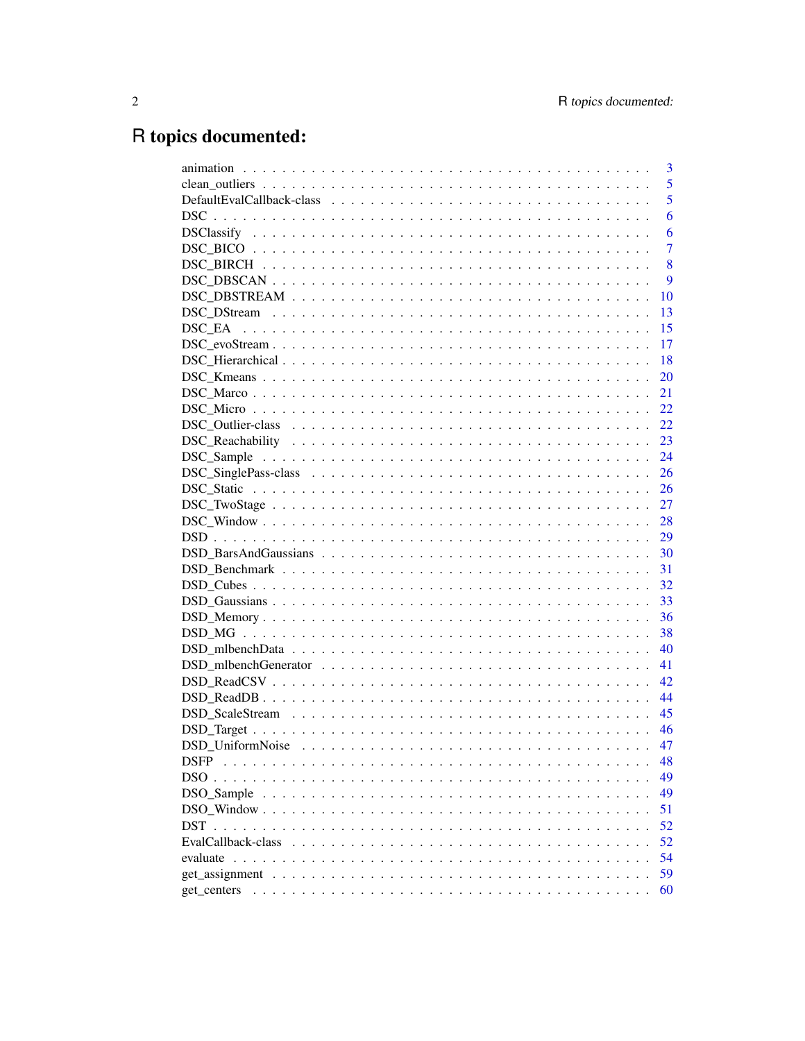# R topics documented:

| Topic | Page |
|---|---|
| animation | 3 |
| clean_outliers | 5 |
| DefaultEvalCallback-class | 5 |
| DSC | 6 |
| DSClassify | 6 |
| DSC_BICO | 7 |
| DSC_BIRCH | 8 |
| DSC_DBSCAN | 9 |
| DSC_DBSTREAM | 10 |
| DSC_DStream | 13 |
| DSC_EA | 15 |
| DSC_evoStream | 17 |
| DSC_Hierarchical | 18 |
| DSC_Kmeans | 20 |
| DSC_Marco | 21 |
| DSC_Micro | 22 |
| DSC_Outlier-class | 22 |
| DSC_Reachability | 23 |
| DSC_Sample | 24 |
| DSC_SinglePass-class | 26 |
| DSC_Static | 26 |
| DSC_TwoStage | 27 |
| DSC_Window | 28 |
| DSD | 29 |
| DSD_BarsAndGaussians | 30 |
| DSD_Benchmark | 31 |
| DSD_Cubes | 32 |
| DSD_Gaussians | 33 |
| DSD_Memory | 36 |
| DSD_MG | 38 |
| DSD_mlbenchData | 40 |
| DSD_mlbenchGenerator | 41 |
| DSD_ReadCSV | 42 |
| DSD_ReadDB | 44 |
| DSD_ScaleStream | 45 |
| DSD_Target | 46 |
| DSD_UniformNoise | 47 |
| DSFP | 48 |
| DSO | 49 |
| DSO_Sample | 49 |
| DSO_Window | 51 |
| DST | 52 |
| EvalCallback-class | 52 |
| evaluate | 54 |
| get_assignment | 59 |
| get_centers | 60 |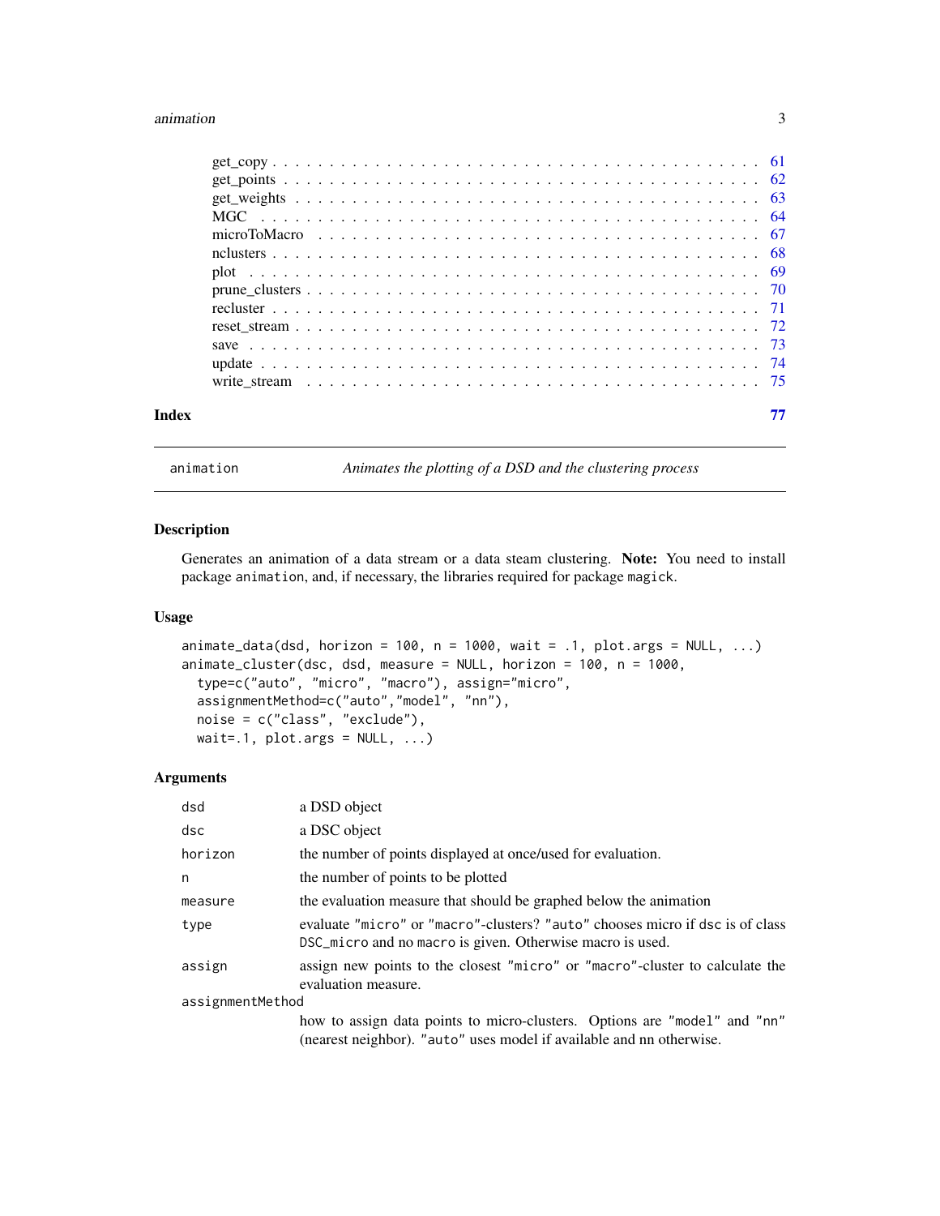get_copy . . . . . . . . . . . . . . . . . . . . . . . . . . . . . . . . . . . . . . . . . . . 61
get_points . . . . . . . . . . . . . . . . . . . . . . . . . . . . . . . . . . . . . . . . . . . 62
get_weights . . . . . . . . . . . . . . . . . . . . . . . . . . . . . . . . . . . . . . . . . . . 63
MGC . . . . . . . . . . . . . . . . . . . . . . . . . . . . . . . . . . . . . . . . . . . 64
microToMacro . . . . . . . . . . . . . . . . . . . . . . . . . . . . . . . . . . . . . . . . . . . 67
nclusters . . . . . . . . . . . . . . . . . . . . . . . . . . . . . . . . . . . . . . . . . . . 68
plot . . . . . . . . . . . . . . . . . . . . . . . . . . . . . . . . . . . . . . . . . . . 69
prune_clusters . . . . . . . . . . . . . . . . . . . . . . . . . . . . . . . . . . . . . . . . . . . 70
recluster . . . . . . . . . . . . . . . . . . . . . . . . . . . . . . . . . . . . . . . . . . . 71
reset_stream . . . . . . . . . . . . . . . . . . . . . . . . . . . . . . . . . . . . . . . . . . . 72
save . . . . . . . . . . . . . . . . . . . . . . . . . . . . . . . . . . . . . . . . . . . 73
update . . . . . . . . . . . . . . . . . . . . . . . . . . . . . . . . . . . . . . . . . . . 74
write_stream . . . . . . . . . . . . . . . . . . . . . . . . . . . . . . . . . . . . . . . . . . . 75

**Index** 77

---

`animation` *Animates the plotting of a DSD and the clustering process*

---

## Description

Generates an animation of a data stream or a data steam clustering. **Note:** You need to install package `animation`, and, if necessary, the libraries required for package `magick`.

## Usage

```
animate_data(dsd, horizon = 100, n = 1000, wait = .1, plot.args = NULL, ...)
animate_cluster(dsc, dsd, measure = NULL, horizon = 100, n = 1000,
  type=c("auto", "micro", "macro"), assign="micro",
  assignmentMethod=c("auto","model", "nn"),
  noise = c("class", "exclude"),
  wait=.1, plot.args = NULL, ...)
```

## Arguments

| | |
|---|---|
| `dsd` | a DSD object |
| `dsc` | a DSC object |
| `horizon` | the number of points displayed at once/used for evaluation. |
| `n` | the number of points to be plotted |
| `measure` | the evaluation measure that should be graphed below the animation |
| `type` | evaluate `"micro"` or `"macro"`-clusters? `"auto"` chooses micro if `dsc` is of class `DSC_micro` and no `macro` is given. Otherwise macro is used. |
| `assign` | assign new points to the closest `"micro"` or `"macro"`-cluster to calculate the evaluation measure. |
| `assignmentMethod` | how to assign data points to micro-clusters. Options are `"model"` and `"nn"` (nearest neighbor). `"auto"` uses model if available and nn otherwise. |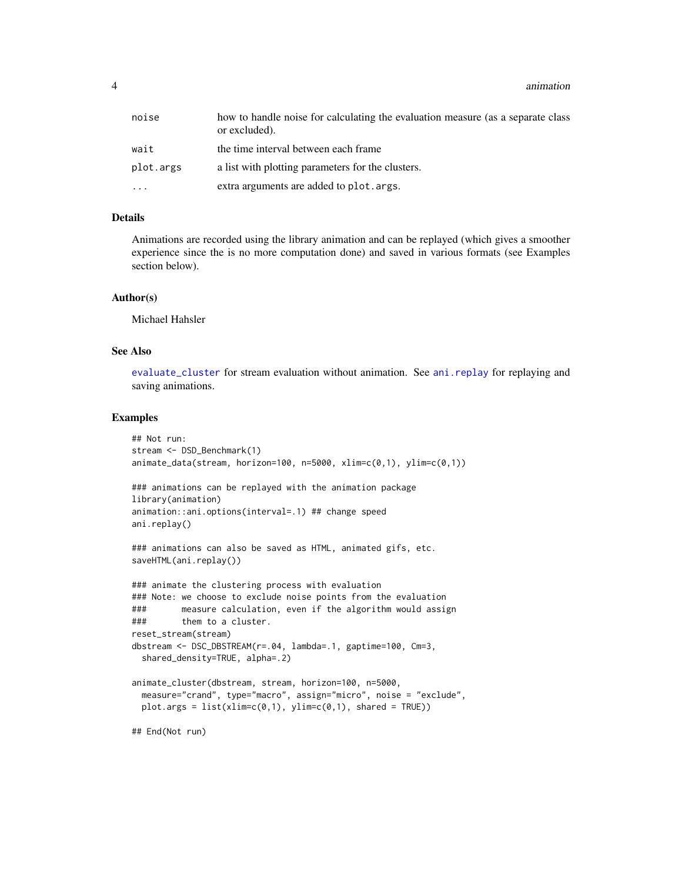| | |
|---|---|
| noise | how to handle noise for calculating the evaluation measure (as a separate class or excluded). |
| wait | the time interval between each frame |
| plot.args | a list with plotting parameters for the clusters. |
| ... | extra arguments are added to plot.args. |

## Details

Animations are recorded using the library animation and can be replayed (which gives a smoother experience since the is no more computation done) and saved in various formats (see Examples section below).

## Author(s)

Michael Hahsler

## See Also

evaluate_cluster for stream evaluation without animation. See ani.replay for replaying and saving animations.

## Examples

```
## Not run:
stream <- DSD_Benchmark(1)
animate_data(stream, horizon=100, n=5000, xlim=c(0,1), ylim=c(0,1))

### animations can be replayed with the animation package
library(animation)
animation::ani.options(interval=.1) ## change speed
ani.replay()

### animations can also be saved as HTML, animated gifs, etc.
saveHTML(ani.replay())

### animate the clustering process with evaluation
### Note: we choose to exclude noise points from the evaluation
###       measure calculation, even if the algorithm would assign
###       them to a cluster.
reset_stream(stream)
dbstream <- DSC_DBSTREAM(r=.04, lambda=.1, gaptime=100, Cm=3,
  shared_density=TRUE, alpha=.2)

animate_cluster(dbstream, stream, horizon=100, n=5000,
  measure="crand", type="macro", assign="micro", noise = "exclude",
  plot.args = list(xlim=c(0,1), ylim=c(0,1), shared = TRUE))

## End(Not run)
```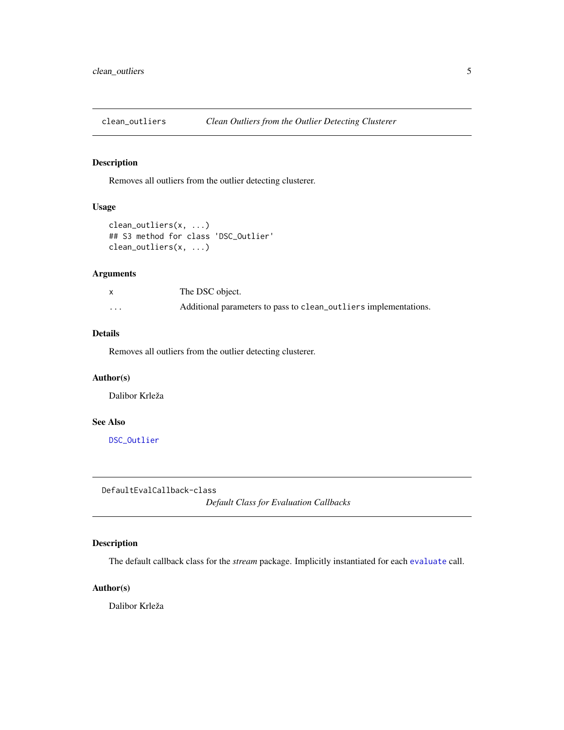## clean_outliers — *Clean Outliers from the Outlier Detecting Clusterer*

### Description

Removes all outliers from the outlier detecting clusterer.

### Usage

```
clean_outliers(x, ...)
## S3 method for class 'DSC_Outlier'
clean_outliers(x, ...)
```

### Arguments

| | |
|---|---|
| x | The DSC object. |
| ... | Additional parameters to pass to `clean_outliers` implementations. |

### Details

Removes all outliers from the outlier detecting clusterer.

### Author(s)

Dalibor Krleža

### See Also

`DSC_Outlier`

## DefaultEvalCallback-class — *Default Class for Evaluation Callbacks*

### Description

The default callback class for the *stream* package. Implicitly instantiated for each `evaluate` call.

### Author(s)

Dalibor Krleža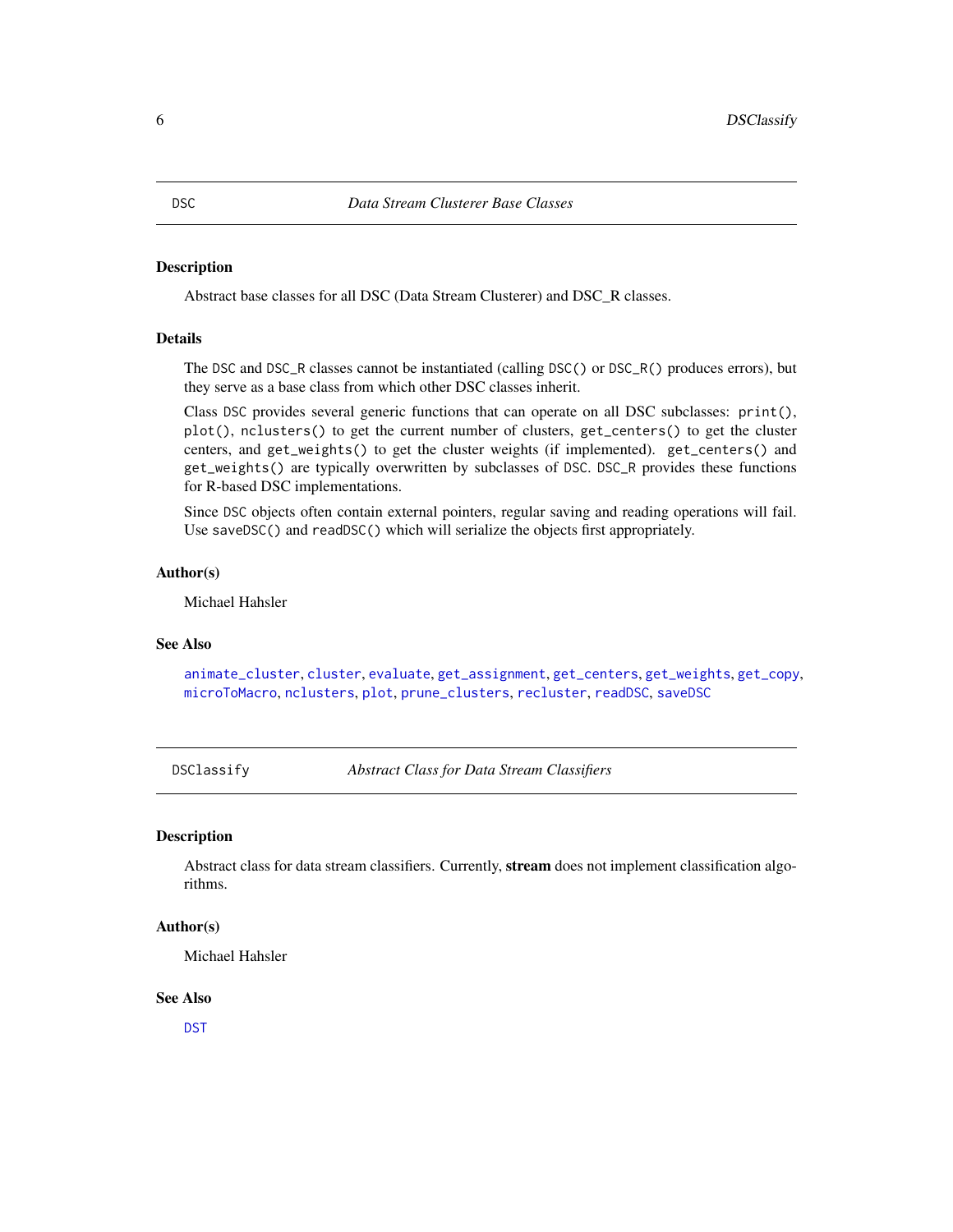## DSC — *Data Stream Clusterer Base Classes*

### Description

Abstract base classes for all DSC (Data Stream Clusterer) and DSC_R classes.

### Details

The `DSC` and `DSC_R` classes cannot be instantiated (calling `DSC()` or `DSC_R()` produces errors), but they serve as a base class from which other DSC classes inherit.

Class `DSC` provides several generic functions that can operate on all DSC subclasses: `print()`, `plot()`, `nclusters()` to get the current number of clusters, `get_centers()` to get the cluster centers, and `get_weights()` to get the cluster weights (if implemented). `get_centers()` and `get_weights()` are typically overwritten by subclasses of `DSC`. `DSC_R` provides these functions for R-based DSC implementations.

Since `DSC` objects often contain external pointers, regular saving and reading operations will fail. Use `saveDSC()` and `readDSC()` which will serialize the objects first appropriately.

### Author(s)

Michael Hahsler

### See Also

`animate_cluster`, `cluster`, `evaluate`, `get_assignment`, `get_centers`, `get_weights`, `get_copy`, `microToMacro`, `nclusters`, `plot`, `prune_clusters`, `recluster`, `readDSC`, `saveDSC`

## DSClassify — *Abstract Class for Data Stream Classifiers*

### Description

Abstract class for data stream classifiers. Currently, **stream** does not implement classification algorithms.

### Author(s)

Michael Hahsler

### See Also

`DST`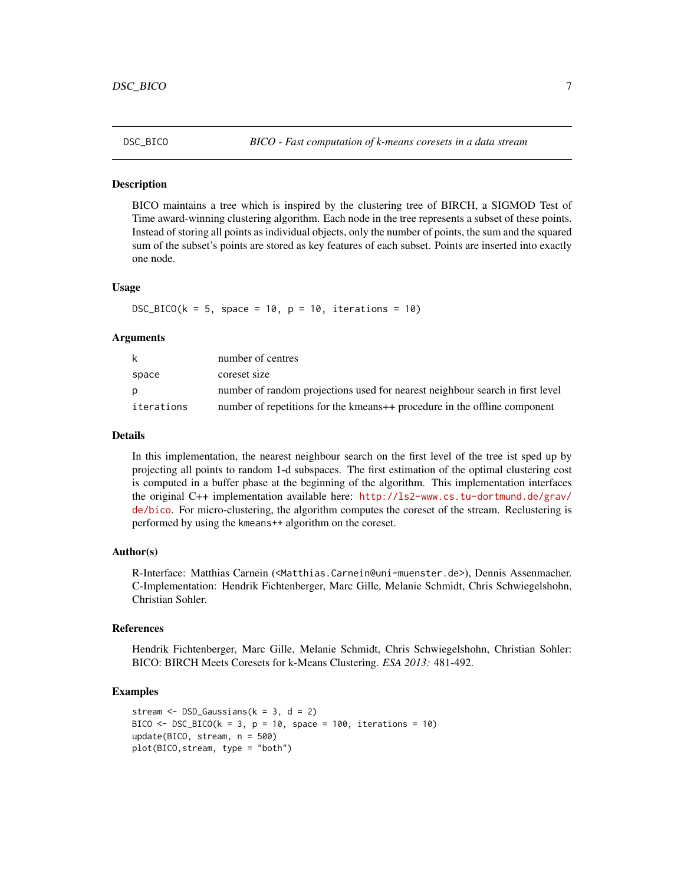# DSC_BICO — *BICO - Fast computation of k-means coresets in a data stream*

## Description

BICO maintains a tree which is inspired by the clustering tree of BIRCH, a SIGMOD Test of Time award-winning clustering algorithm. Each node in the tree represents a subset of these points. Instead of storing all points as individual objects, only the number of points, the sum and the squared sum of the subset's points are stored as key features of each subset. Points are inserted into exactly one node.

## Usage

```
DSC_BICO(k = 5, space = 10, p = 10, iterations = 10)
```

## Arguments

| | |
|---|---|
| k | number of centres |
| space | coreset size |
| p | number of random projections used for nearest neighbour search in first level |
| iterations | number of repetitions for the kmeans++ procedure in the offline component |

## Details

In this implementation, the nearest neighbour search on the first level of the tree ist sped up by projecting all points to random 1-d subspaces. The first estimation of the optimal clustering cost is computed in a buffer phase at the beginning of the algorithm. This implementation interfaces the original C++ implementation available here: http://ls2-www.cs.tu-dortmund.de/grav/de/bico. For micro-clustering, the algorithm computes the coreset of the stream. Reclustering is performed by using the kmeans++ algorithm on the coreset.

## Author(s)

R-Interface: Matthias Carnein (<Matthias.Carnein@uni-muenster.de>), Dennis Assenmacher. C-Implementation: Hendrik Fichtenberger, Marc Gille, Melanie Schmidt, Chris Schwiegelshohn, Christian Sohler.

## References

Hendrik Fichtenberger, Marc Gille, Melanie Schmidt, Chris Schwiegelshohn, Christian Sohler: BICO: BIRCH Meets Coresets for k-Means Clustering. *ESA 2013:* 481-492.

## Examples

```
stream <- DSD_Gaussians(k = 3, d = 2)
BICO <- DSC_BICO(k = 3, p = 10, space = 100, iterations = 10)
update(BICO, stream, n = 500)
plot(BICO,stream, type = "both")
```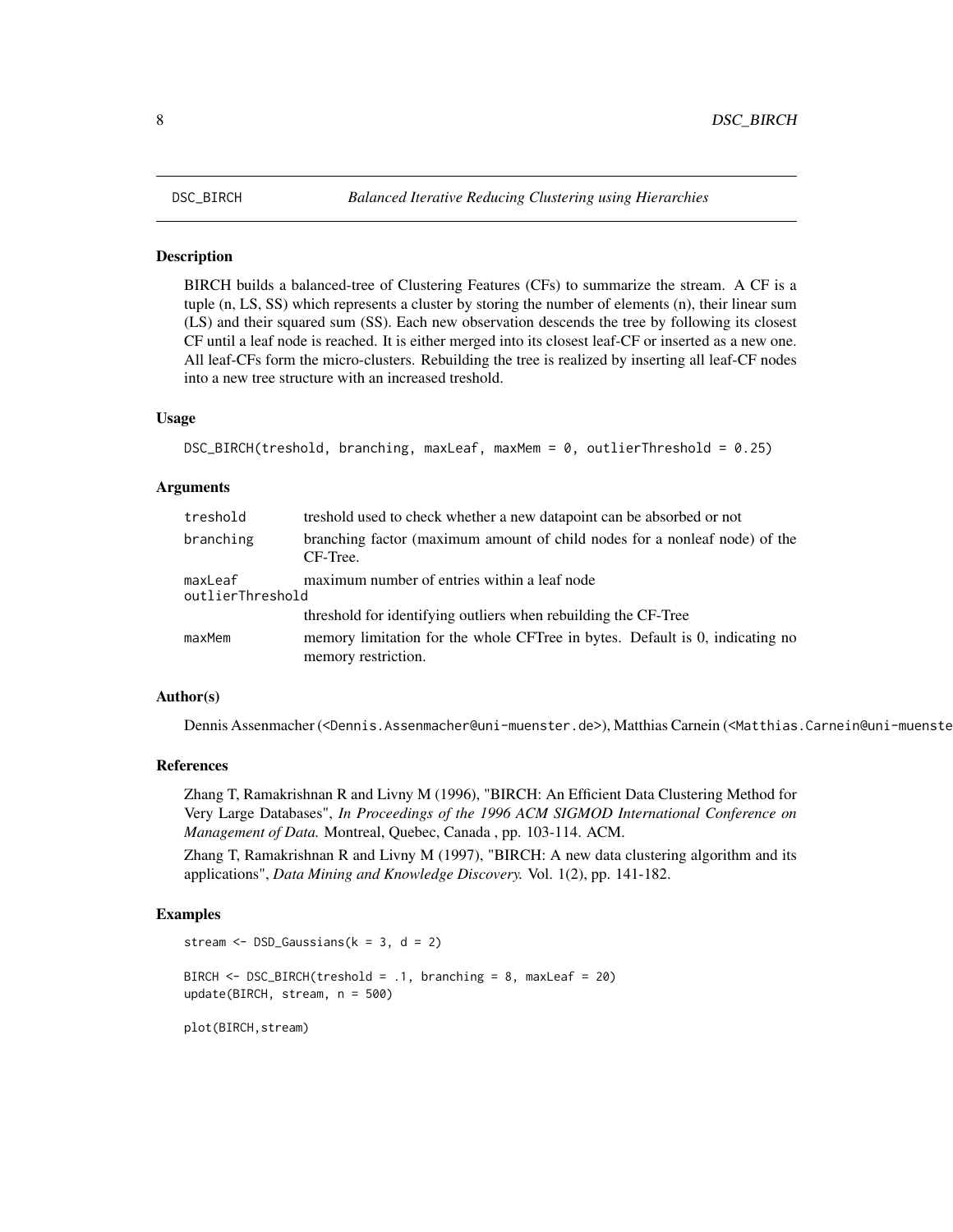# DSC_BIRCH

*Balanced Iterative Reducing Clustering using Hierarchies*

## Description

BIRCH builds a balanced-tree of Clustering Features (CFs) to summarize the stream. A CF is a tuple (n, LS, SS) which represents a cluster by storing the number of elements (n), their linear sum (LS) and their squared sum (SS). Each new observation descends the tree by following its closest CF until a leaf node is reached. It is either merged into its closest leaf-CF or inserted as a new one. All leaf-CFs form the micro-clusters. Rebuilding the tree is realized by inserting all leaf-CF nodes into a new tree structure with an increased treshold.

## Usage

```
DSC_BIRCH(treshold, branching, maxLeaf, maxMem = 0, outlierThreshold = 0.25)
```

## Arguments

| Argument | Description |
|---|---|
| `treshold` | treshold used to check whether a new datapoint can be absorbed or not |
| `branching` | branching factor (maximum amount of child nodes for a nonleaf node) of the CF-Tree. |
| `maxLeaf` | maximum number of entries within a leaf node |
| `outlierThreshold` | threshold for identifying outliers when rebuilding the CF-Tree |
| `maxMem` | memory limitation for the whole CFTree in bytes. Default is 0, indicating no memory restriction. |

## Author(s)

Dennis Assenmacher (<Dennis.Assenmacher@uni-muenster.de>), Matthias Carnein (<Matthias.Carnein@uni-muenste

## References

Zhang T, Ramakrishnan R and Livny M (1996), "BIRCH: An Efficient Data Clustering Method for Very Large Databases", *In Proceedings of the 1996 ACM SIGMOD International Conference on Management of Data.* Montreal, Quebec, Canada , pp. 103-114. ACM.

Zhang T, Ramakrishnan R and Livny M (1997), "BIRCH: A new data clustering algorithm and its applications", *Data Mining and Knowledge Discovery.* Vol. 1(2), pp. 141-182.

## Examples

```
stream <- DSD_Gaussians(k = 3, d = 2)

BIRCH <- DSC_BIRCH(treshold = .1, branching = 8, maxLeaf = 20)
update(BIRCH, stream, n = 500)

plot(BIRCH,stream)
```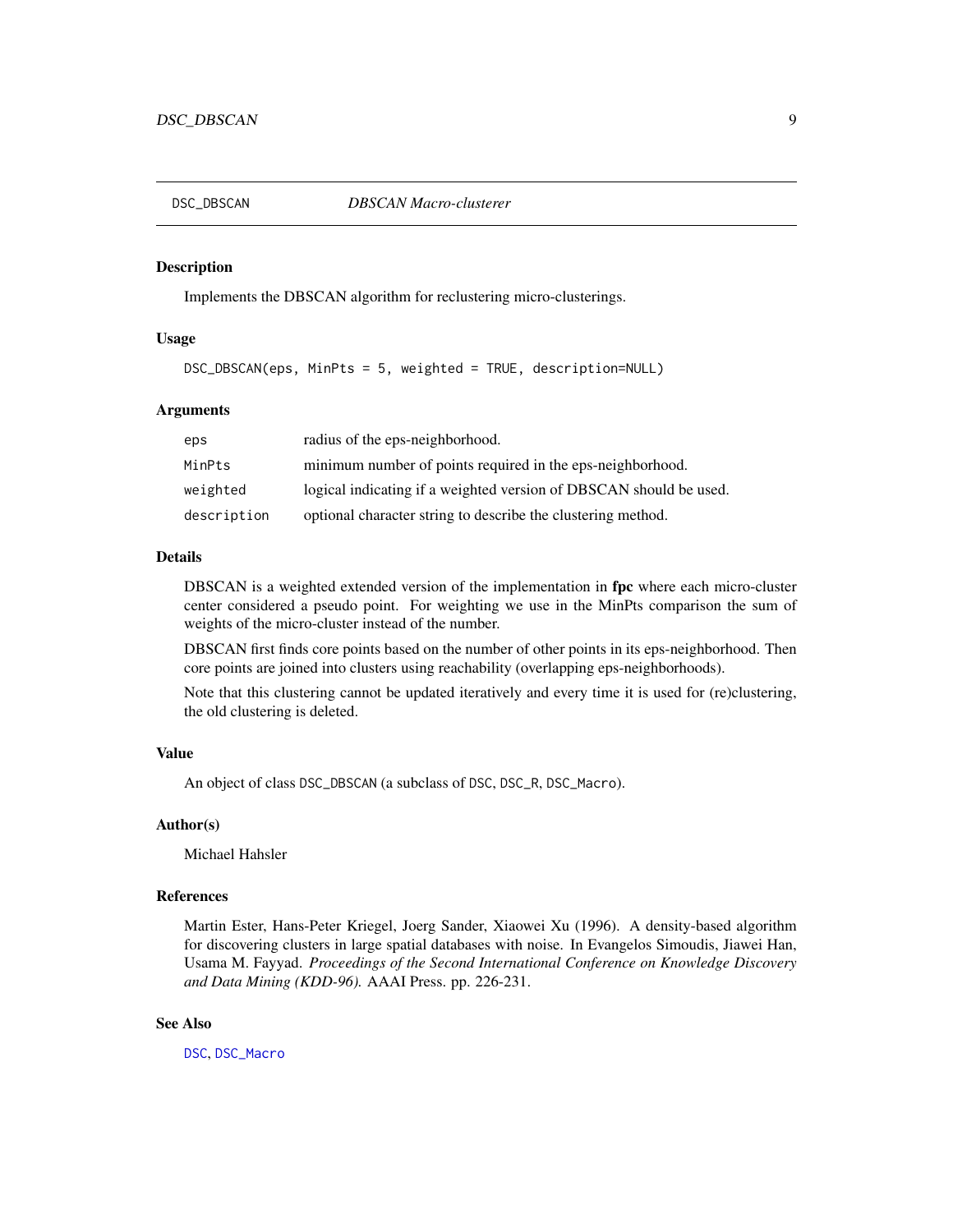# DSC_DBSCAN *DBSCAN Macro-clusterer*

## Description

Implements the DBSCAN algorithm for reclustering micro-clusterings.

## Usage

```
DSC_DBSCAN(eps, MinPts = 5, weighted = TRUE, description=NULL)
```

## Arguments

| | |
|---|---|
| `eps` | radius of the eps-neighborhood. |
| `MinPts` | minimum number of points required in the eps-neighborhood. |
| `weighted` | logical indicating if a weighted version of DBSCAN should be used. |
| `description` | optional character string to describe the clustering method. |

## Details

DBSCAN is a weighted extended version of the implementation in **fpc** where each micro-cluster center considered a pseudo point. For weighting we use in the MinPts comparison the sum of weights of the micro-cluster instead of the number.

DBSCAN first finds core points based on the number of other points in its eps-neighborhood. Then core points are joined into clusters using reachability (overlapping eps-neighborhoods).

Note that this clustering cannot be updated iteratively and every time it is used for (re)clustering, the old clustering is deleted.

## Value

An object of class `DSC_DBSCAN` (a subclass of `DSC`, `DSC_R`, `DSC_Macro`).

## Author(s)

Michael Hahsler

## References

Martin Ester, Hans-Peter Kriegel, Joerg Sander, Xiaowei Xu (1996). A density-based algorithm for discovering clusters in large spatial databases with noise. In Evangelos Simoudis, Jiawei Han, Usama M. Fayyad. *Proceedings of the Second International Conference on Knowledge Discovery and Data Mining (KDD-96).* AAAI Press. pp. 226-231.

## See Also

`DSC`, `DSC_Macro`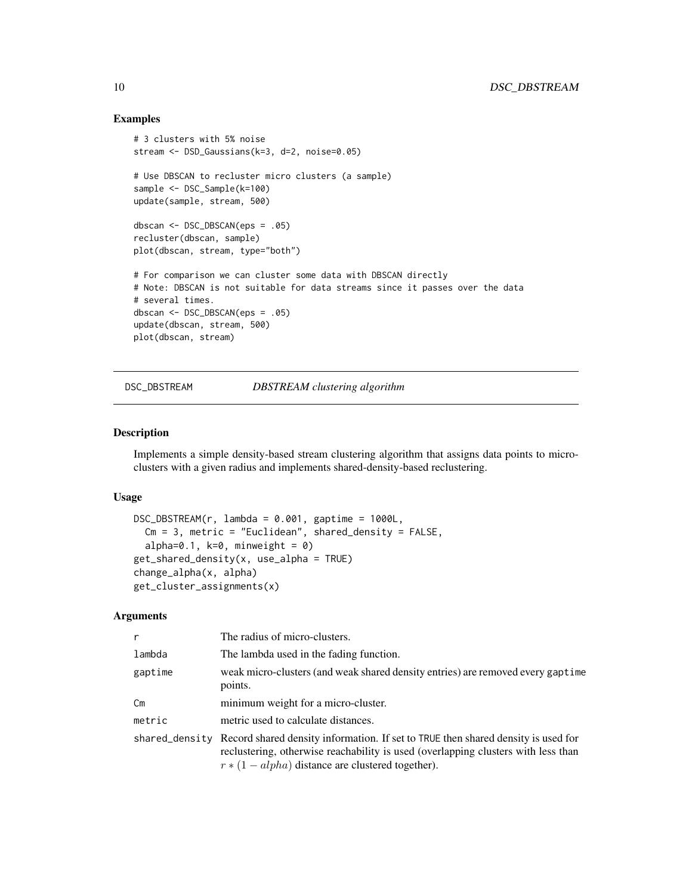## Examples

```
# 3 clusters with 5% noise
stream <- DSD_Gaussians(k=3, d=2, noise=0.05)

# Use DBSCAN to recluster micro clusters (a sample)
sample <- DSC_Sample(k=100)
update(sample, stream, 500)

dbscan <- DSC_DBSCAN(eps = .05)
recluster(dbscan, sample)
plot(dbscan, stream, type="both")

# For comparison we can cluster some data with DBSCAN directly
# Note: DBSCAN is not suitable for data streams since it passes over the data
# several times.
dbscan <- DSC_DBSCAN(eps = .05)
update(dbscan, stream, 500)
plot(dbscan, stream)
```

---

# DSC_DBSTREAM — *DBSTREAM clustering algorithm*

---

## Description

Implements a simple density-based stream clustering algorithm that assigns data points to micro-clusters with a given radius and implements shared-density-based reclustering.

## Usage

```
DSC_DBSTREAM(r, lambda = 0.001, gaptime = 1000L,
  Cm = 3, metric = "Euclidean", shared_density = FALSE,
  alpha=0.1, k=0, minweight = 0)
get_shared_density(x, use_alpha = TRUE)
change_alpha(x, alpha)
get_cluster_assignments(x)
```

## Arguments

| | |
|---|---|
| `r` | The radius of micro-clusters. |
| `lambda` | The lambda used in the fading function. |
| `gaptime` | weak micro-clusters (and weak shared density entries) are removed every `gaptime` points. |
| `Cm` | minimum weight for a micro-cluster. |
| `metric` | metric used to calculate distances. |
| `shared_density` | Record shared density information. If set to `TRUE` then shared density is used for reclustering, otherwise reachability is used (overlapping clusters with less than $r * (1 - alpha)$ distance are clustered together). |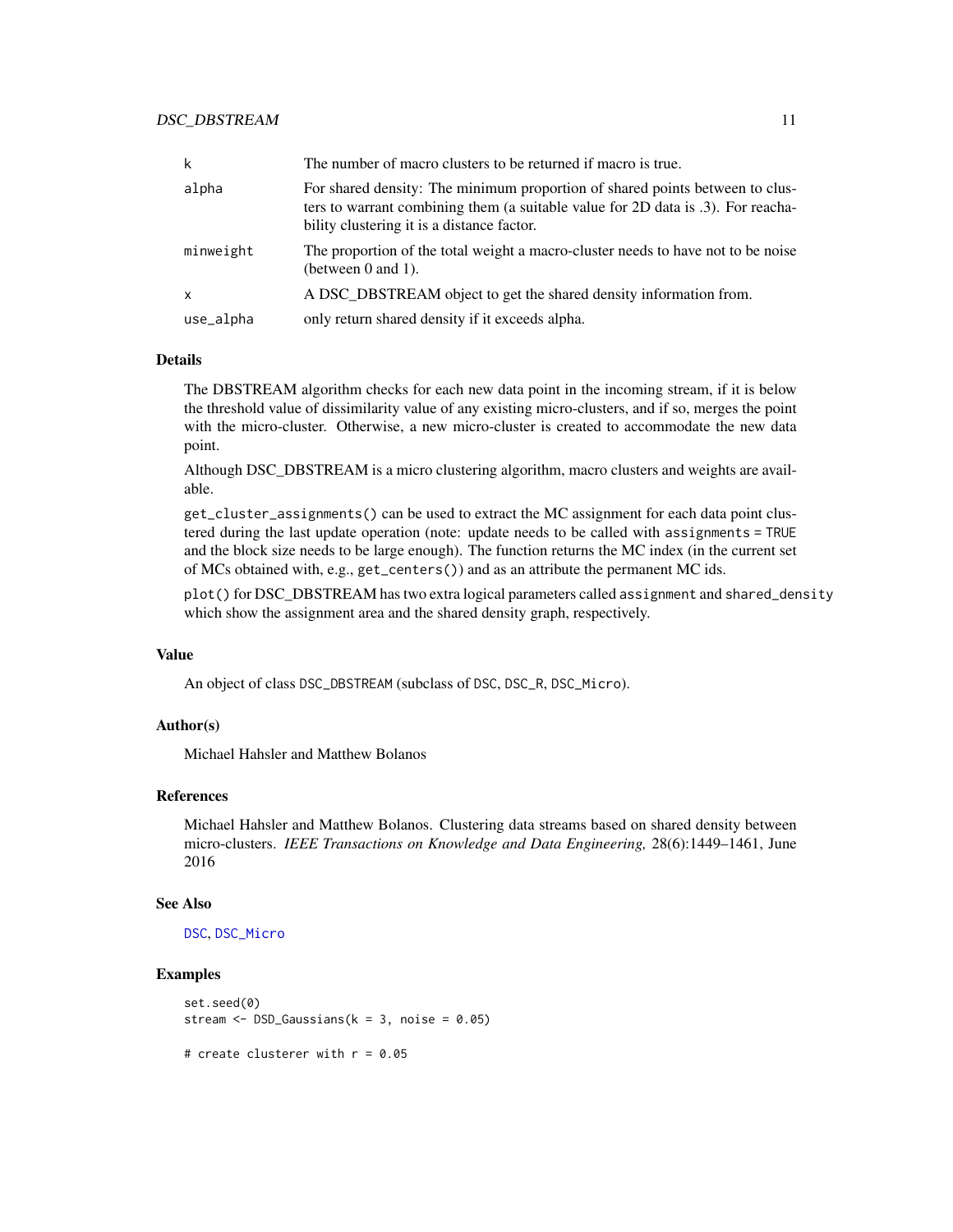| | |
|---|---|
| k | The number of macro clusters to be returned if macro is true. |
| alpha | For shared density: The minimum proportion of shared points between to clusters to warrant combining them (a suitable value for 2D data is .3). For reachability clustering it is a distance factor. |
| minweight | The proportion of the total weight a macro-cluster needs to have not to be noise (between 0 and 1). |
| x | A DSC_DBSTREAM object to get the shared density information from. |
| use_alpha | only return shared density if it exceeds alpha. |

## Details

The DBSTREAM algorithm checks for each new data point in the incoming stream, if it is below the threshold value of dissimilarity value of any existing micro-clusters, and if so, merges the point with the micro-cluster. Otherwise, a new micro-cluster is created to accommodate the new data point.

Although DSC_DBSTREAM is a micro clustering algorithm, macro clusters and weights are available.

`get_cluster_assignments()` can be used to extract the MC assignment for each data point clustered during the last update operation (note: update needs to be called with `assignments = TRUE` and the block size needs to be large enough). The function returns the MC index (in the current set of MCs obtained with, e.g., `get_centers()`) and as an attribute the permanent MC ids.

`plot()` for DSC_DBSTREAM has two extra logical parameters called `assignment` and `shared_density` which show the assignment area and the shared density graph, respectively.

## Value

An object of class `DSC_DBSTREAM` (subclass of `DSC`, `DSC_R`, `DSC_Micro`).

## Author(s)

Michael Hahsler and Matthew Bolanos

## References

Michael Hahsler and Matthew Bolanos. Clustering data streams based on shared density between micro-clusters. *IEEE Transactions on Knowledge and Data Engineering,* 28(6):1449–1461, June 2016

## See Also

`DSC`, `DSC_Micro`

## Examples

```
set.seed(0)
stream <- DSD_Gaussians(k = 3, noise = 0.05)

# create clusterer with r = 0.05
```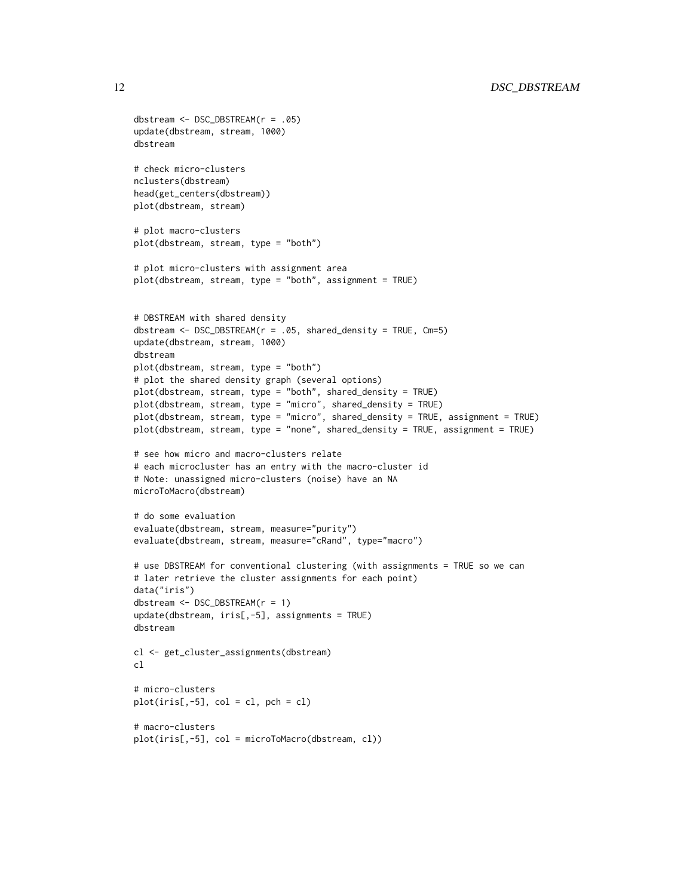```
dbstream <- DSC_DBSTREAM(r = .05)
update(dbstream, stream, 1000)
dbstream

# check micro-clusters
nclusters(dbstream)
head(get_centers(dbstream))
plot(dbstream, stream)

# plot macro-clusters
plot(dbstream, stream, type = "both")

# plot micro-clusters with assignment area
plot(dbstream, stream, type = "both", assignment = TRUE)


# DBSTREAM with shared density
dbstream <- DSC_DBSTREAM(r = .05, shared_density = TRUE, Cm=5)
update(dbstream, stream, 1000)
dbstream
plot(dbstream, stream, type = "both")
# plot the shared density graph (several options)
plot(dbstream, stream, type = "both", shared_density = TRUE)
plot(dbstream, stream, type = "micro", shared_density = TRUE)
plot(dbstream, stream, type = "micro", shared_density = TRUE, assignment = TRUE)
plot(dbstream, stream, type = "none", shared_density = TRUE, assignment = TRUE)

# see how micro and macro-clusters relate
# each microcluster has an entry with the macro-cluster id
# Note: unassigned micro-clusters (noise) have an NA
microToMacro(dbstream)

# do some evaluation
evaluate(dbstream, stream, measure="purity")
evaluate(dbstream, stream, measure="cRand", type="macro")

# use DBSTREAM for conventional clustering (with assignments = TRUE so we can
# later retrieve the cluster assignments for each point)
data("iris")
dbstream <- DSC_DBSTREAM(r = 1)
update(dbstream, iris[,-5], assignments = TRUE)
dbstream

cl <- get_cluster_assignments(dbstream)
cl

# micro-clusters
plot(iris[,-5], col = cl, pch = cl)

# macro-clusters
plot(iris[,-5], col = microToMacro(dbstream, cl))
```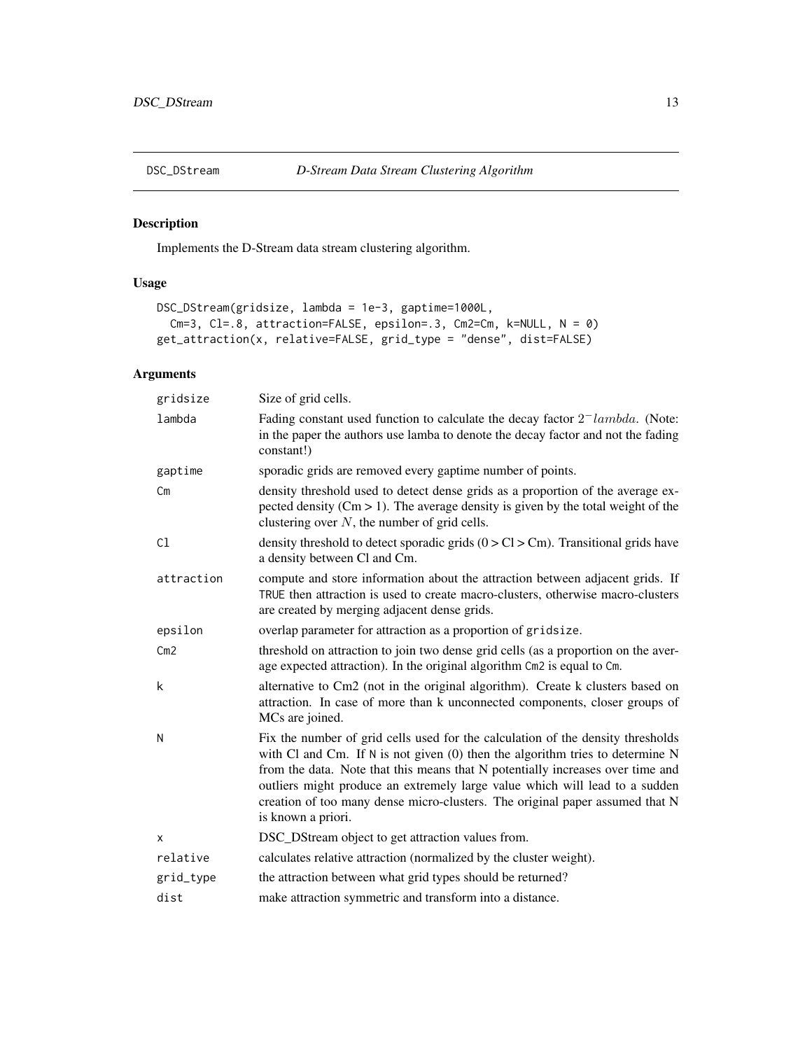DSC_DStream *D-Stream Data Stream Clustering Algorithm*

## Description

Implements the D-Stream data stream clustering algorithm.

## Usage

```
DSC_DStream(gridsize, lambda = 1e-3, gaptime=1000L,
  Cm=3, Cl=.8, attraction=FALSE, epsilon=.3, Cm2=Cm, k=NULL, N = 0)
get_attraction(x, relative=FALSE, grid_type = "dense", dist=FALSE)
```

## Arguments

| | |
|---|---|
| gridsize | Size of grid cells. |
| lambda | Fading constant used function to calculate the decay factor $2^-lambda$. (Note: in the paper the authors use lamba to denote the decay factor and not the fading constant!) |
| gaptime | sporadic grids are removed every gaptime number of points. |
| Cm | density threshold used to detect dense grids as a proportion of the average expected density (Cm > 1). The average density is given by the total weight of the clustering over $N$, the number of grid cells. |
| Cl | density threshold to detect sporadic grids (0 > Cl > Cm). Transitional grids have a density between Cl and Cm. |
| attraction | compute and store information about the attraction between adjacent grids. If TRUE then attraction is used to create macro-clusters, otherwise macro-clusters are created by merging adjacent dense grids. |
| epsilon | overlap parameter for attraction as a proportion of gridsize. |
| Cm2 | threshold on attraction to join two dense grid cells (as a proportion on the average expected attraction). In the original algorithm Cm2 is equal to Cm. |
| k | alternative to Cm2 (not in the original algorithm). Create k clusters based on attraction. In case of more than k unconnected components, closer groups of MCs are joined. |
| N | Fix the number of grid cells used for the calculation of the density thresholds with Cl and Cm. If N is not given (0) then the algorithm tries to determine N from the data. Note that this means that N potentially increases over time and outliers might produce an extremely large value which will lead to a sudden creation of too many dense micro-clusters. The original paper assumed that N is known a priori. |
| x | DSC_DStream object to get attraction values from. |
| relative | calculates relative attraction (normalized by the cluster weight). |
| grid_type | the attraction between what grid types should be returned? |
| dist | make attraction symmetric and transform into a distance. |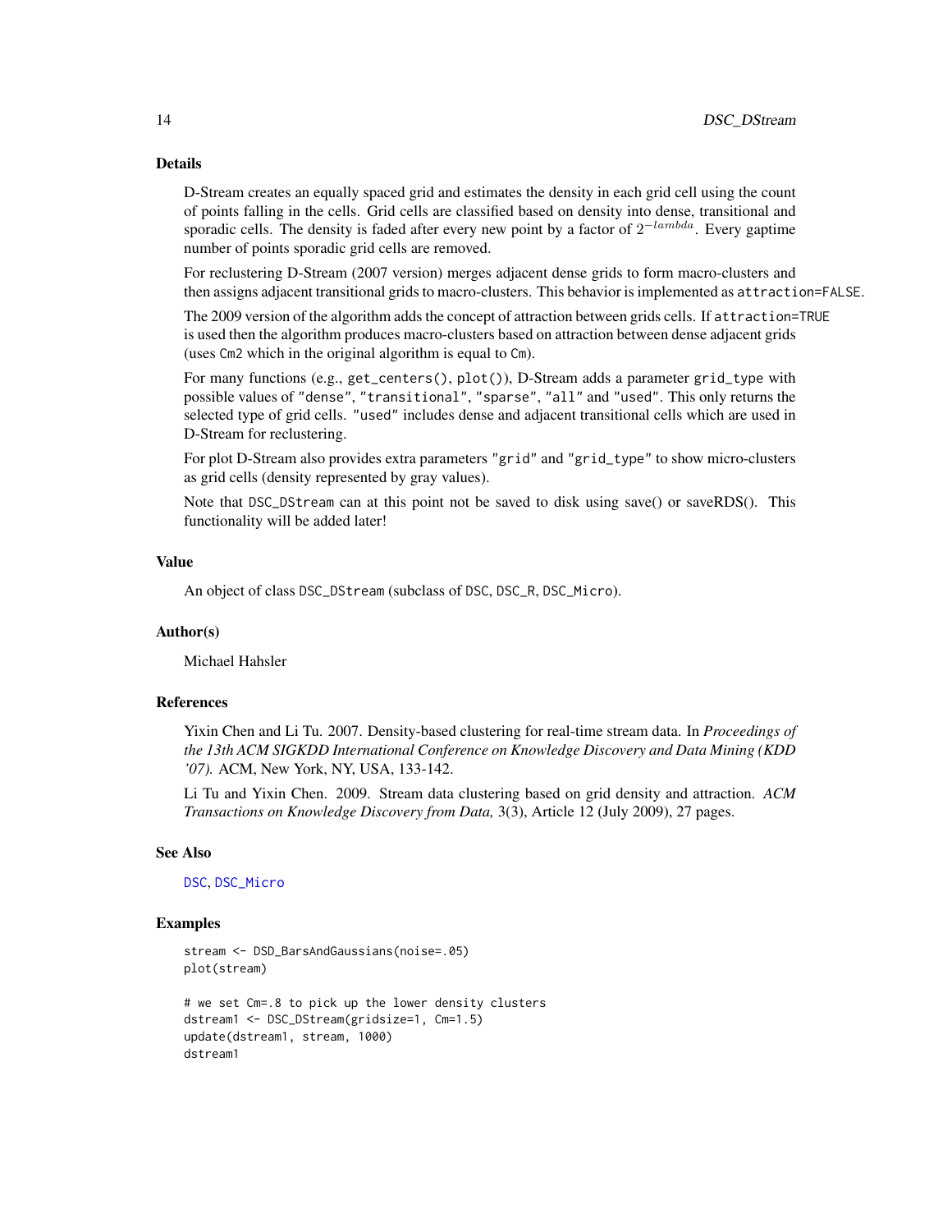## Details

D-Stream creates an equally spaced grid and estimates the density in each grid cell using the count of points falling in the cells. Grid cells are classified based on density into dense, transitional and sporadic cells. The density is faded after every new point by a factor of $2^{-lambda}$. Every gaptime number of points sporadic grid cells are removed.

For reclustering D-Stream (2007 version) merges adjacent dense grids to form macro-clusters and then assigns adjacent transitional grids to macro-clusters. This behavior is implemented as `attraction=FALSE`.

The 2009 version of the algorithm adds the concept of attraction between grids cells. If `attraction=TRUE` is used then the algorithm produces macro-clusters based on attraction between dense adjacent grids (uses `Cm2` which in the original algorithm is equal to `Cm`).

For many functions (e.g., `get_centers()`, `plot()`), D-Stream adds a parameter `grid_type` with possible values of `"dense"`, `"transitional"`, `"sparse"`, `"all"` and `"used"`. This only returns the selected type of grid cells. `"used"` includes dense and adjacent transitional cells which are used in D-Stream for reclustering.

For plot D-Stream also provides extra parameters `"grid"` and `"grid_type"` to show micro-clusters as grid cells (density represented by gray values).

Note that `DSC_DStream` can at this point not be saved to disk using save() or saveRDS(). This functionality will be added later!

## Value

An object of class `DSC_DStream` (subclass of `DSC`, `DSC_R`, `DSC_Micro`).

## Author(s)

Michael Hahsler

## References

Yixin Chen and Li Tu. 2007. Density-based clustering for real-time stream data. In *Proceedings of the 13th ACM SIGKDD International Conference on Knowledge Discovery and Data Mining (KDD '07).* ACM, New York, NY, USA, 133-142.

Li Tu and Yixin Chen. 2009. Stream data clustering based on grid density and attraction. *ACM Transactions on Knowledge Discovery from Data,* 3(3), Article 12 (July 2009), 27 pages.

## See Also

`DSC`, `DSC_Micro`

## Examples

```
stream <- DSD_BarsAndGaussians(noise=.05)
plot(stream)

# we set Cm=.8 to pick up the lower density clusters
dstream1 <- DSC_DStream(gridsize=1, Cm=1.5)
update(dstream1, stream, 1000)
dstream1
```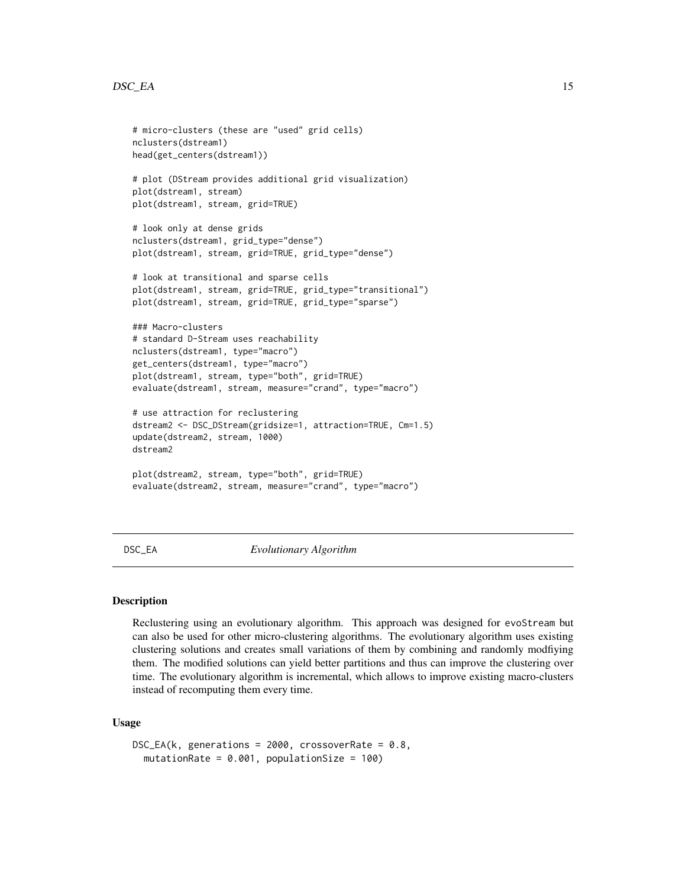```
# micro-clusters (these are "used" grid cells)
nclusters(dstream1)
head(get_centers(dstream1))

# plot (DStream provides additional grid visualization)
plot(dstream1, stream)
plot(dstream1, stream, grid=TRUE)

# look only at dense grids
nclusters(dstream1, grid_type="dense")
plot(dstream1, stream, grid=TRUE, grid_type="dense")

# look at transitional and sparse cells
plot(dstream1, stream, grid=TRUE, grid_type="transitional")
plot(dstream1, stream, grid=TRUE, grid_type="sparse")

### Macro-clusters
# standard D-Stream uses reachability
nclusters(dstream1, type="macro")
get_centers(dstream1, type="macro")
plot(dstream1, stream, type="both", grid=TRUE)
evaluate(dstream1, stream, measure="crand", type="macro")

# use attraction for reclustering
dstream2 <- DSC_DStream(gridsize=1, attraction=TRUE, Cm=1.5)
update(dstream2, stream, 1000)
dstream2

plot(dstream2, stream, type="both", grid=TRUE)
evaluate(dstream2, stream, measure="crand", type="macro")
```

---

## DSC_EA — *Evolutionary Algorithm*

### Description

Reclustering using an evolutionary algorithm. This approach was designed for evoStream but can also be used for other micro-clustering algorithms. The evolutionary algorithm uses existing clustering solutions and creates small variations of them by combining and randomly modfiying them. The modified solutions can yield better partitions and thus can improve the clustering over time. The evolutionary algorithm is incremental, which allows to improve existing macro-clusters instead of recomputing them every time.

### Usage

```
DSC_EA(k, generations = 2000, crossoverRate = 0.8,
  mutationRate = 0.001, populationSize = 100)
```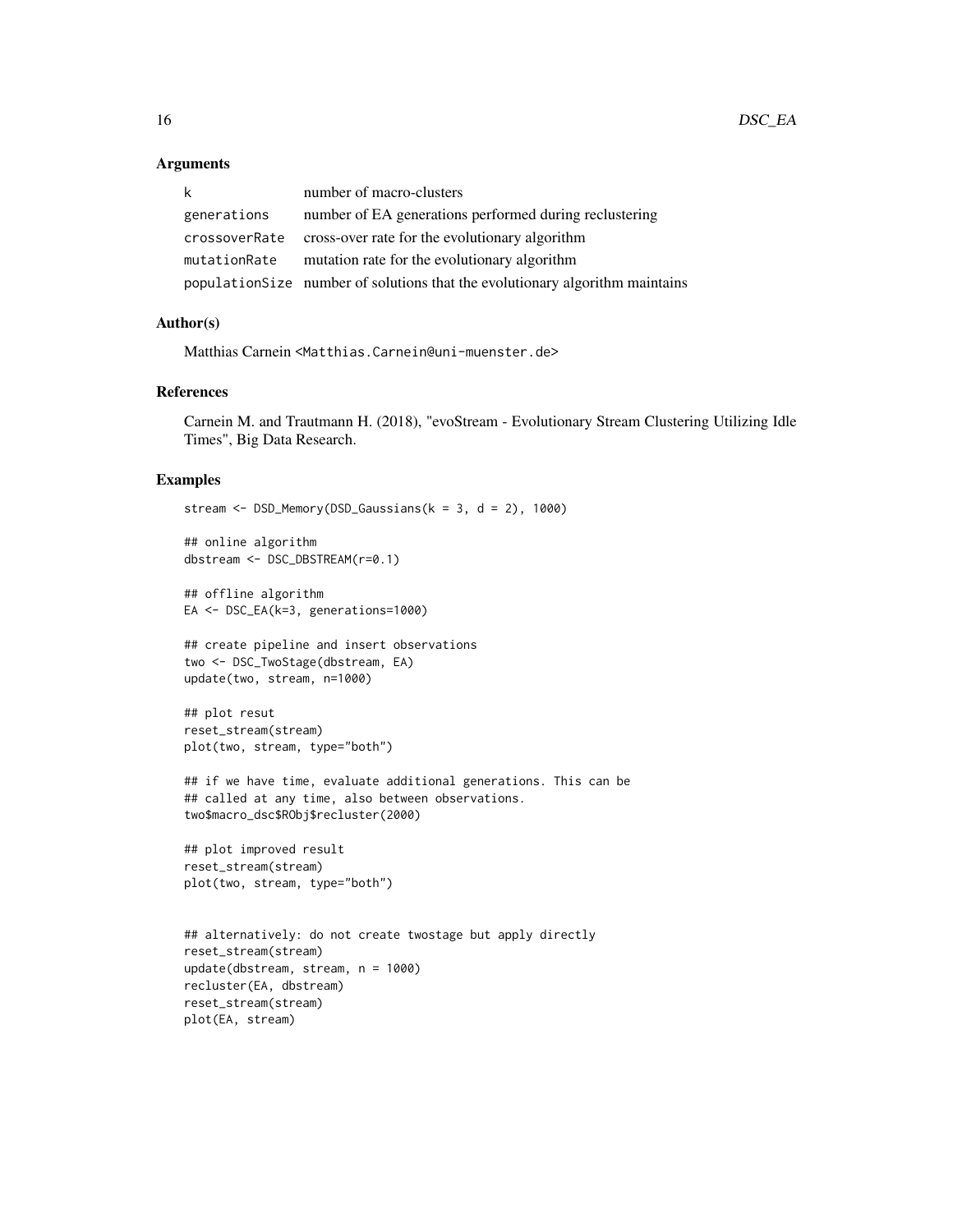### Arguments

| | |
|---|---|
| `k` | number of macro-clusters |
| `generations` | number of EA generations performed during reclustering |
| `crossoverRate` | cross-over rate for the evolutionary algorithm |
| `mutationRate` | mutation rate for the evolutionary algorithm |
| `populationSize` | number of solutions that the evolutionary algorithm maintains |

### Author(s)

Matthias Carnein <Matthias.Carnein@uni-muenster.de>

### References

Carnein M. and Trautmann H. (2018), "evoStream - Evolutionary Stream Clustering Utilizing Idle Times", Big Data Research.

### Examples

```
stream <- DSD_Memory(DSD_Gaussians(k = 3, d = 2), 1000)

## online algorithm
dbstream <- DSC_DBSTREAM(r=0.1)

## offline algorithm
EA <- DSC_EA(k=3, generations=1000)

## create pipeline and insert observations
two <- DSC_TwoStage(dbstream, EA)
update(two, stream, n=1000)

## plot resut
reset_stream(stream)
plot(two, stream, type="both")

## if we have time, evaluate additional generations. This can be
## called at any time, also between observations.
two$macro_dsc$RObj$recluster(2000)

## plot improved result
reset_stream(stream)
plot(two, stream, type="both")


## alternatively: do not create twostage but apply directly
reset_stream(stream)
update(dbstream, stream, n = 1000)
recluster(EA, dbstream)
reset_stream(stream)
plot(EA, stream)
```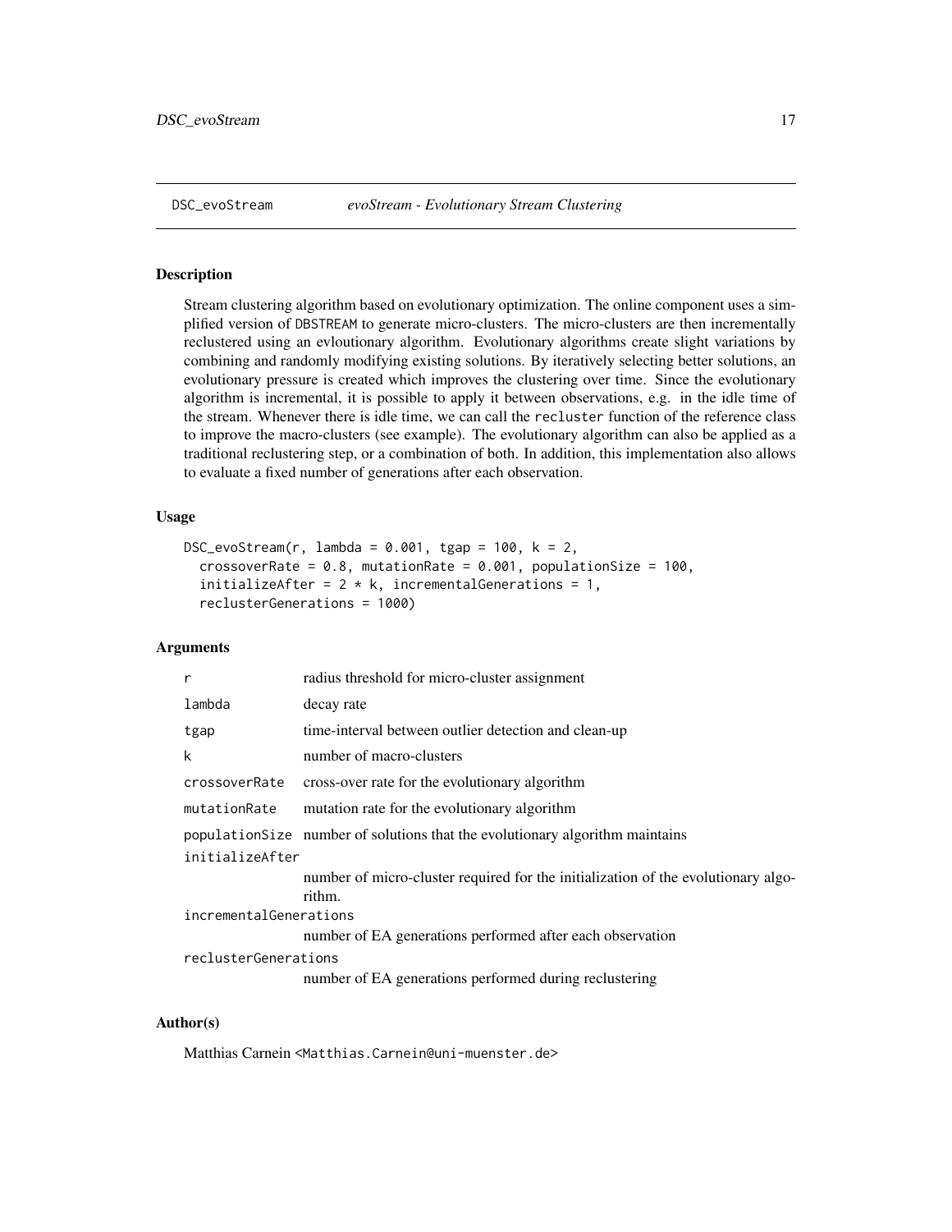DSC_evoStream *evoStream - Evolutionary Stream Clustering*

## Description

Stream clustering algorithm based on evolutionary optimization. The online component uses a simplified version of DBSTREAM to generate micro-clusters. The micro-clusters are then incrementally reclustered using an evloutionary algorithm. Evolutionary algorithms create slight variations by combining and randomly modifying existing solutions. By iteratively selecting better solutions, an evolutionary pressure is created which improves the clustering over time. Since the evolutionary algorithm is incremental, it is possible to apply it between observations, e.g. in the idle time of the stream. Whenever there is idle time, we can call the `recluster` function of the reference class to improve the macro-clusters (see example). The evolutionary algorithm can also be applied as a traditional reclustering step, or a combination of both. In addition, this implementation also allows to evaluate a fixed number of generations after each observation.

## Usage

```
DSC_evoStream(r, lambda = 0.001, tgap = 100, k = 2,
  crossoverRate = 0.8, mutationRate = 0.001, populationSize = 100,
  initializeAfter = 2 * k, incrementalGenerations = 1,
  reclusterGenerations = 1000)
```

## Arguments

| | |
|---|---|
| `r` | radius threshold for micro-cluster assignment |
| `lambda` | decay rate |
| `tgap` | time-interval between outlier detection and clean-up |
| `k` | number of macro-clusters |
| `crossoverRate` | cross-over rate for the evolutionary algorithm |
| `mutationRate` | mutation rate for the evolutionary algorithm |
| `populationSize` | number of solutions that the evolutionary algorithm maintains |
| `initializeAfter` | number of micro-cluster required for the initialization of the evolutionary algorithm. |
| `incrementalGenerations` | number of EA generations performed after each observation |
| `reclusterGenerations` | number of EA generations performed during reclustering |

## Author(s)

Matthias Carnein <Matthias.Carnein@uni-muenster.de>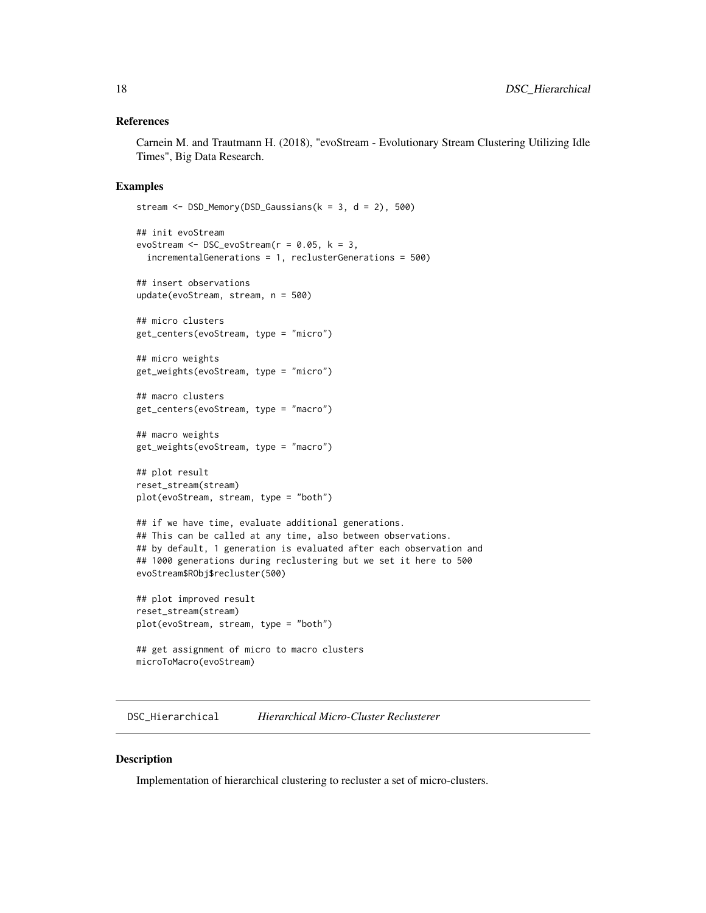## References

Carnein M. and Trautmann H. (2018), "evoStream - Evolutionary Stream Clustering Utilizing Idle Times", Big Data Research.

## Examples

```
stream <- DSD_Memory(DSD_Gaussians(k = 3, d = 2), 500)

## init evoStream
evoStream <- DSC_evoStream(r = 0.05, k = 3,
  incrementalGenerations = 1, reclusterGenerations = 500)

## insert observations
update(evoStream, stream, n = 500)

## micro clusters
get_centers(evoStream, type = "micro")

## micro weights
get_weights(evoStream, type = "micro")

## macro clusters
get_centers(evoStream, type = "macro")

## macro weights
get_weights(evoStream, type = "macro")

## plot result
reset_stream(stream)
plot(evoStream, stream, type = "both")

## if we have time, evaluate additional generations.
## This can be called at any time, also between observations.
## by default, 1 generation is evaluated after each observation and
## 1000 generations during reclustering but we set it here to 500
evoStream$RObj$recluster(500)

## plot improved result
reset_stream(stream)
plot(evoStream, stream, type = "both")

## get assignment of micro to macro clusters
microToMacro(evoStream)
```

---

# DSC_Hierarchical *Hierarchical Micro-Cluster Reclusterer*

## Description

Implementation of hierarchical clustering to recluster a set of micro-clusters.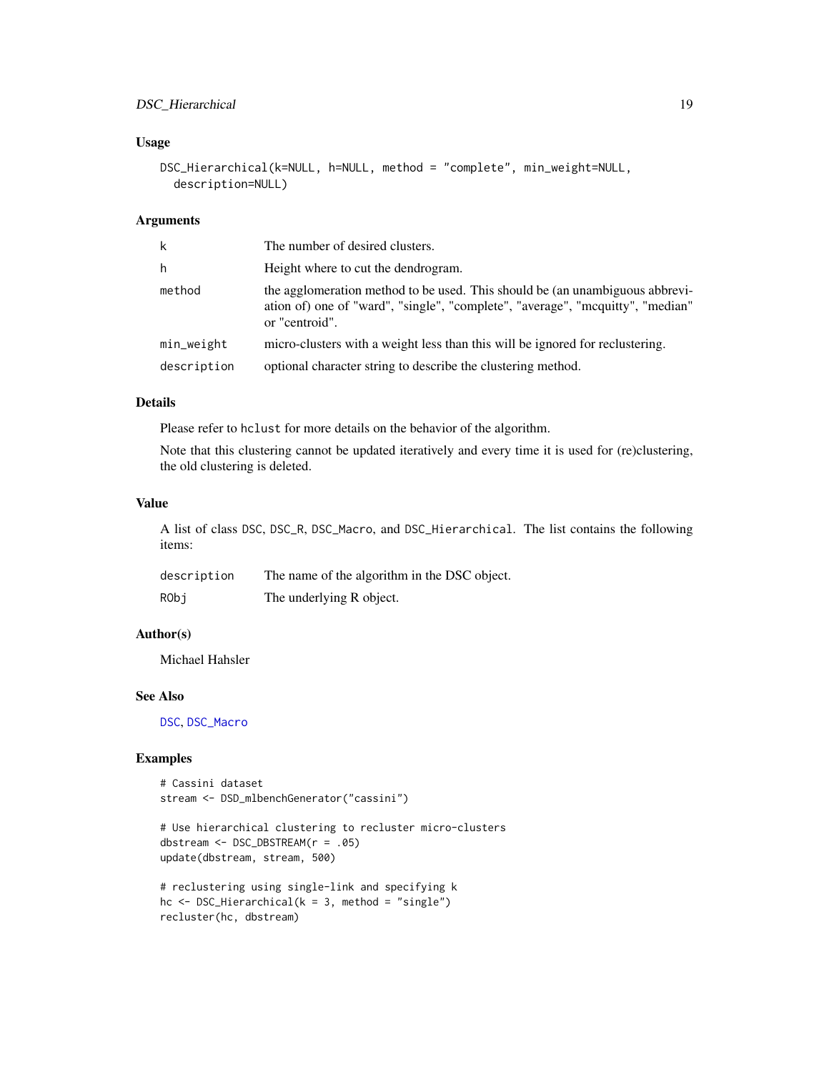## Usage

```
DSC_Hierarchical(k=NULL, h=NULL, method = "complete", min_weight=NULL,
  description=NULL)
```

## Arguments

| | |
|---|---|
| k | The number of desired clusters. |
| h | Height where to cut the dendrogram. |
| method | the agglomeration method to be used. This should be (an unambiguous abbreviation of) one of "ward", "single", "complete", "average", "mcquitty", "median" or "centroid". |
| min_weight | micro-clusters with a weight less than this will be ignored for reclustering. |
| description | optional character string to describe the clustering method. |

## Details

Please refer to `hclust` for more details on the behavior of the algorithm.

Note that this clustering cannot be updated iteratively and every time it is used for (re)clustering, the old clustering is deleted.

## Value

A list of class `DSC`, `DSC_R`, `DSC_Macro`, and `DSC_Hierarchical`. The list contains the following items:

| | |
|---|---|
| description | The name of the algorithm in the DSC object. |
| RObj | The underlying R object. |

## Author(s)

Michael Hahsler

## See Also

`DSC`, `DSC_Macro`

## Examples

```
# Cassini dataset
stream <- DSD_mlbenchGenerator("cassini")

# Use hierarchical clustering to recluster micro-clusters
dbstream <- DSC_DBSTREAM(r = .05)
update(dbstream, stream, 500)

# reclustering using single-link and specifying k
hc <- DSC_Hierarchical(k = 3, method = "single")
recluster(hc, dbstream)
```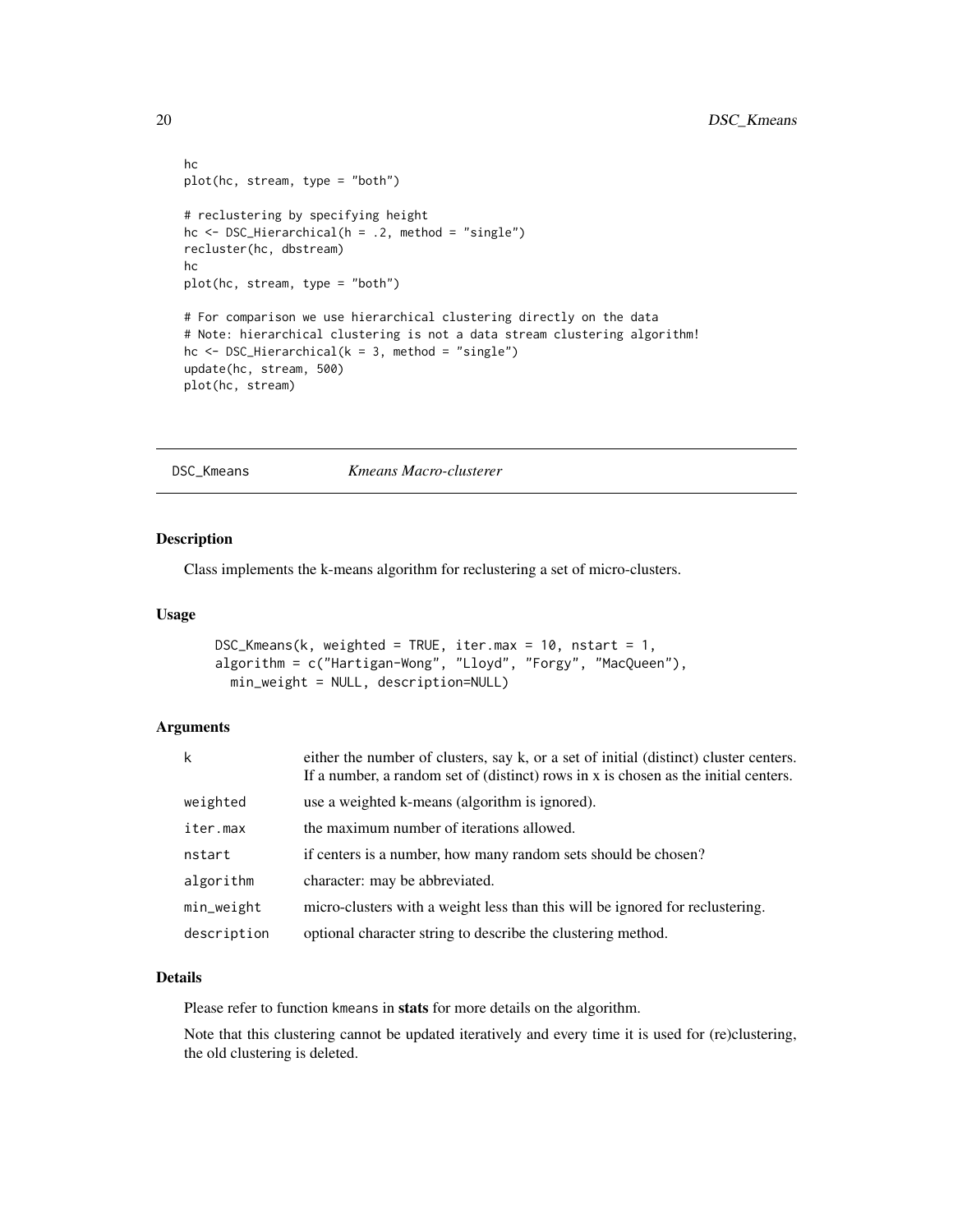```
hc
plot(hc, stream, type = "both")

# reclustering by specifying height
hc <- DSC_Hierarchical(h = .2, method = "single")
recluster(hc, dbstream)
hc
plot(hc, stream, type = "both")

# For comparison we use hierarchical clustering directly on the data
# Note: hierarchical clustering is not a data stream clustering algorithm!
hc <- DSC_Hierarchical(k = 3, method = "single")
update(hc, stream, 500)
plot(hc, stream)
```

## DSC_Kmeans — *Kmeans Macro-clusterer*

### Description

Class implements the k-means algorithm for reclustering a set of micro-clusters.

### Usage

```
DSC_Kmeans(k, weighted = TRUE, iter.max = 10, nstart = 1,
algorithm = c("Hartigan-Wong", "Lloyd", "Forgy", "MacQueen"),
  min_weight = NULL, description=NULL)
```

### Arguments

| | |
|---|---|
| k | either the number of clusters, say k, or a set of initial (distinct) cluster centers. If a number, a random set of (distinct) rows in x is chosen as the initial centers. |
| weighted | use a weighted k-means (algorithm is ignored). |
| iter.max | the maximum number of iterations allowed. |
| nstart | if centers is a number, how many random sets should be chosen? |
| algorithm | character: may be abbreviated. |
| min_weight | micro-clusters with a weight less than this will be ignored for reclustering. |
| description | optional character string to describe the clustering method. |

### Details

Please refer to function kmeans in **stats** for more details on the algorithm.

Note that this clustering cannot be updated iteratively and every time it is used for (re)clustering, the old clustering is deleted.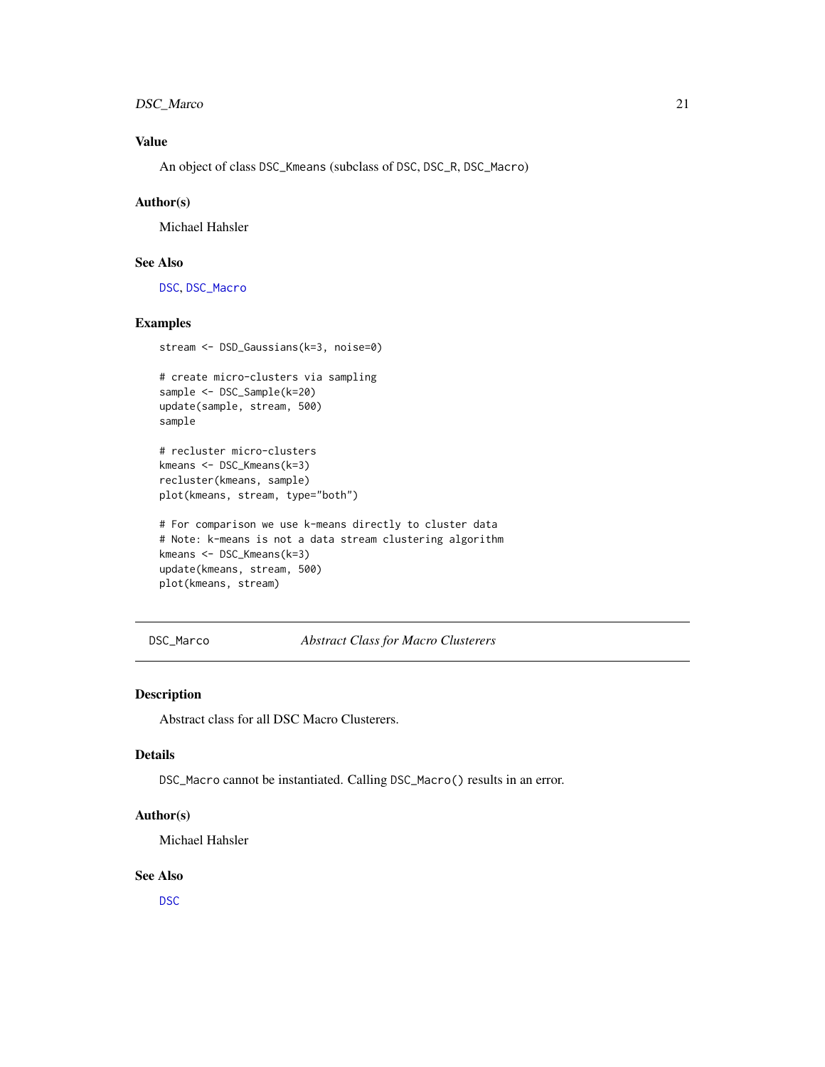## Value

An object of class `DSC_Kmeans` (subclass of `DSC`, `DSC_R`, `DSC_Macro`)

## Author(s)

Michael Hahsler

## See Also

`DSC`, `DSC_Macro`

## Examples

```
stream <- DSD_Gaussians(k=3, noise=0)

# create micro-clusters via sampling
sample <- DSC_Sample(k=20)
update(sample, stream, 500)
sample

# recluster micro-clusters
kmeans <- DSC_Kmeans(k=3)
recluster(kmeans, sample)
plot(kmeans, stream, type="both")

# For comparison we use k-means directly to cluster data
# Note: k-means is not a data stream clustering algorithm
kmeans <- DSC_Kmeans(k=3)
update(kmeans, stream, 500)
plot(kmeans, stream)
```

---

# DSC_Marco — *Abstract Class for Macro Clusterers*

## Description

Abstract class for all DSC Macro Clusterers.

## Details

`DSC_Macro` cannot be instantiated. Calling `DSC_Macro()` results in an error.

## Author(s)

Michael Hahsler

## See Also

`DSC`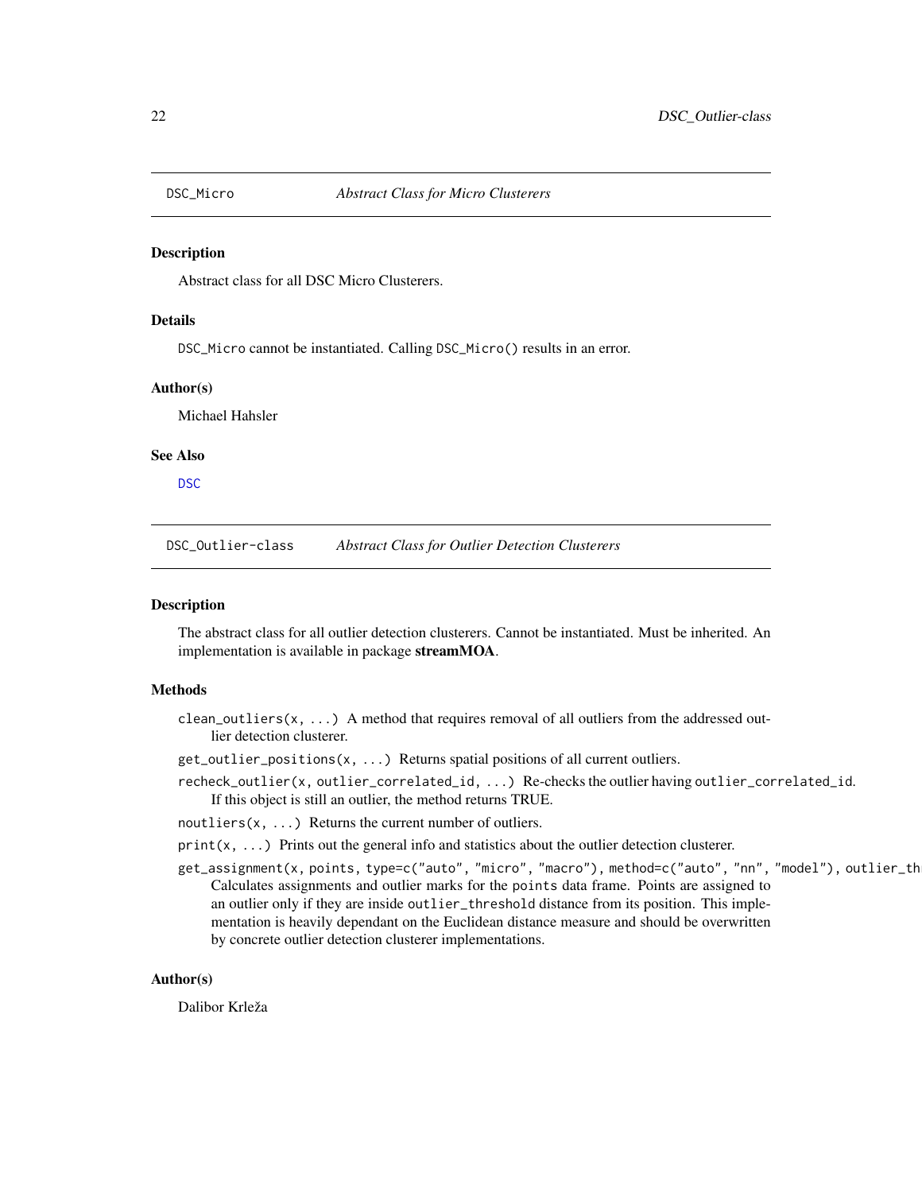## DSC_Micro *Abstract Class for Micro Clusterers*

### Description

Abstract class for all DSC Micro Clusterers.

### Details

`DSC_Micro` cannot be instantiated. Calling `DSC_Micro()` results in an error.

### Author(s)

Michael Hahsler

### See Also

DSC

## DSC_Outlier-class *Abstract Class for Outlier Detection Clusterers*

### Description

The abstract class for all outlier detection clusterers. Cannot be instantiated. Must be inherited. An implementation is available in package **streamMOA**.

### Methods

- `clean_outliers(x, ...)` A method that requires removal of all outliers from the addressed outlier detection clusterer.
- `get_outlier_positions(x, ...)` Returns spatial positions of all current outliers.
- `recheck_outlier(x, outlier_correlated_id, ...)` Re-checks the outlier having `outlier_correlated_id`. If this object is still an outlier, the method returns TRUE.
- `noutliers(x, ...)` Returns the current number of outliers.
- `print(x, ...)` Prints out the general info and statistics about the outlier detection clusterer.
- `get_assignment(x, points, type=c("auto", "micro", "macro"), method=c("auto", "nn", "model"), outlier_th` Calculates assignments and outlier marks for the `points` data frame. Points are assigned to an outlier only if they are inside `outlier_threshold` distance from its position. This implementation is heavily dependant on the Euclidean distance measure and should be overwritten by concrete outlier detection clusterer implementations.

### Author(s)

Dalibor Krleža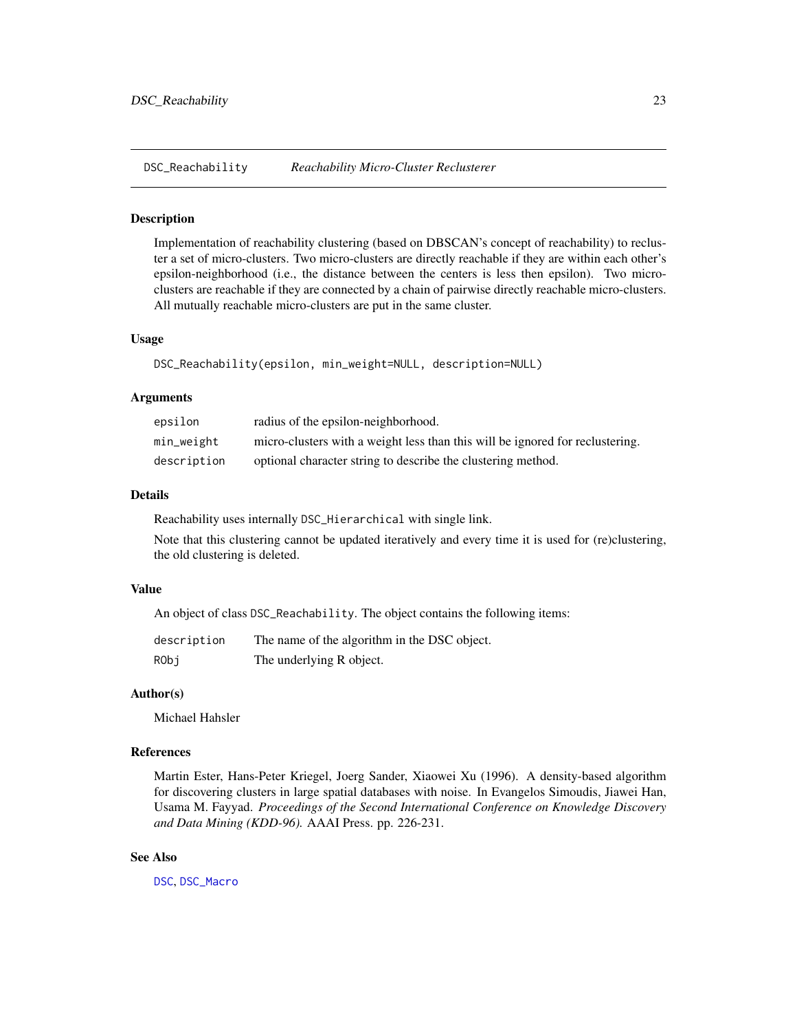## DSC_Reachability *Reachability Micro-Cluster Reclusterer*

### Description

Implementation of reachability clustering (based on DBSCAN's concept of reachability) to recluster a set of micro-clusters. Two micro-clusters are directly reachable if they are within each other's epsilon-neighborhood (i.e., the distance between the centers is less then epsilon). Two micro-clusters are reachable if they are connected by a chain of pairwise directly reachable micro-clusters. All mutually reachable micro-clusters are put in the same cluster.

### Usage

```
DSC_Reachability(epsilon, min_weight=NULL, description=NULL)
```

### Arguments

| | |
|---|---|
| `epsilon` | radius of the epsilon-neighborhood. |
| `min_weight` | micro-clusters with a weight less than this will be ignored for reclustering. |
| `description` | optional character string to describe the clustering method. |

### Details

Reachability uses internally `DSC_Hierarchical` with single link.

Note that this clustering cannot be updated iteratively and every time it is used for (re)clustering, the old clustering is deleted.

### Value

An object of class `DSC_Reachability`. The object contains the following items:

| | |
|---|---|
| `description` | The name of the algorithm in the DSC object. |
| `RObj` | The underlying R object. |

### Author(s)

Michael Hahsler

### References

Martin Ester, Hans-Peter Kriegel, Joerg Sander, Xiaowei Xu (1996). A density-based algorithm for discovering clusters in large spatial databases with noise. In Evangelos Simoudis, Jiawei Han, Usama M. Fayyad. *Proceedings of the Second International Conference on Knowledge Discovery and Data Mining (KDD-96).* AAAI Press. pp. 226-231.

### See Also

`DSC`, `DSC_Macro`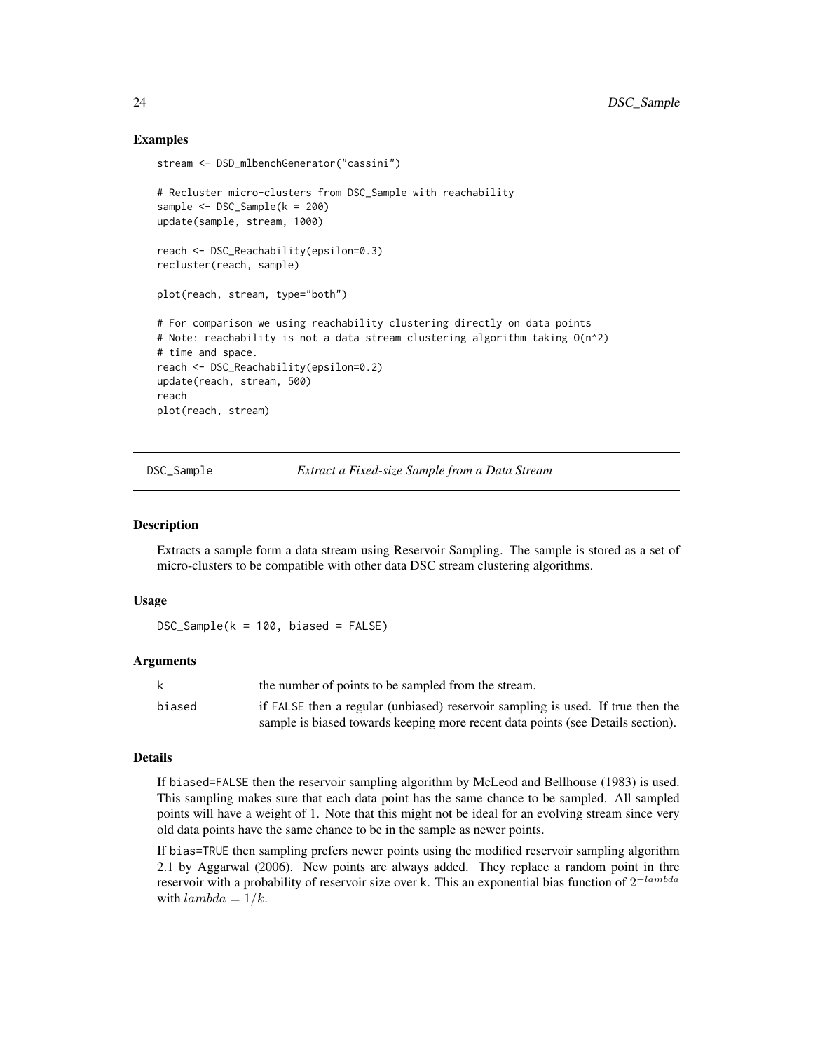### Examples

```
stream <- DSD_mlbenchGenerator("cassini")

# Recluster micro-clusters from DSC_Sample with reachability
sample <- DSC_Sample(k = 200)
update(sample, stream, 1000)

reach <- DSC_Reachability(epsilon=0.3)
recluster(reach, sample)

plot(reach, stream, type="both")

# For comparison we using reachability clustering directly on data points
# Note: reachability is not a data stream clustering algorithm taking O(n^2)
# time and space.
reach <- DSC_Reachability(epsilon=0.2)
update(reach, stream, 500)
reach
plot(reach, stream)
```

---

## DSC_Sample *Extract a Fixed-size Sample from a Data Stream*

---

### Description

Extracts a sample form a data stream using Reservoir Sampling. The sample is stored as a set of micro-clusters to be compatible with other data DSC stream clustering algorithms.

### Usage

```
DSC_Sample(k = 100, biased = FALSE)
```

### Arguments

| | |
|---|---|
| k | the number of points to be sampled from the stream. |
| biased | if FALSE then a regular (unbiased) reservoir sampling is used. If true then the sample is biased towards keeping more recent data points (see Details section). |

### Details

If biased=FALSE then the reservoir sampling algorithm by McLeod and Bellhouse (1983) is used. This sampling makes sure that each data point has the same chance to be sampled. All sampled points will have a weight of 1. Note that this might not be ideal for an evolving stream since very old data points have the same chance to be in the sample as newer points.

If bias=TRUE then sampling prefers newer points using the modified reservoir sampling algorithm 2.1 by Aggarwal (2006). New points are always added. They replace a random point in thre reservoir with a probability of reservoir size over k. This an exponential bias function of $2^{-lambda}$ with $lambda = 1/k$.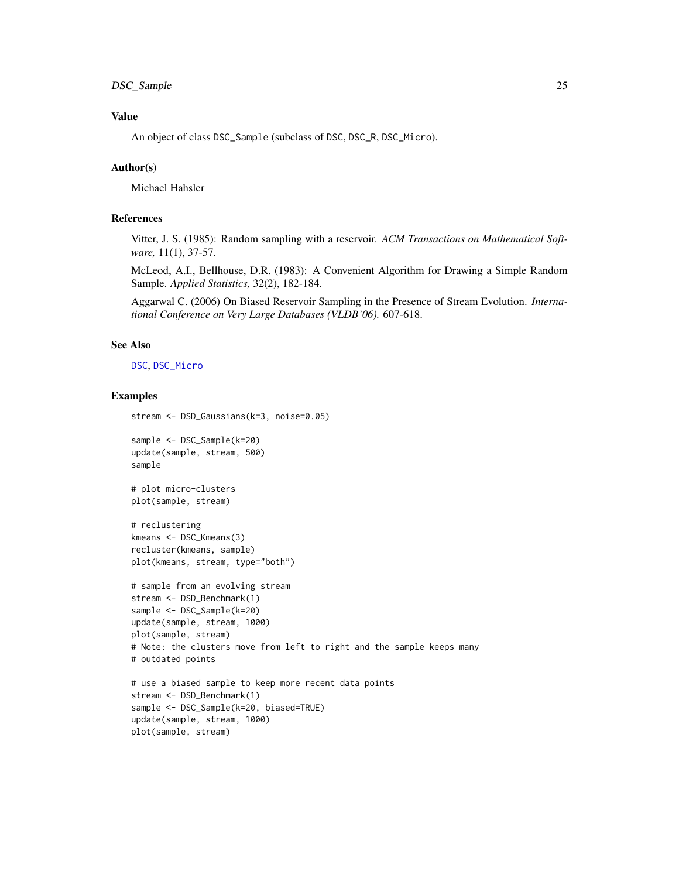## Value

An object of class DSC_Sample (subclass of DSC, DSC_R, DSC_Micro).

## Author(s)

Michael Hahsler

## References

Vitter, J. S. (1985): Random sampling with a reservoir. *ACM Transactions on Mathematical Software,* 11(1), 37-57.

McLeod, A.I., Bellhouse, D.R. (1983): A Convenient Algorithm for Drawing a Simple Random Sample. *Applied Statistics,* 32(2), 182-184.

Aggarwal C. (2006) On Biased Reservoir Sampling in the Presence of Stream Evolution. *International Conference on Very Large Databases (VLDB'06).* 607-618.

## See Also

DSC, DSC_Micro

## Examples

```
stream <- DSD_Gaussians(k=3, noise=0.05)

sample <- DSC_Sample(k=20)
update(sample, stream, 500)
sample

# plot micro-clusters
plot(sample, stream)

# reclustering
kmeans <- DSC_Kmeans(3)
recluster(kmeans, sample)
plot(kmeans, stream, type="both")

# sample from an evolving stream
stream <- DSD_Benchmark(1)
sample <- DSC_Sample(k=20)
update(sample, stream, 1000)
plot(sample, stream)
# Note: the clusters move from left to right and the sample keeps many
# outdated points

# use a biased sample to keep more recent data points
stream <- DSD_Benchmark(1)
sample <- DSC_Sample(k=20, biased=TRUE)
update(sample, stream, 1000)
plot(sample, stream)
```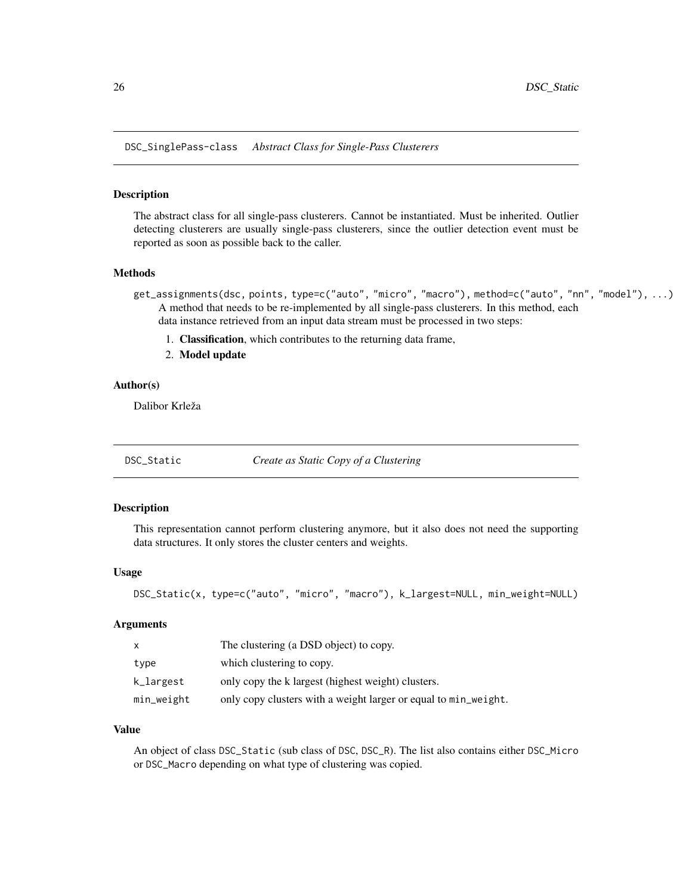## DSC_SinglePass-class    *Abstract Class for Single-Pass Clusterers*

### Description

The abstract class for all single-pass clusterers. Cannot be instantiated. Must be inherited. Outlier detecting clusterers are usually single-pass clusterers, since the outlier detection event must be reported as soon as possible back to the caller.

### Methods

`get_assignments(dsc, points, type=c("auto", "micro", "macro"), method=c("auto", "nn", "model"), ...)`
A method that needs to be re-implemented by all single-pass clusterers. In this method, each data instance retrieved from an input data stream must be processed in two steps:

1. **Classification**, which contributes to the returning data frame,
2. **Model update**

### Author(s)

Dalibor Krleža

## DSC_Static    *Create as Static Copy of a Clustering*

### Description

This representation cannot perform clustering anymore, but it also does not need the supporting data structures. It only stores the cluster centers and weights.

### Usage

```
DSC_Static(x, type=c("auto", "micro", "macro"), k_largest=NULL, min_weight=NULL)
```

### Arguments

| | |
|---|---|
| `x` | The clustering (a DSD object) to copy. |
| `type` | which clustering to copy. |
| `k_largest` | only copy the k largest (highest weight) clusters. |
| `min_weight` | only copy clusters with a weight larger or equal to `min_weight`. |

### Value

An object of class `DSC_Static` (sub class of `DSC`, `DSC_R`). The list also contains either `DSC_Micro` or `DSC_Macro` depending on what type of clustering was copied.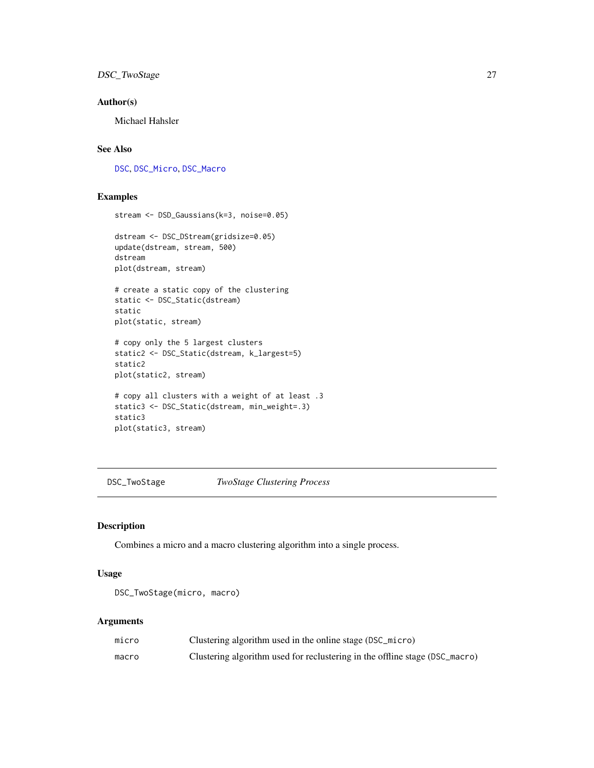## Author(s)

Michael Hahsler

## See Also

DSC, DSC_Micro, DSC_Macro

## Examples

```
stream <- DSD_Gaussians(k=3, noise=0.05)

dstream <- DSC_DStream(gridsize=0.05)
update(dstream, stream, 500)
dstream
plot(dstream, stream)

# create a static copy of the clustering
static <- DSC_Static(dstream)
static
plot(static, stream)

# copy only the 5 largest clusters
static2 <- DSC_Static(dstream, k_largest=5)
static2
plot(static2, stream)

# copy all clusters with a weight of at least .3
static3 <- DSC_Static(dstream, min_weight=.3)
static3
plot(static3, stream)
```

---

# DSC_TwoStage *TwoStage Clustering Process*

## Description

Combines a micro and a macro clustering algorithm into a single process.

## Usage

```
DSC_TwoStage(micro, macro)
```

## Arguments

| | |
|---|---|
| micro | Clustering algorithm used in the online stage (DSC_micro) |
| macro | Clustering algorithm used for reclustering in the offline stage (DSC_macro) |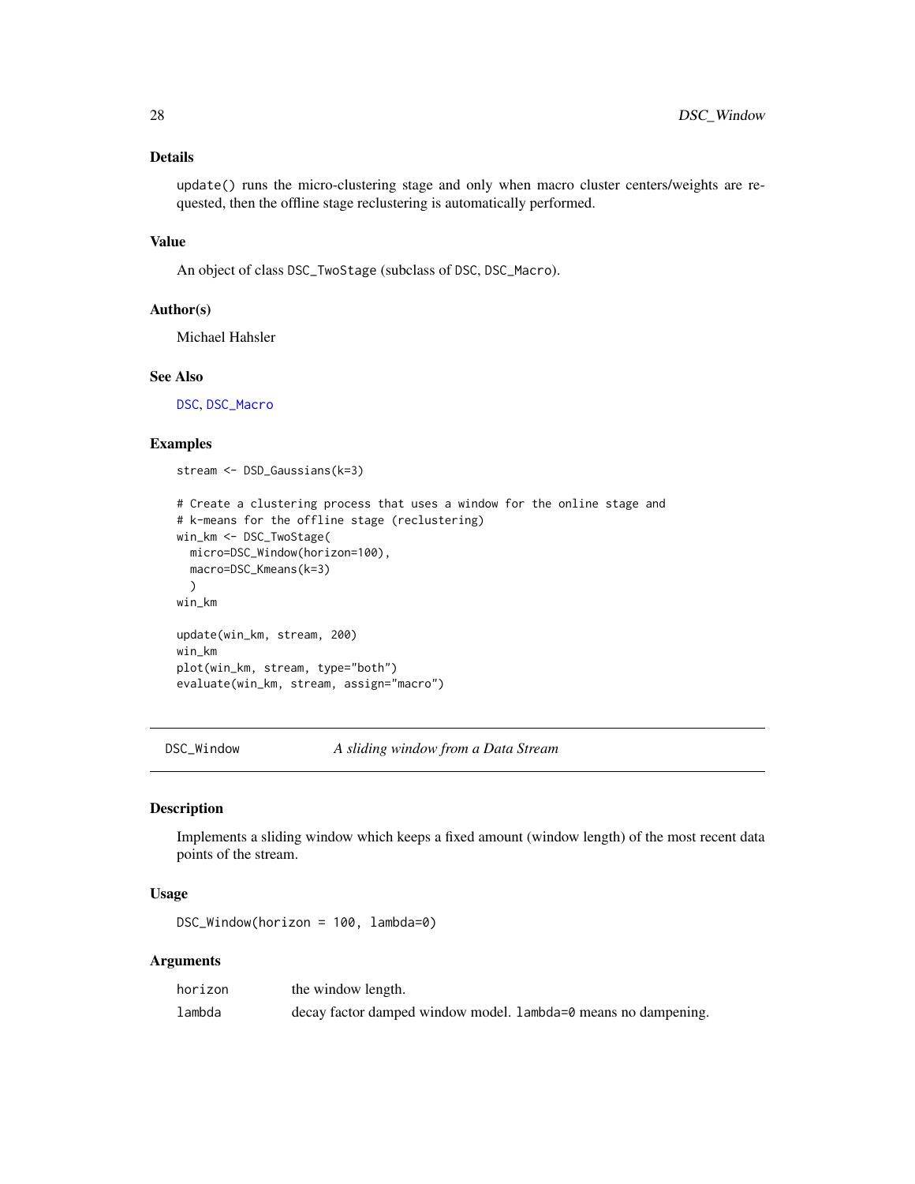## Details

update() runs the micro-clustering stage and only when macro cluster centers/weights are requested, then the offline stage reclustering is automatically performed.

## Value

An object of class DSC_TwoStage (subclass of DSC, DSC_Macro).

## Author(s)

Michael Hahsler

## See Also

DSC, DSC_Macro

## Examples

```
stream <- DSD_Gaussians(k=3)

# Create a clustering process that uses a window for the online stage and
# k-means for the offline stage (reclustering)
win_km <- DSC_TwoStage(
  micro=DSC_Window(horizon=100),
  macro=DSC_Kmeans(k=3)
  )
win_km

update(win_km, stream, 200)
win_km
plot(win_km, stream, type="both")
evaluate(win_km, stream, assign="macro")
```

---

# DSC_Window — *A sliding window from a Data Stream*

---

## Description

Implements a sliding window which keeps a fixed amount (window length) of the most recent data points of the stream.

## Usage

```
DSC_Window(horizon = 100, lambda=0)
```

## Arguments

| | |
|---|---|
| horizon | the window length. |
| lambda | decay factor damped window model. lambda=0 means no dampening. |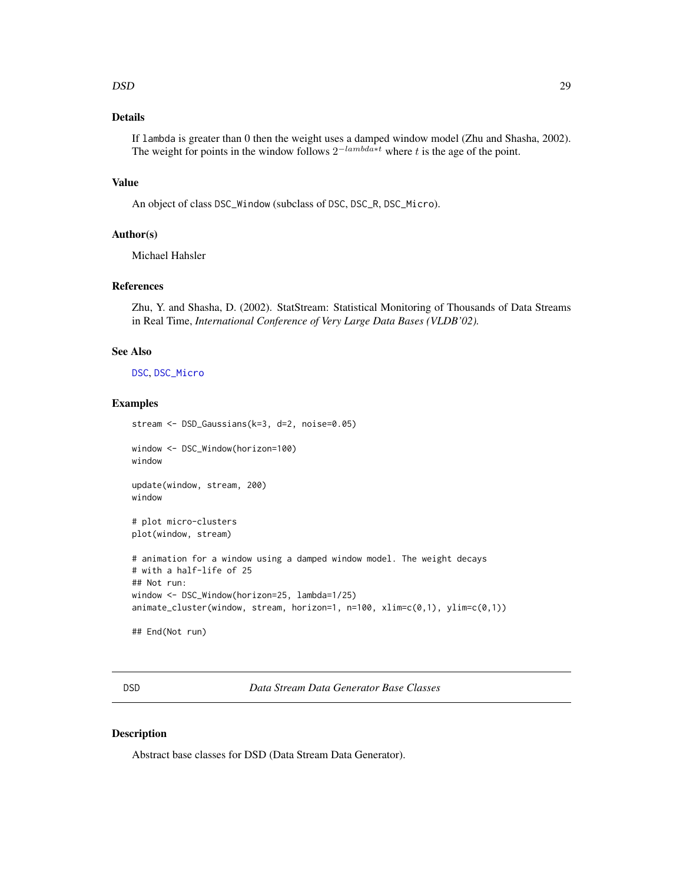## Details

If `lambda` is greater than 0 then the weight uses a damped window model (Zhu and Shasha, 2002). The weight for points in the window follows $2^{-lambda*t}$ where $t$ is the age of the point.

## Value

An object of class `DSC_Window` (subclass of `DSC`, `DSC_R`, `DSC_Micro`).

## Author(s)

Michael Hahsler

## References

Zhu, Y. and Shasha, D. (2002). StatStream: Statistical Monitoring of Thousands of Data Streams in Real Time, *International Conference of Very Large Data Bases (VLDB'02).*

## See Also

`DSC`, `DSC_Micro`

## Examples

```
stream <- DSD_Gaussians(k=3, d=2, noise=0.05)

window <- DSC_Window(horizon=100)
window

update(window, stream, 200)
window

# plot micro-clusters
plot(window, stream)

# animation for a window using a damped window model. The weight decays
# with a half-life of 25
## Not run:
window <- DSC_Window(horizon=25, lambda=1/25)
animate_cluster(window, stream, horizon=1, n=100, xlim=c(0,1), ylim=c(0,1))

## End(Not run)
```

---

# DSD — *Data Stream Data Generator Base Classes*

## Description

Abstract base classes for DSD (Data Stream Data Generator).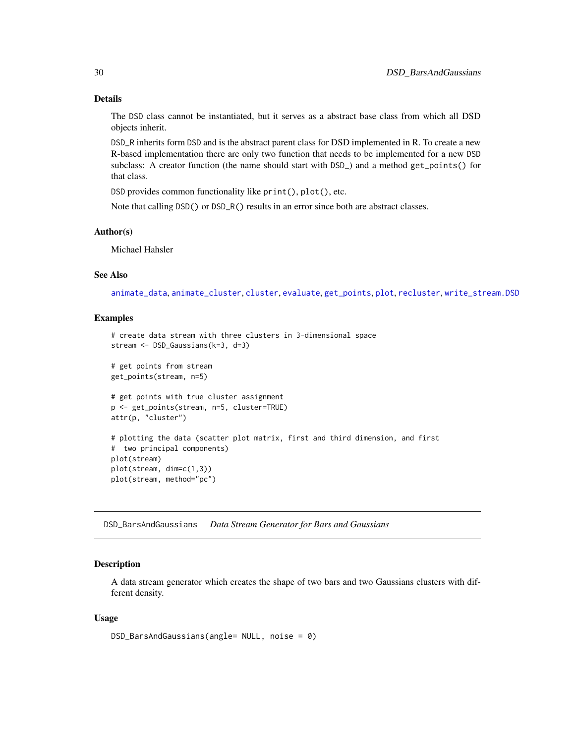### Details

The DSD class cannot be instantiated, but it serves as a abstract base class from which all DSD objects inherit.

DSD_R inherits form DSD and is the abstract parent class for DSD implemented in R. To create a new R-based implementation there are only two function that needs to be implemented for a new DSD subclass: A creator function (the name should start with DSD_) and a method get_points() for that class.

DSD provides common functionality like print(), plot(), etc.

Note that calling DSD() or DSD_R() results in an error since both are abstract classes.

### Author(s)

Michael Hahsler

### See Also

animate_data, animate_cluster, cluster, evaluate, get_points, plot, recluster, write_stream.DSD

### Examples

```
# create data stream with three clusters in 3-dimensional space
stream <- DSD_Gaussians(k=3, d=3)

# get points from stream
get_points(stream, n=5)

# get points with true cluster assignment
p <- get_points(stream, n=5, cluster=TRUE)
attr(p, "cluster")

# plotting the data (scatter plot matrix, first and third dimension, and first
#  two principal components)
plot(stream)
plot(stream, dim=c(1,3))
plot(stream, method="pc")
```

---

## DSD_BarsAndGaussians *Data Stream Generator for Bars and Gaussians*

### Description

A data stream generator which creates the shape of two bars and two Gaussians clusters with different density.

### Usage

```
DSD_BarsAndGaussians(angle= NULL, noise = 0)
```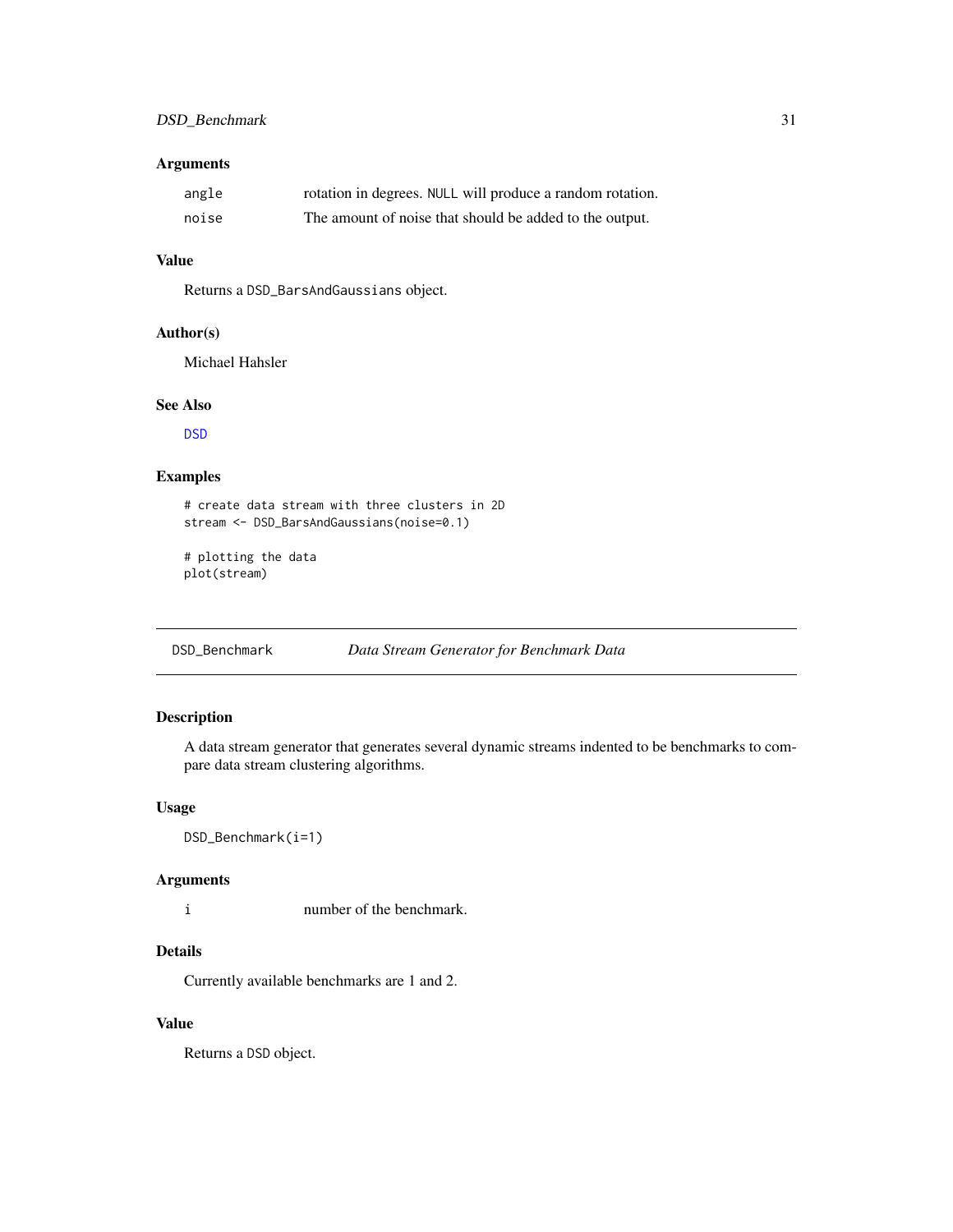### Arguments

| | |
|---|---|
| angle | rotation in degrees. NULL will produce a random rotation. |
| noise | The amount of noise that should be added to the output. |

### Value

Returns a DSD_BarsAndGaussians object.

### Author(s)

Michael Hahsler

### See Also

DSD

### Examples

```
# create data stream with three clusters in 2D
stream <- DSD_BarsAndGaussians(noise=0.1)

# plotting the data
plot(stream)
```

---

## DSD_Benchmark *Data Stream Generator for Benchmark Data*

### Description

A data stream generator that generates several dynamic streams indented to be benchmarks to compare data stream clustering algorithms.

### Usage

```
DSD_Benchmark(i=1)
```

### Arguments

| | |
|---|---|
| i | number of the benchmark. |

### Details

Currently available benchmarks are 1 and 2.

### Value

Returns a DSD object.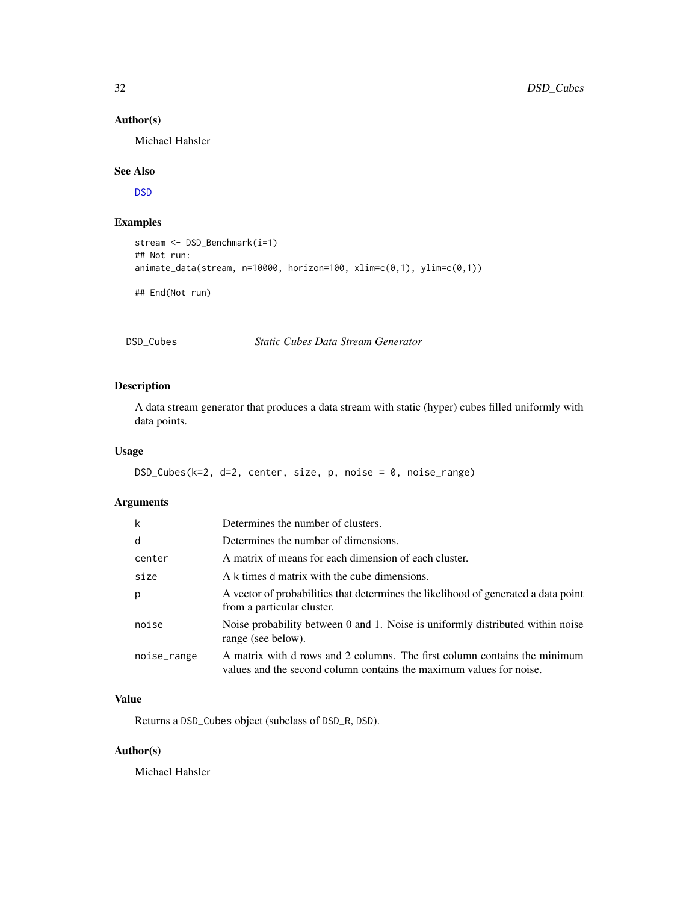### Author(s)

Michael Hahsler

### See Also

DSD

### Examples

```
stream <- DSD_Benchmark(i=1)
## Not run:
animate_data(stream, n=10000, horizon=100, xlim=c(0,1), ylim=c(0,1))

## End(Not run)
```

---

## DSD_Cubes *Static Cubes Data Stream Generator*

---

### Description

A data stream generator that produces a data stream with static (hyper) cubes filled uniformly with data points.

### Usage

```
DSD_Cubes(k=2, d=2, center, size, p, noise = 0, noise_range)
```

### Arguments

| | |
|---|---|
| k | Determines the number of clusters. |
| d | Determines the number of dimensions. |
| center | A matrix of means for each dimension of each cluster. |
| size | A k times d matrix with the cube dimensions. |
| p | A vector of probabilities that determines the likelihood of generated a data point from a particular cluster. |
| noise | Noise probability between 0 and 1. Noise is uniformly distributed within noise range (see below). |
| noise_range | A matrix with d rows and 2 columns. The first column contains the minimum values and the second column contains the maximum values for noise. |

### Value

Returns a `DSD_Cubes` object (subclass of `DSD_R`, `DSD`).

### Author(s)

Michael Hahsler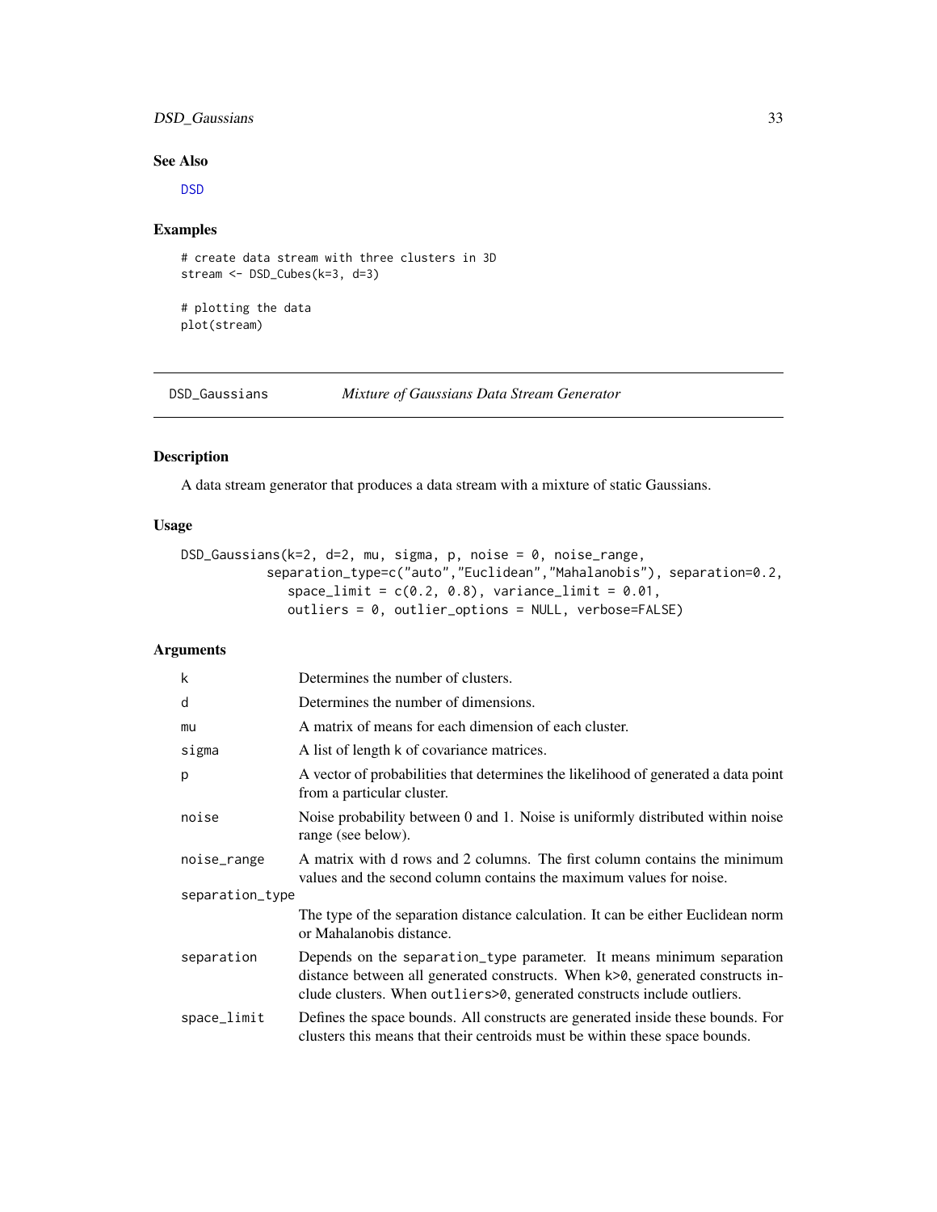## See Also

DSD

## Examples

```
# create data stream with three clusters in 3D
stream <- DSD_Cubes(k=3, d=3)

# plotting the data
plot(stream)
```

---

DSD_Gaussians *Mixture of Gaussians Data Stream Generator*

---

## Description

A data stream generator that produces a data stream with a mixture of static Gaussians.

## Usage

```
DSD_Gaussians(k=2, d=2, mu, sigma, p, noise = 0, noise_range,
          separation_type=c("auto","Euclidean","Mahalanobis"), separation=0.2,
             space_limit = c(0.2, 0.8), variance_limit = 0.01,
             outliers = 0, outlier_options = NULL, verbose=FALSE)
```

## Arguments

| | |
|---|---|
| k | Determines the number of clusters. |
| d | Determines the number of dimensions. |
| mu | A matrix of means for each dimension of each cluster. |
| sigma | A list of length k of covariance matrices. |
| p | A vector of probabilities that determines the likelihood of generated a data point from a particular cluster. |
| noise | Noise probability between 0 and 1. Noise is uniformly distributed within noise range (see below). |
| noise_range | A matrix with d rows and 2 columns. The first column contains the minimum values and the second column contains the maximum values for noise. |
| separation_type | The type of the separation distance calculation. It can be either Euclidean norm or Mahalanobis distance. |
| separation | Depends on the separation_type parameter. It means minimum separation distance between all generated constructs. When k>0, generated constructs include clusters. When outliers>0, generated constructs include outliers. |
| space_limit | Defines the space bounds. All constructs are generated inside these bounds. For clusters this means that their centroids must be within these space bounds. |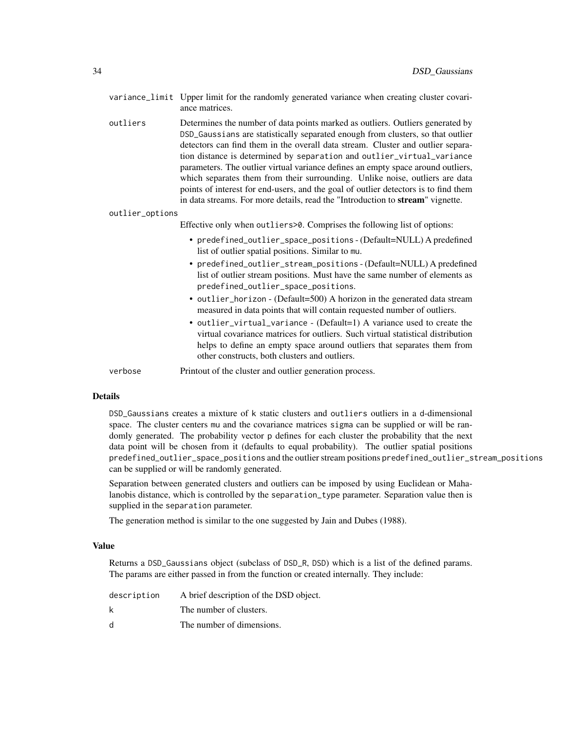variance_limit
: Upper limit for the randomly generated variance when creating cluster covariance matrices.

outliers
: Determines the number of data points marked as outliers. Outliers generated by DSD_Gaussians are statistically separated enough from clusters, so that outlier detectors can find them in the overall data stream. Cluster and outlier separation distance is determined by separation and outlier_virtual_variance parameters. The outlier virtual variance defines an empty space around outliers, which separates them from their surrounding. Unlike noise, outliers are data points of interest for end-users, and the goal of outlier detectors is to find them in data streams. For more details, read the "Introduction to **stream**" vignette.

outlier_options
: Effective only when outliers>0. Comprises the following list of options:

- predefined_outlier_space_positions - (Default=NULL) A predefined list of outlier spatial positions. Similar to mu.
- predefined_outlier_stream_positions - (Default=NULL) A predefined list of outlier stream positions. Must have the same number of elements as predefined_outlier_space_positions.
- outlier_horizon - (Default=500) A horizon in the generated data stream measured in data points that will contain requested number of outliers.
- outlier_virtual_variance - (Default=1) A variance used to create the virtual covariance matrices for outliers. Such virtual statistical distribution helps to define an empty space around outliers that separates them from other constructs, both clusters and outliers.

verbose
: Printout of the cluster and outlier generation process.

## Details

DSD_Gaussians creates a mixture of k static clusters and outliers outliers in a d-dimensional space. The cluster centers mu and the covariance matrices sigma can be supplied or will be randomly generated. The probability vector p defines for each cluster the probability that the next data point will be chosen from it (defaults to equal probability). The outlier spatial positions predefined_outlier_space_positions and the outlier stream positions predefined_outlier_stream_positions can be supplied or will be randomly generated.

Separation between generated clusters and outliers can be imposed by using Euclidean or Mahalanobis distance, which is controlled by the separation_type parameter. Separation value then is supplied in the separation parameter.

The generation method is similar to the one suggested by Jain and Dubes (1988).

## Value

Returns a DSD_Gaussians object (subclass of DSD_R, DSD) which is a list of the defined params. The params are either passed in from the function or created internally. They include:

description
: A brief description of the DSD object.

k
: The number of clusters.

d
: The number of dimensions.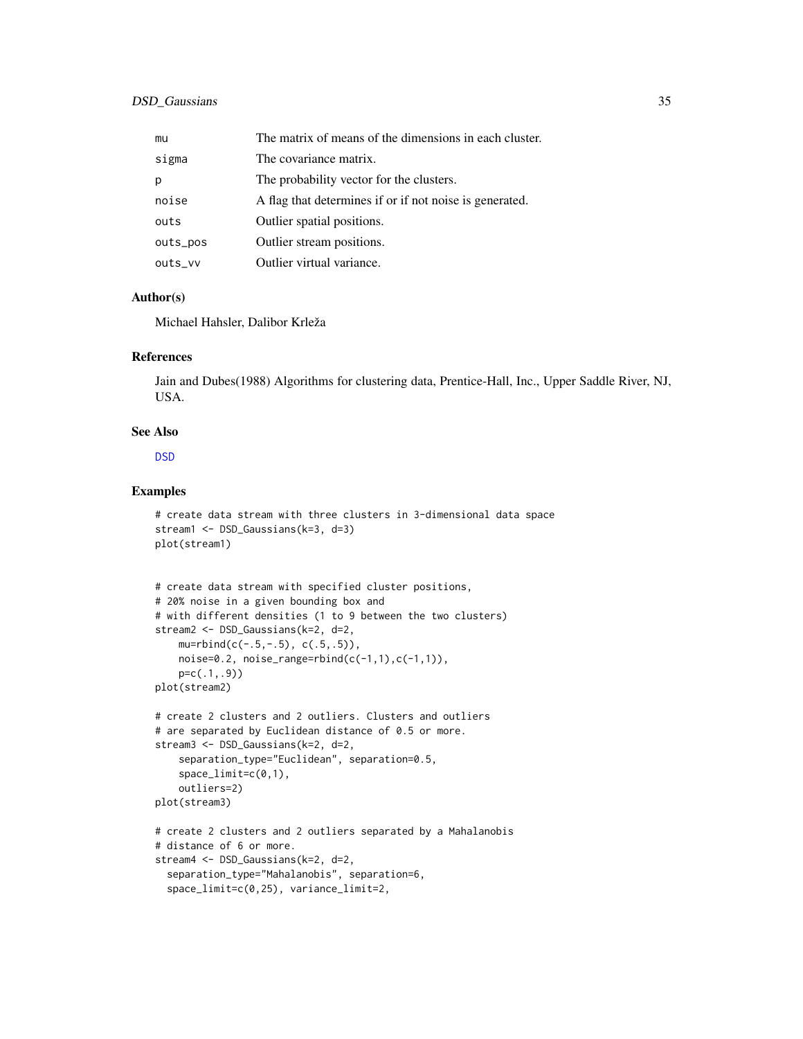| | |
|---|---|
| mu | The matrix of means of the dimensions in each cluster. |
| sigma | The covariance matrix. |
| p | The probability vector for the clusters. |
| noise | A flag that determines if or if not noise is generated. |
| outs | Outlier spatial positions. |
| outs_pos | Outlier stream positions. |
| outs_vv | Outlier virtual variance. |

### Author(s)

Michael Hahsler, Dalibor Krleža

### References

Jain and Dubes(1988) Algorithms for clustering data, Prentice-Hall, Inc., Upper Saddle River, NJ, USA.

### See Also

DSD

### Examples

```
# create data stream with three clusters in 3-dimensional data space
stream1 <- DSD_Gaussians(k=3, d=3)
plot(stream1)


# create data stream with specified cluster positions,
# 20% noise in a given bounding box and
# with different densities (1 to 9 between the two clusters)
stream2 <- DSD_Gaussians(k=2, d=2,
    mu=rbind(c(-.5,-.5), c(.5,.5)),
    noise=0.2, noise_range=rbind(c(-1,1),c(-1,1)),
    p=c(.1,.9))
plot(stream2)

# create 2 clusters and 2 outliers. Clusters and outliers
# are separated by Euclidean distance of 0.5 or more.
stream3 <- DSD_Gaussians(k=2, d=2,
    separation_type="Euclidean", separation=0.5,
    space_limit=c(0,1),
    outliers=2)
plot(stream3)

# create 2 clusters and 2 outliers separated by a Mahalanobis
# distance of 6 or more.
stream4 <- DSD_Gaussians(k=2, d=2,
  separation_type="Mahalanobis", separation=6,
  space_limit=c(0,25), variance_limit=2,
```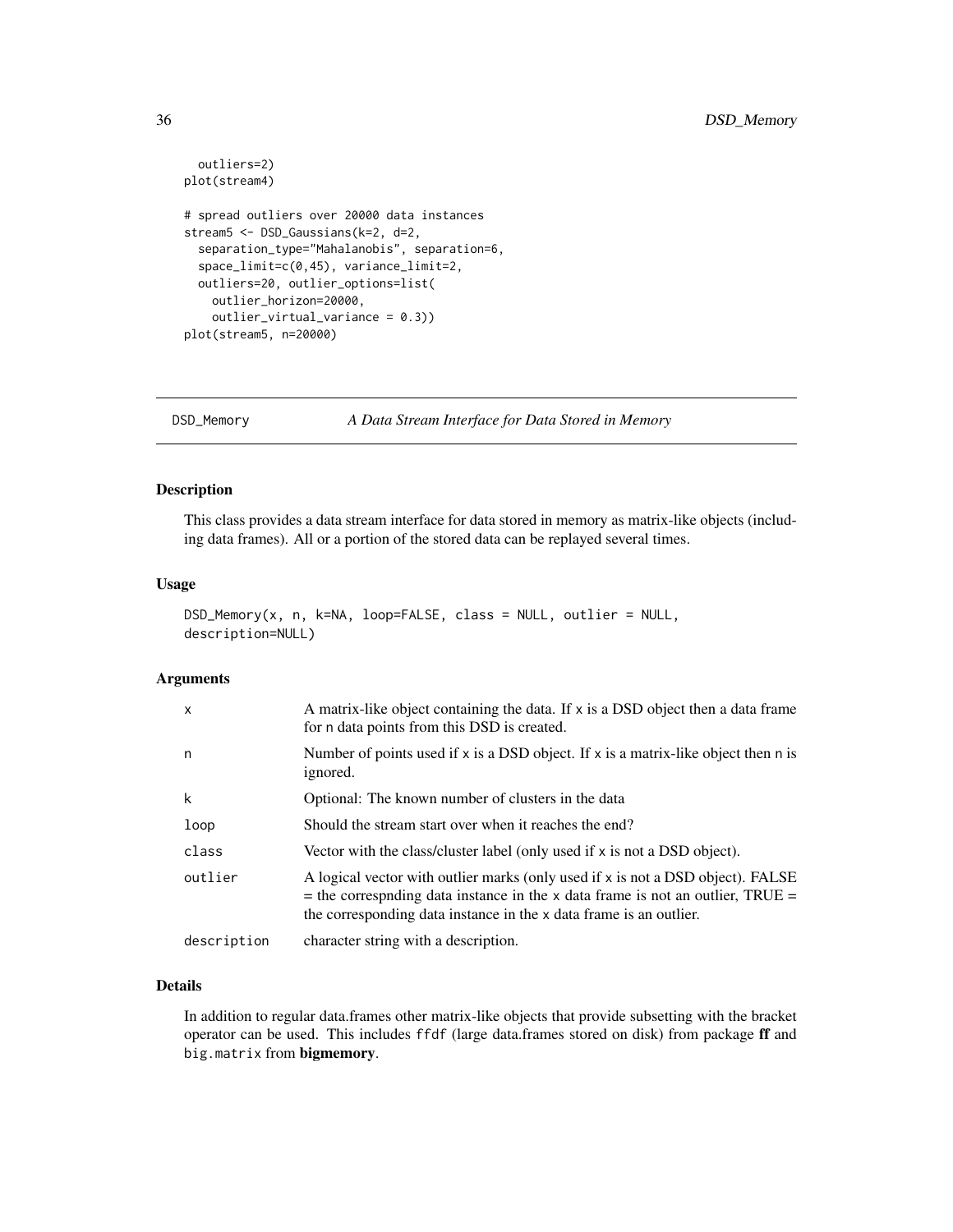```
  outliers=2)
plot(stream4)

# spread outliers over 20000 data instances
stream5 <- DSD_Gaussians(k=2, d=2,
  separation_type="Mahalanobis", separation=6,
  space_limit=c(0,45), variance_limit=2,
  outliers=20, outlier_options=list(
    outlier_horizon=20000,
    outlier_virtual_variance = 0.3))
plot(stream5, n=20000)
```

## DSD_Memory — *A Data Stream Interface for Data Stored in Memory*

### Description

This class provides a data stream interface for data stored in memory as matrix-like objects (including data frames). All or a portion of the stored data can be replayed several times.

### Usage

```
DSD_Memory(x, n, k=NA, loop=FALSE, class = NULL, outlier = NULL,
description=NULL)
```

### Arguments

| | |
|---|---|
| x | A matrix-like object containing the data. If x is a DSD object then a data frame for n data points from this DSD is created. |
| n | Number of points used if x is a DSD object. If x is a matrix-like object then n is ignored. |
| k | Optional: The known number of clusters in the data |
| loop | Should the stream start over when it reaches the end? |
| class | Vector with the class/cluster label (only used if x is not a DSD object). |
| outlier | A logical vector with outlier marks (only used if x is not a DSD object). FALSE = the correspnding data instance in the x data frame is not an outlier, TRUE = the corresponding data instance in the x data frame is an outlier. |
| description | character string with a description. |

### Details

In addition to regular data.frames other matrix-like objects that provide subsetting with the bracket operator can be used. This includes `ffdf` (large data.frames stored on disk) from package **ff** and `big.matrix` from **bigmemory**.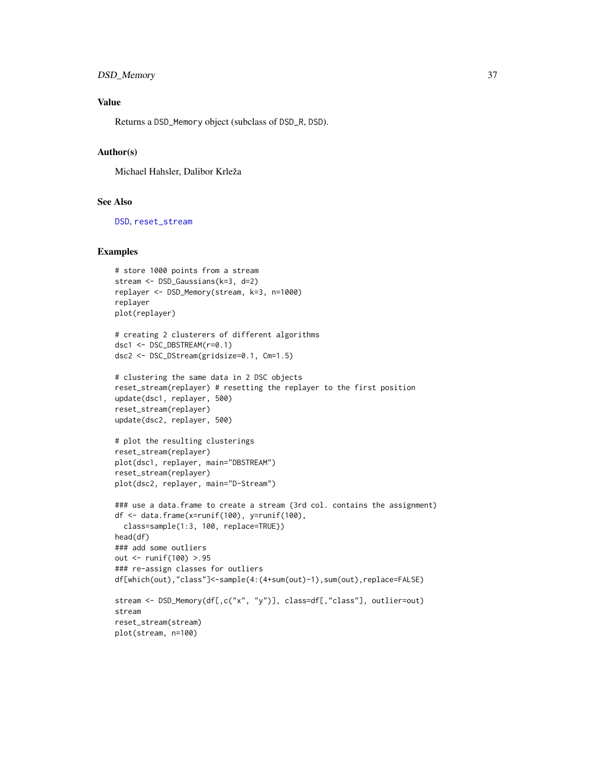## Value

Returns a DSD_Memory object (subclass of DSD_R, DSD).

## Author(s)

Michael Hahsler, Dalibor Krleža

## See Also

DSD, reset_stream

## Examples

```
# store 1000 points from a stream
stream <- DSD_Gaussians(k=3, d=2)
replayer <- DSD_Memory(stream, k=3, n=1000)
replayer
plot(replayer)

# creating 2 clusterers of different algorithms
dsc1 <- DSC_DBSTREAM(r=0.1)
dsc2 <- DSC_DStream(gridsize=0.1, Cm=1.5)

# clustering the same data in 2 DSC objects
reset_stream(replayer) # resetting the replayer to the first position
update(dsc1, replayer, 500)
reset_stream(replayer)
update(dsc2, replayer, 500)

# plot the resulting clusterings
reset_stream(replayer)
plot(dsc1, replayer, main="DBSTREAM")
reset_stream(replayer)
plot(dsc2, replayer, main="D-Stream")

### use a data.frame to create a stream (3rd col. contains the assignment)
df <- data.frame(x=runif(100), y=runif(100),
  class=sample(1:3, 100, replace=TRUE))
head(df)
### add some outliers
out <- runif(100) >.95
### re-assign classes for outliers
df[which(out),"class"]<-sample(4:(4+sum(out)-1),sum(out),replace=FALSE)

stream <- DSD_Memory(df[,c("x", "y")], class=df[,"class"], outlier=out)
stream
reset_stream(stream)
plot(stream, n=100)
```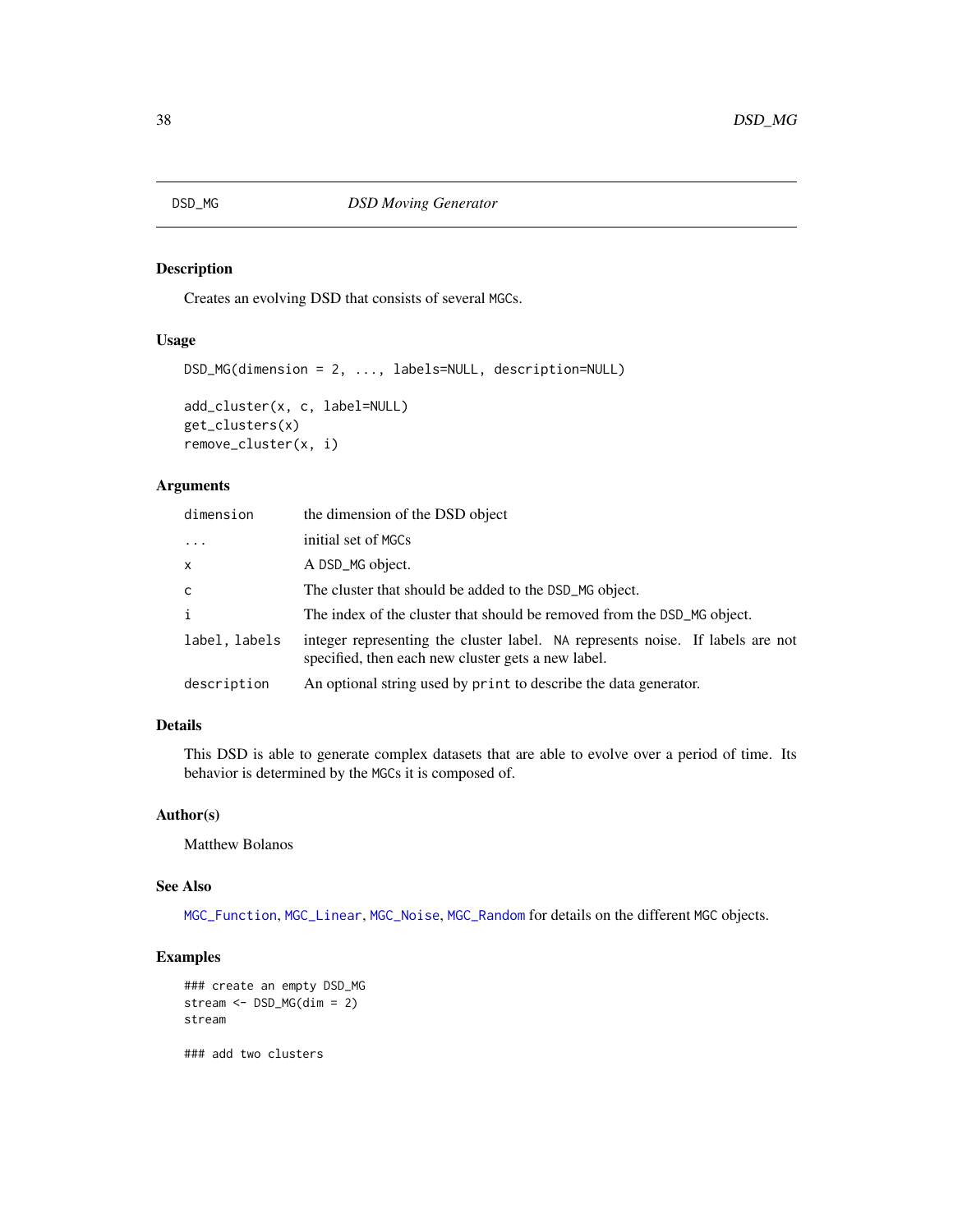DSD_MG *DSD Moving Generator*

## Description

Creates an evolving DSD that consists of several MGCs.

## Usage

```
DSD_MG(dimension = 2, ..., labels=NULL, description=NULL)

add_cluster(x, c, label=NULL)
get_clusters(x)
remove_cluster(x, i)
```

## Arguments

| | |
|---|---|
| dimension | the dimension of the DSD object |
| ... | initial set of MGCs |
| x | A DSD_MG object. |
| c | The cluster that should be added to the DSD_MG object. |
| i | The index of the cluster that should be removed from the DSD_MG object. |
| label, labels | integer representing the cluster label. NA represents noise. If labels are not specified, then each new cluster gets a new label. |
| description | An optional string used by print to describe the data generator. |

## Details

This DSD is able to generate complex datasets that are able to evolve over a period of time. Its behavior is determined by the MGCs it is composed of.

## Author(s)

Matthew Bolanos

## See Also

MGC_Function, MGC_Linear, MGC_Noise, MGC_Random for details on the different MGC objects.

## Examples

```
### create an empty DSD_MG
stream <- DSD_MG(dim = 2)
stream

### add two clusters
```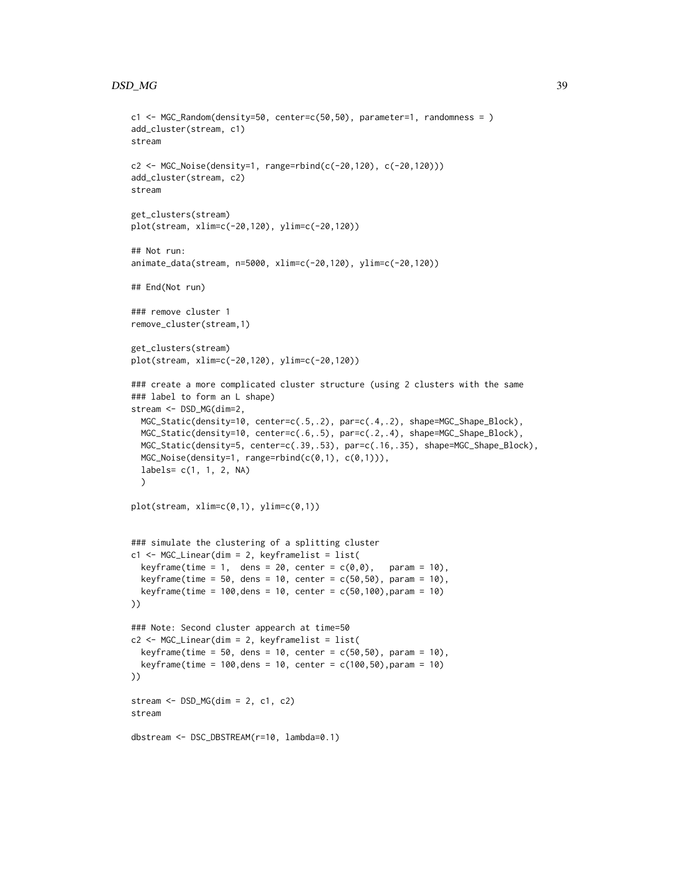```
c1 <- MGC_Random(density=50, center=c(50,50), parameter=1, randomness = )
add_cluster(stream, c1)
stream

c2 <- MGC_Noise(density=1, range=rbind(c(-20,120), c(-20,120)))
add_cluster(stream, c2)
stream

get_clusters(stream)
plot(stream, xlim=c(-20,120), ylim=c(-20,120))

## Not run:
animate_data(stream, n=5000, xlim=c(-20,120), ylim=c(-20,120))

## End(Not run)

### remove cluster 1
remove_cluster(stream,1)

get_clusters(stream)
plot(stream, xlim=c(-20,120), ylim=c(-20,120))

### create a more complicated cluster structure (using 2 clusters with the same
### label to form an L shape)
stream <- DSD_MG(dim=2,
  MGC_Static(density=10, center=c(.5,.2), par=c(.4,.2), shape=MGC_Shape_Block),
  MGC_Static(density=10, center=c(.6,.5), par=c(.2,.4), shape=MGC_Shape_Block),
  MGC_Static(density=5, center=c(.39,.53), par=c(.16,.35), shape=MGC_Shape_Block),
  MGC_Noise(density=1, range=rbind(c(0,1), c(0,1))),
  labels= c(1, 1, 2, NA)
  )

plot(stream, xlim=c(0,1), ylim=c(0,1))


### simulate the clustering of a splitting cluster
c1 <- MGC_Linear(dim = 2, keyframelist = list(
  keyframe(time = 1,  dens = 20, center = c(0,0),   param = 10),
  keyframe(time = 50, dens = 10, center = c(50,50), param = 10),
  keyframe(time = 100,dens = 10, center = c(50,100),param = 10)
))

### Note: Second cluster appearch at time=50
c2 <- MGC_Linear(dim = 2, keyframelist = list(
  keyframe(time = 50, dens = 10, center = c(50,50), param = 10),
  keyframe(time = 100,dens = 10, center = c(100,50),param = 10)
))

stream <- DSD_MG(dim = 2, c1, c2)
stream

dbstream <- DSC_DBSTREAM(r=10, lambda=0.1)
```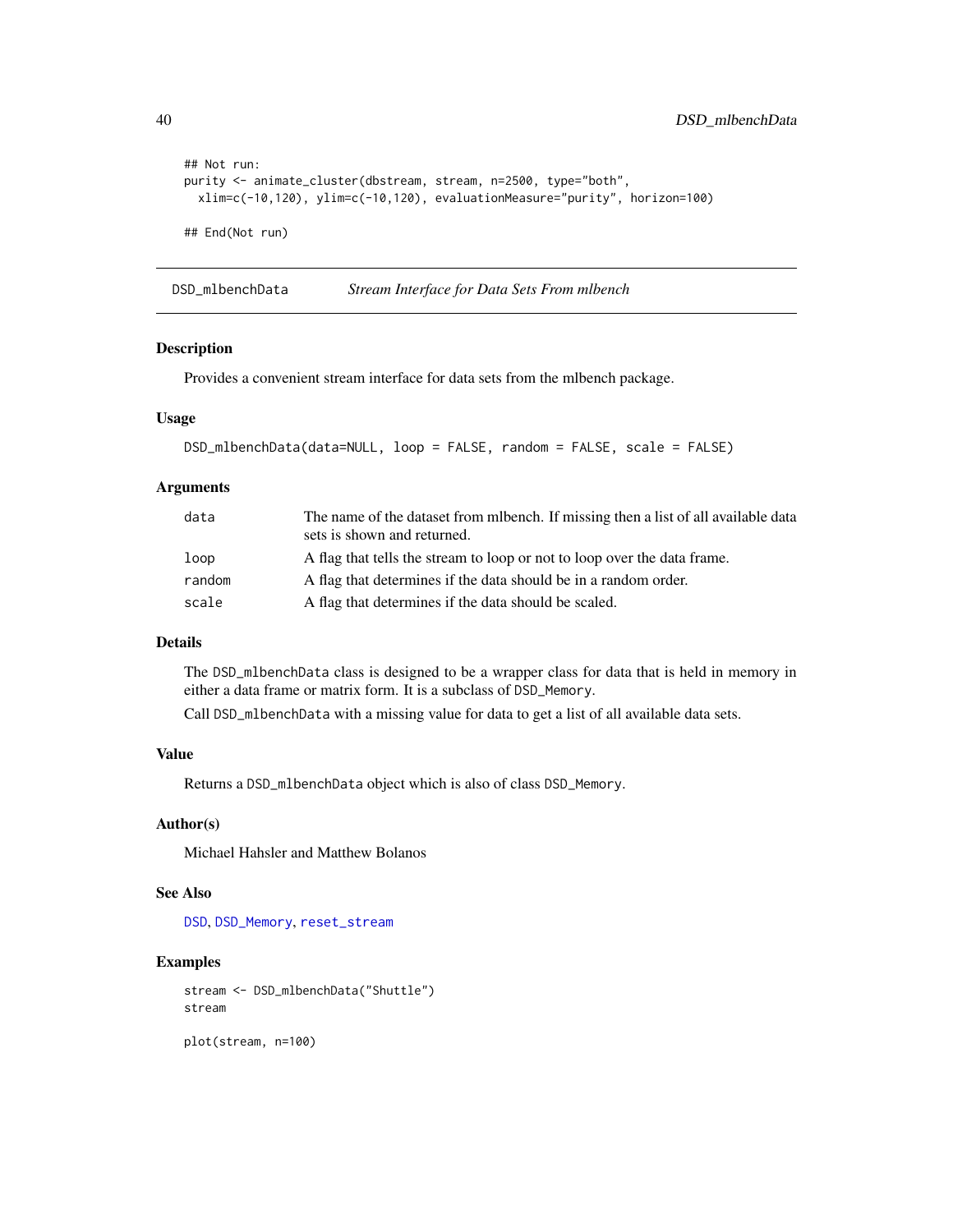```
## Not run:
purity <- animate_cluster(dbstream, stream, n=2500, type="both",
  xlim=c(-10,120), ylim=c(-10,120), evaluationMeasure="purity", horizon=100)

## End(Not run)
```

## DSD_mlbenchData — *Stream Interface for Data Sets From mlbench*

### Description

Provides a convenient stream interface for data sets from the mlbench package.

### Usage

```
DSD_mlbenchData(data=NULL, loop = FALSE, random = FALSE, scale = FALSE)
```

### Arguments

| | |
|---|---|
| data | The name of the dataset from mlbench. If missing then a list of all available data sets is shown and returned. |
| loop | A flag that tells the stream to loop or not to loop over the data frame. |
| random | A flag that determines if the data should be in a random order. |
| scale | A flag that determines if the data should be scaled. |

### Details

The DSD_mlbenchData class is designed to be a wrapper class for data that is held in memory in either a data frame or matrix form. It is a subclass of DSD_Memory.

Call DSD_mlbenchData with a missing value for data to get a list of all available data sets.

### Value

Returns a DSD_mlbenchData object which is also of class DSD_Memory.

### Author(s)

Michael Hahsler and Matthew Bolanos

### See Also

DSD, DSD_Memory, reset_stream

### Examples

```
stream <- DSD_mlbenchData("Shuttle")
stream

plot(stream, n=100)
```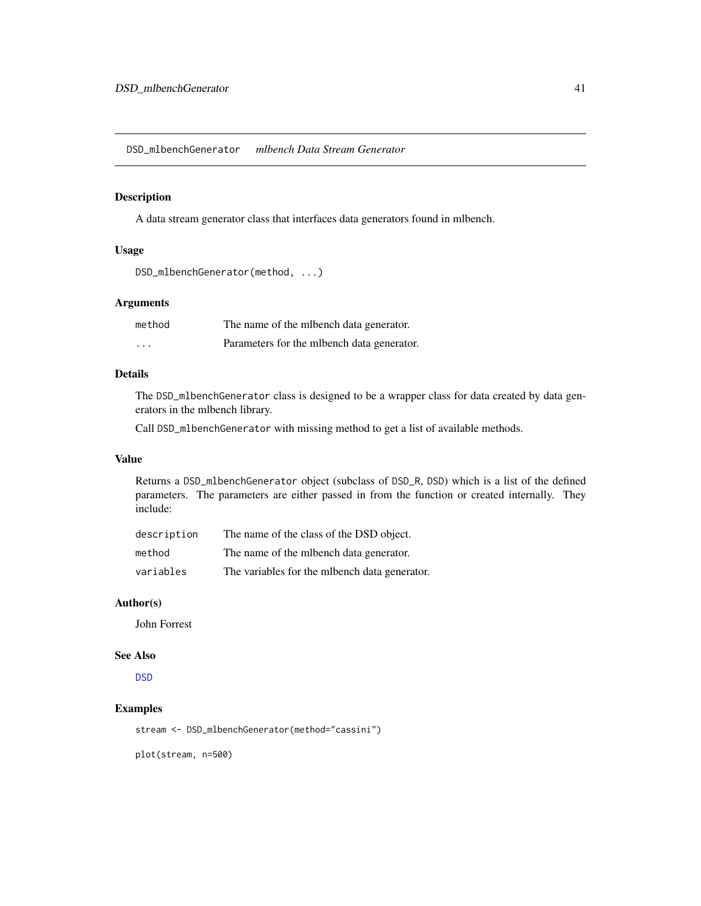DSD_mlbenchGenerator *mlbench Data Stream Generator*

## Description

A data stream generator class that interfaces data generators found in mlbench.

## Usage

```
DSD_mlbenchGenerator(method, ...)
```

## Arguments

| | |
|---|---|
| method | The name of the mlbench data generator. |
| ... | Parameters for the mlbench data generator. |

## Details

The DSD_mlbenchGenerator class is designed to be a wrapper class for data created by data generators in the mlbench library.

Call DSD_mlbenchGenerator with missing method to get a list of available methods.

## Value

Returns a DSD_mlbenchGenerator object (subclass of DSD_R, DSD) which is a list of the defined parameters. The parameters are either passed in from the function or created internally. They include:

| | |
|---|---|
| description | The name of the class of the DSD object. |
| method | The name of the mlbench data generator. |
| variables | The variables for the mlbench data generator. |

## Author(s)

John Forrest

## See Also

DSD

## Examples

```
stream <- DSD_mlbenchGenerator(method="cassini")

plot(stream, n=500)
```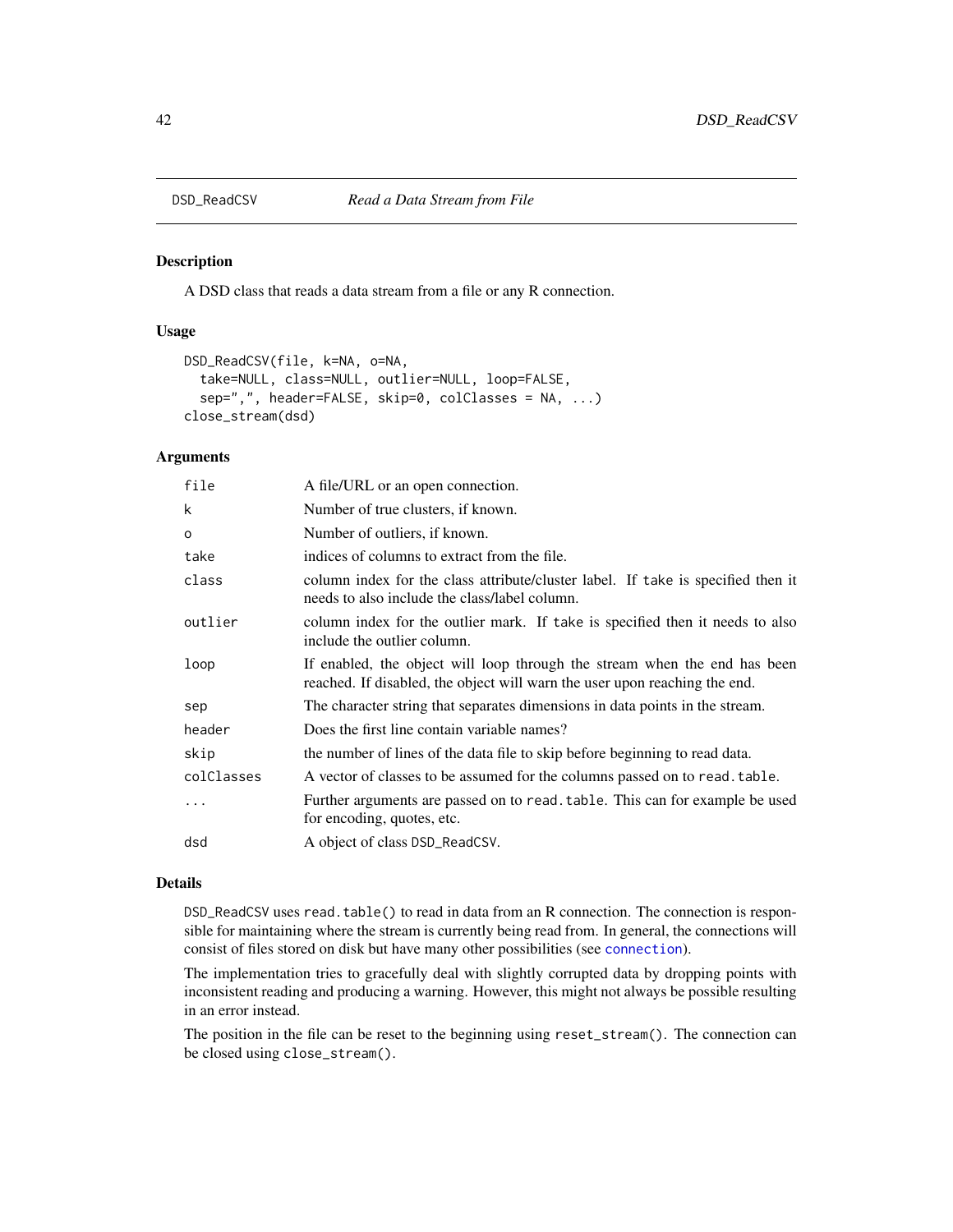DSD_ReadCSV *Read a Data Stream from File*

## Description

A DSD class that reads a data stream from a file or any R connection.

## Usage

```
DSD_ReadCSV(file, k=NA, o=NA,
  take=NULL, class=NULL, outlier=NULL, loop=FALSE,
  sep=",", header=FALSE, skip=0, colClasses = NA, ...)
close_stream(dsd)
```

## Arguments

| | |
|---|---|
| file | A file/URL or an open connection. |
| k | Number of true clusters, if known. |
| o | Number of outliers, if known. |
| take | indices of columns to extract from the file. |
| class | column index for the class attribute/cluster label. If take is specified then it needs to also include the class/label column. |
| outlier | column index for the outlier mark. If take is specified then it needs to also include the outlier column. |
| loop | If enabled, the object will loop through the stream when the end has been reached. If disabled, the object will warn the user upon reaching the end. |
| sep | The character string that separates dimensions in data points in the stream. |
| header | Does the first line contain variable names? |
| skip | the number of lines of the data file to skip before beginning to read data. |
| colClasses | A vector of classes to be assumed for the columns passed on to read.table. |
| ... | Further arguments are passed on to read.table. This can for example be used for encoding, quotes, etc. |
| dsd | A object of class DSD_ReadCSV. |

## Details

DSD_ReadCSV uses read.table() to read in data from an R connection. The connection is responsible for maintaining where the stream is currently being read from. In general, the connections will consist of files stored on disk but have many other possibilities (see connection).

The implementation tries to gracefully deal with slightly corrupted data by dropping points with inconsistent reading and producing a warning. However, this might not always be possible resulting in an error instead.

The position in the file can be reset to the beginning using reset_stream(). The connection can be closed using close_stream().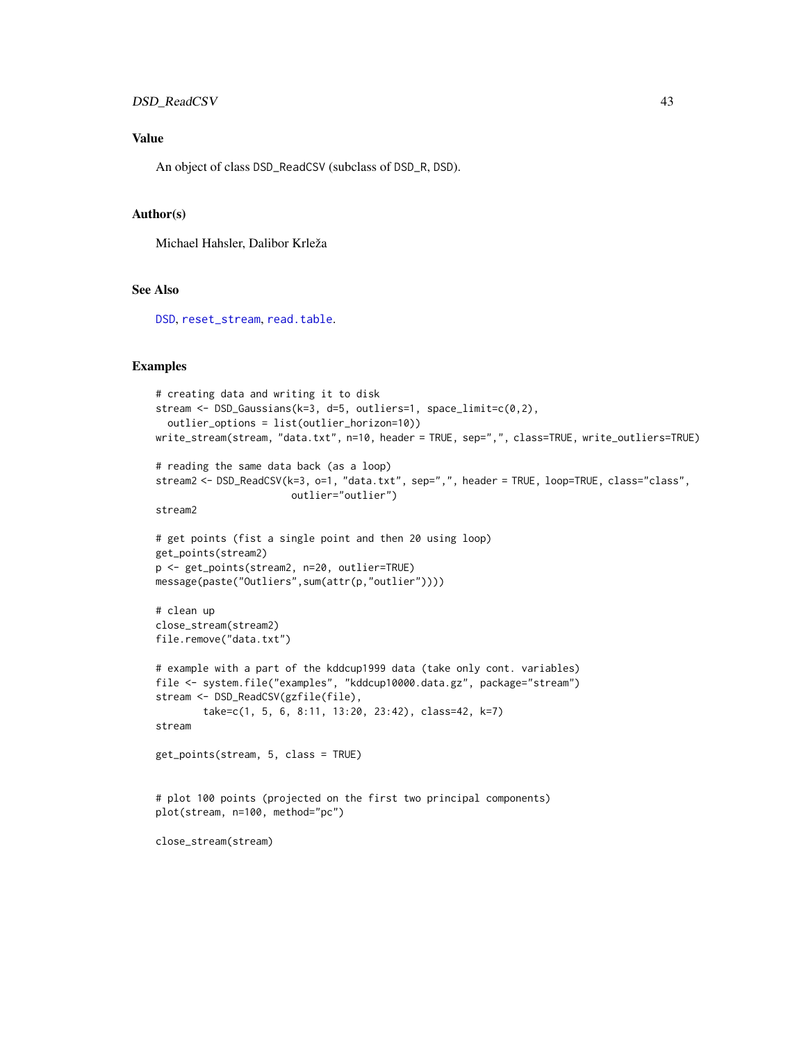## Value

An object of class DSD_ReadCSV (subclass of DSD_R, DSD).

## Author(s)

Michael Hahsler, Dalibor Krleža

## See Also

DSD, reset_stream, read.table.

## Examples

```
# creating data and writing it to disk
stream <- DSD_Gaussians(k=3, d=5, outliers=1, space_limit=c(0,2),
  outlier_options = list(outlier_horizon=10))
write_stream(stream, "data.txt", n=10, header = TRUE, sep=",", class=TRUE, write_outliers=TRUE)

# reading the same data back (as a loop)
stream2 <- DSD_ReadCSV(k=3, o=1, "data.txt", sep=",", header = TRUE, loop=TRUE, class="class",
                       outlier="outlier")
stream2

# get points (fist a single point and then 20 using loop)
get_points(stream2)
p <- get_points(stream2, n=20, outlier=TRUE)
message(paste("Outliers",sum(attr(p,"outlier"))))

# clean up
close_stream(stream2)
file.remove("data.txt")

# example with a part of the kddcup1999 data (take only cont. variables)
file <- system.file("examples", "kddcup10000.data.gz", package="stream")
stream <- DSD_ReadCSV(gzfile(file),
        take=c(1, 5, 6, 8:11, 13:20, 23:42), class=42, k=7)
stream

get_points(stream, 5, class = TRUE)


# plot 100 points (projected on the first two principal components)
plot(stream, n=100, method="pc")

close_stream(stream)
```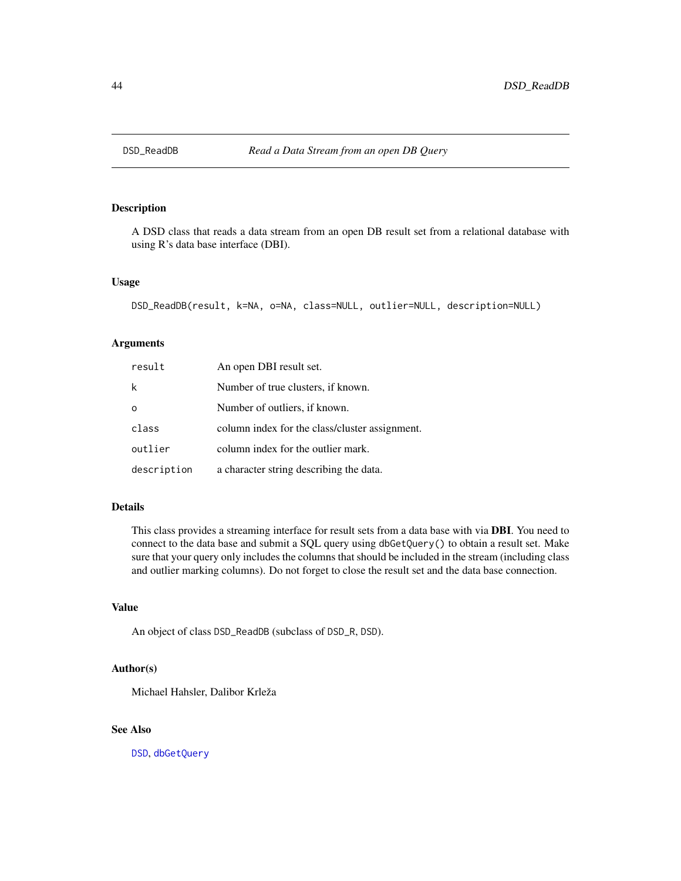# DSD_ReadDB — *Read a Data Stream from an open DB Query*

## Description

A DSD class that reads a data stream from an open DB result set from a relational database with using R's data base interface (DBI).

## Usage

```
DSD_ReadDB(result, k=NA, o=NA, class=NULL, outlier=NULL, description=NULL)
```

## Arguments

| | |
|---|---|
| `result` | An open DBI result set. |
| `k` | Number of true clusters, if known. |
| `o` | Number of outliers, if known. |
| `class` | column index for the class/cluster assignment. |
| `outlier` | column index for the outlier mark. |
| `description` | a character string describing the data. |

## Details

This class provides a streaming interface for result sets from a data base with via **DBI**. You need to connect to the data base and submit a SQL query using `dbGetQuery()` to obtain a result set. Make sure that your query only includes the columns that should be included in the stream (including class and outlier marking columns). Do not forget to close the result set and the data base connection.

## Value

An object of class `DSD_ReadDB` (subclass of `DSD_R`, `DSD`).

## Author(s)

Michael Hahsler, Dalibor Krleža

## See Also

`DSD`, `dbGetQuery`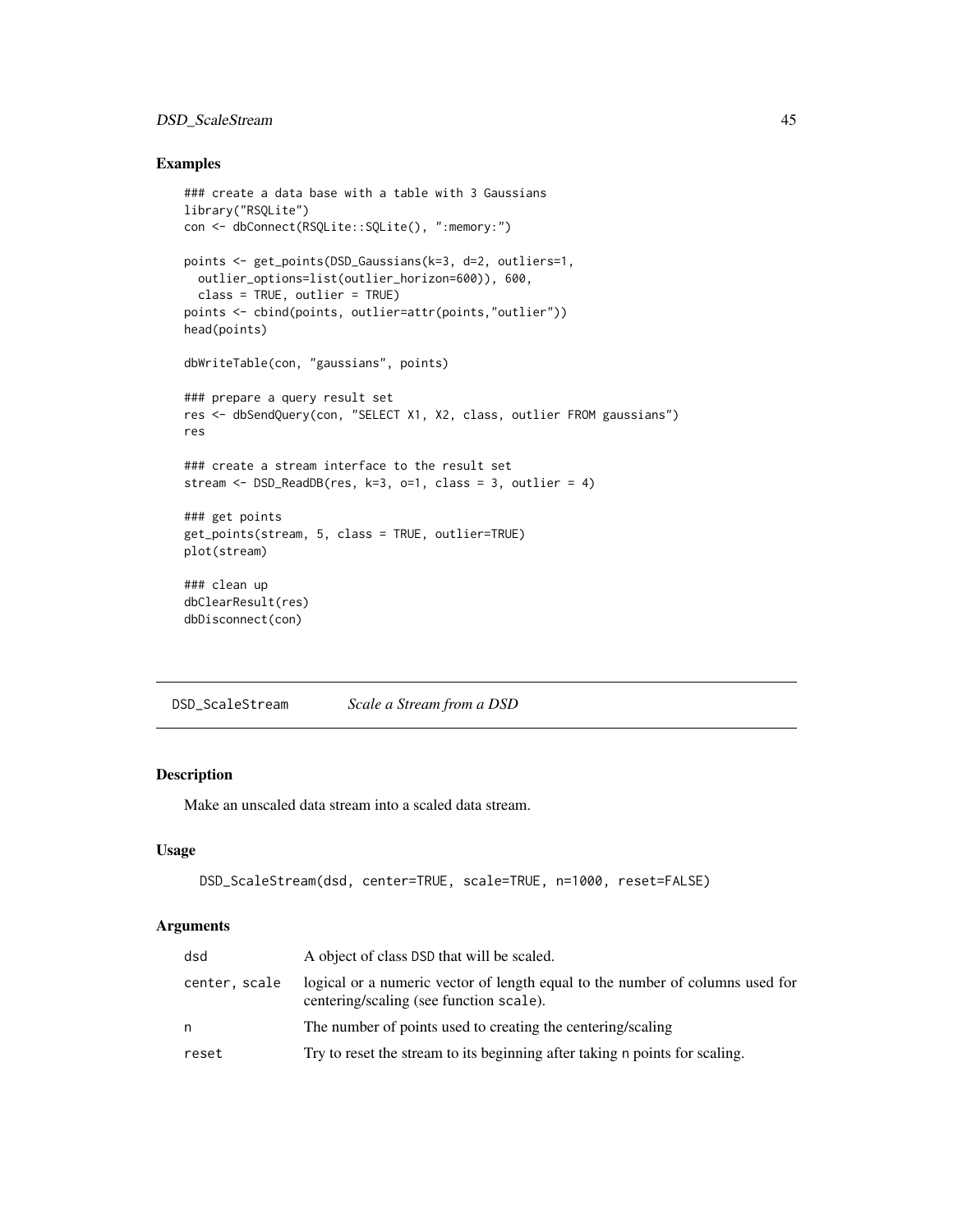## Examples

```
### create a data base with a table with 3 Gaussians
library("RSQLite")
con <- dbConnect(RSQLite::SQLite(), ":memory:")

points <- get_points(DSD_Gaussians(k=3, d=2, outliers=1,
  outlier_options=list(outlier_horizon=600)), 600,
  class = TRUE, outlier = TRUE)
points <- cbind(points, outlier=attr(points,"outlier"))
head(points)

dbWriteTable(con, "gaussians", points)

### prepare a query result set
res <- dbSendQuery(con, "SELECT X1, X2, class, outlier FROM gaussians")
res

### create a stream interface to the result set
stream <- DSD_ReadDB(res, k=3, o=1, class = 3, outlier = 4)

### get points
get_points(stream, 5, class = TRUE, outlier=TRUE)
plot(stream)

### clean up
dbClearResult(res)
dbDisconnect(con)
```

---

# DSD_ScaleStream — *Scale a Stream from a DSD*

## Description

Make an unscaled data stream into a scaled data stream.

## Usage

```
DSD_ScaleStream(dsd, center=TRUE, scale=TRUE, n=1000, reset=FALSE)
```

## Arguments

| | |
|---|---|
| `dsd` | A object of class `DSD` that will be scaled. |
| `center, scale` | logical or a numeric vector of length equal to the number of columns used for centering/scaling (see function `scale`). |
| `n` | The number of points used to creating the centering/scaling |
| `reset` | Try to reset the stream to its beginning after taking `n` points for scaling. |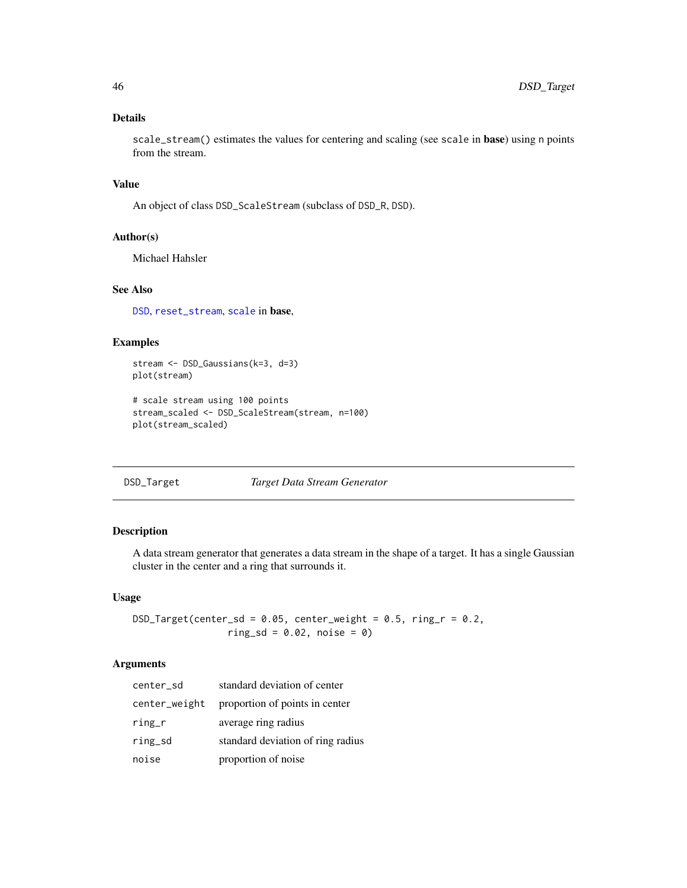### Details

`scale_stream()` estimates the values for centering and scaling (see `scale` in **base**) using `n` points from the stream.

### Value

An object of class `DSD_ScaleStream` (subclass of `DSD_R`, `DSD`).

### Author(s)

Michael Hahsler

### See Also

`DSD`, `reset_stream`, `scale` in **base**,

### Examples

```
stream <- DSD_Gaussians(k=3, d=3)
plot(stream)

# scale stream using 100 points
stream_scaled <- DSD_ScaleStream(stream, n=100)
plot(stream_scaled)
```

---

## DSD_Target — *Target Data Stream Generator*

---

### Description

A data stream generator that generates a data stream in the shape of a target. It has a single Gaussian cluster in the center and a ring that surrounds it.

### Usage

```
DSD_Target(center_sd = 0.05, center_weight = 0.5, ring_r = 0.2,
           ring_sd = 0.02, noise = 0)
```

### Arguments

| | |
|---|---|
| `center_sd` | standard deviation of center |
| `center_weight` | proportion of points in center |
| `ring_r` | average ring radius |
| `ring_sd` | standard deviation of ring radius |
| `noise` | proportion of noise |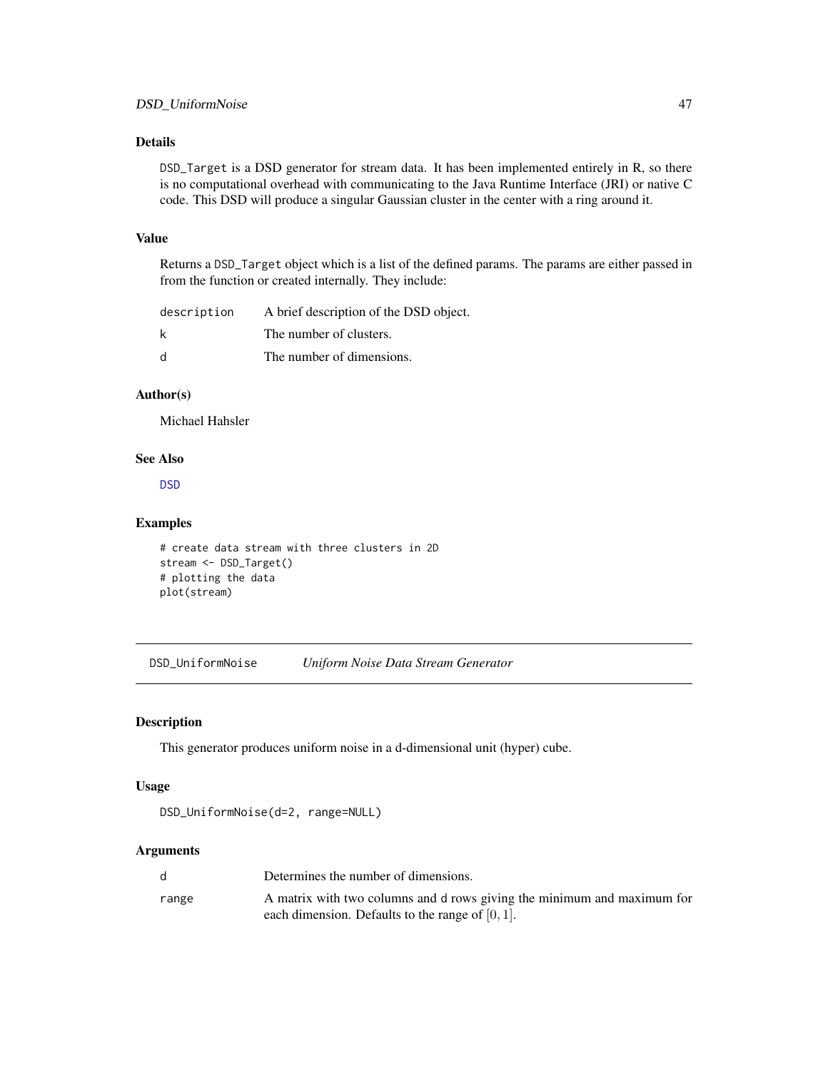## Details

`DSD_Target` is a DSD generator for stream data. It has been implemented entirely in R, so there is no computational overhead with communicating to the Java Runtime Interface (JRI) or native C code. This DSD will produce a singular Gaussian cluster in the center with a ring around it.

## Value

Returns a `DSD_Target` object which is a list of the defined params. The params are either passed in from the function or created internally. They include:

| | |
|---|---|
| `description` | A brief description of the DSD object. |
| `k` | The number of clusters. |
| `d` | The number of dimensions. |

## Author(s)

Michael Hahsler

## See Also

`DSD`

## Examples

```
# create data stream with three clusters in 2D
stream <- DSD_Target()
# plotting the data
plot(stream)
```

---

# DSD_UniformNoise — *Uniform Noise Data Stream Generator*

## Description

This generator produces uniform noise in a d-dimensional unit (hyper) cube.

## Usage

```
DSD_UniformNoise(d=2, range=NULL)
```

## Arguments

| | |
|---|---|
| `d` | Determines the number of dimensions. |
| `range` | A matrix with two columns and d rows giving the minimum and maximum for each dimension. Defaults to the range of $[0, 1]$. |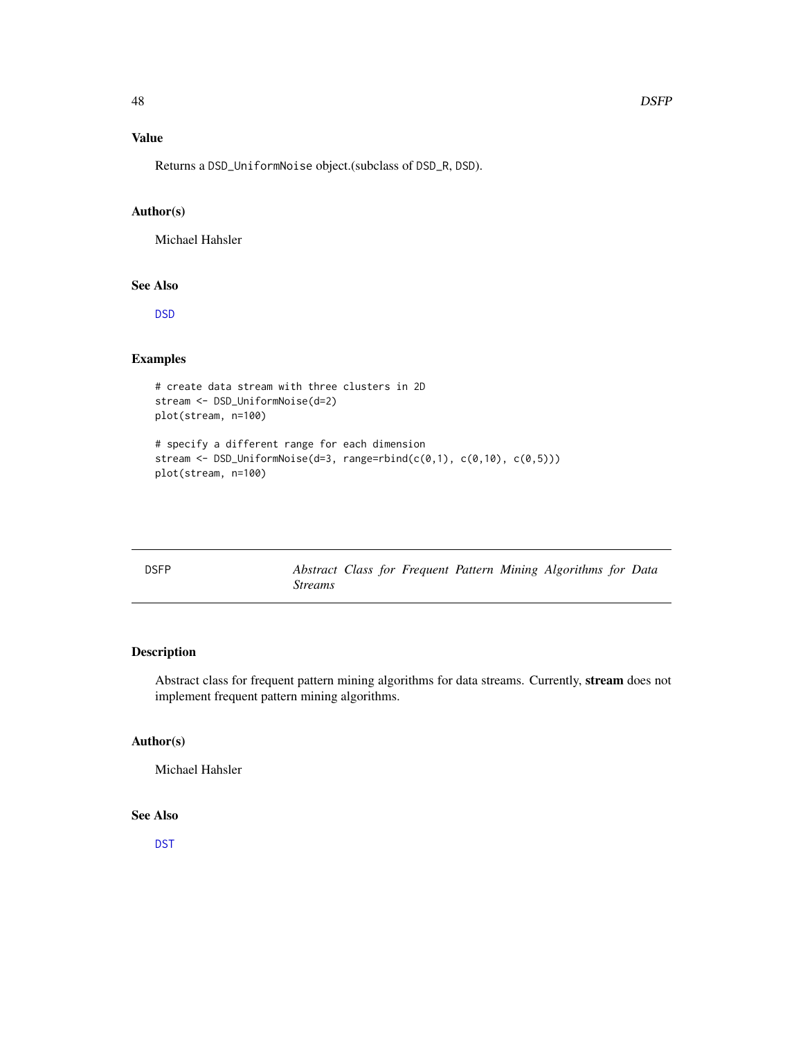### Value

Returns a `DSD_UniformNoise` object.(subclass of `DSD_R`, `DSD`).

### Author(s)

Michael Hahsler

### See Also

`DSD`

### Examples

```
# create data stream with three clusters in 2D
stream <- DSD_UniformNoise(d=2)
plot(stream, n=100)

# specify a different range for each dimension
stream <- DSD_UniformNoise(d=3, range=rbind(c(0,1), c(0,10), c(0,5)))
plot(stream, n=100)
```

---

## DSFP — *Abstract Class for Frequent Pattern Mining Algorithms for Data Streams*

---

### Description

Abstract class for frequent pattern mining algorithms for data streams. Currently, **stream** does not implement frequent pattern mining algorithms.

### Author(s)

Michael Hahsler

### See Also

`DST`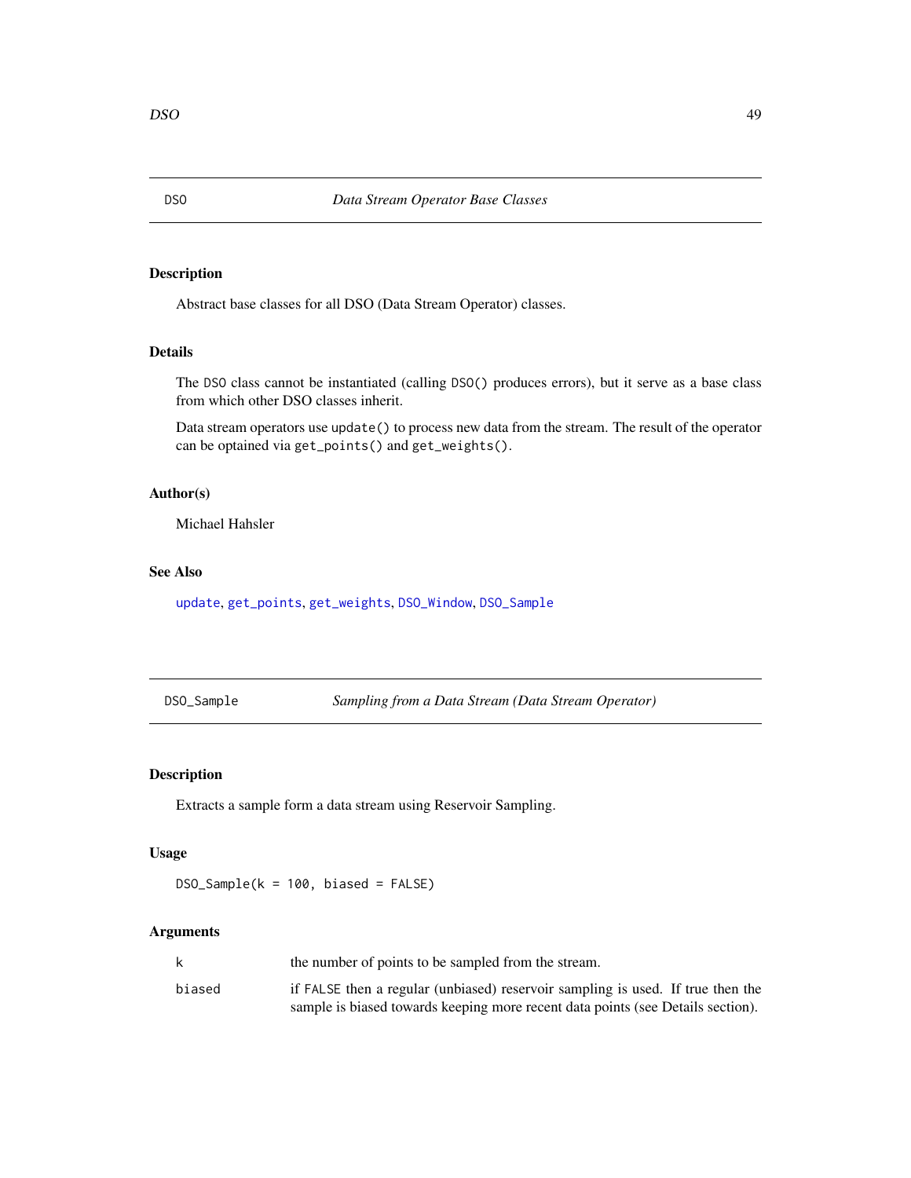## DSO — *Data Stream Operator Base Classes*

### Description

Abstract base classes for all DSO (Data Stream Operator) classes.

### Details

The `DSO` class cannot be instantiated (calling `DSO()` produces errors), but it serve as a base class from which other DSO classes inherit.

Data stream operators use `update()` to process new data from the stream. The result of the operator can be optained via `get_points()` and `get_weights()`.

### Author(s)

Michael Hahsler

### See Also

`update`, `get_points`, `get_weights`, `DSO_Window`, `DSO_Sample`

## DSO_Sample — *Sampling from a Data Stream (Data Stream Operator)*

### Description

Extracts a sample form a data stream using Reservoir Sampling.

### Usage

```
DSO_Sample(k = 100, biased = FALSE)
```

### Arguments

| | |
|---|---|
| `k` | the number of points to be sampled from the stream. |
| `biased` | if `FALSE` then a regular (unbiased) reservoir sampling is used. If true then the sample is biased towards keeping more recent data points (see Details section). |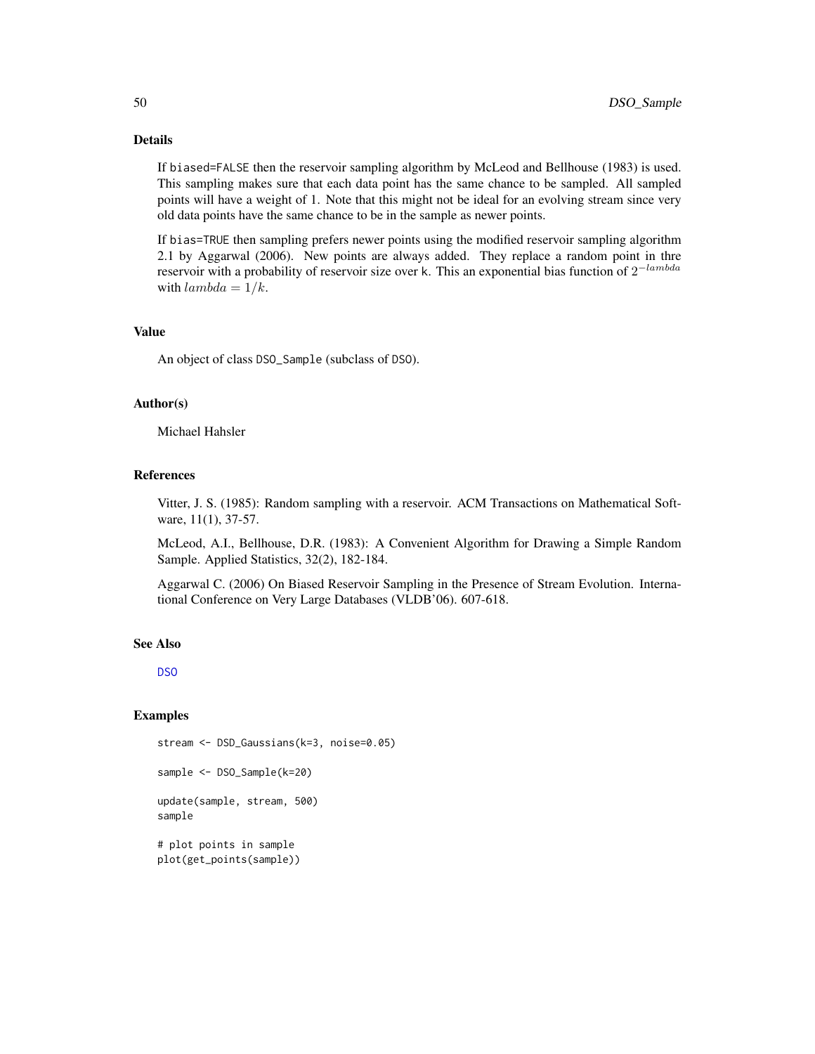## Details

If `biased=FALSE` then the reservoir sampling algorithm by McLeod and Bellhouse (1983) is used. This sampling makes sure that each data point has the same chance to be sampled. All sampled points will have a weight of 1. Note that this might not be ideal for an evolving stream since very old data points have the same chance to be in the sample as newer points.

If `bias=TRUE` then sampling prefers newer points using the modified reservoir sampling algorithm 2.1 by Aggarwal (2006). New points are always added. They replace a random point in thre reservoir with a probability of reservoir size over `k`. This an exponential bias function of $2^{-lambda}$ with $lambda = 1/k$.

## Value

An object of class `DSO_Sample` (subclass of `DSO`).

## Author(s)

Michael Hahsler

## References

Vitter, J. S. (1985): Random sampling with a reservoir. ACM Transactions on Mathematical Software, 11(1), 37-57.

McLeod, A.I., Bellhouse, D.R. (1983): A Convenient Algorithm for Drawing a Simple Random Sample. Applied Statistics, 32(2), 182-184.

Aggarwal C. (2006) On Biased Reservoir Sampling in the Presence of Stream Evolution. International Conference on Very Large Databases (VLDB'06). 607-618.

## See Also

DSO

## Examples

```
stream <- DSD_Gaussians(k=3, noise=0.05)

sample <- DSO_Sample(k=20)

update(sample, stream, 500)
sample

# plot points in sample
plot(get_points(sample))
```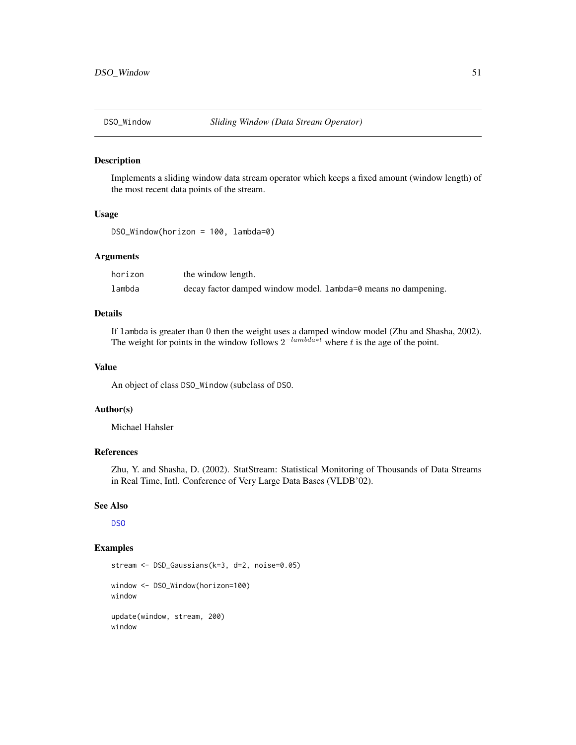# DSO_Window — *Sliding Window (Data Stream Operator)*

## Description

Implements a sliding window data stream operator which keeps a fixed amount (window length) of the most recent data points of the stream.

## Usage

```
DSO_Window(horizon = 100, lambda=0)
```

## Arguments

| | |
|---|---|
| horizon | the window length. |
| lambda | decay factor damped window model. lambda=0 means no dampening. |

## Details

If lambda is greater than 0 then the weight uses a damped window model (Zhu and Shasha, 2002). The weight for points in the window follows $2^{-lambda*t}$ where $t$ is the age of the point.

## Value

An object of class DSO_Window (subclass of DSO.

## Author(s)

Michael Hahsler

## References

Zhu, Y. and Shasha, D. (2002). StatStream: Statistical Monitoring of Thousands of Data Streams in Real Time, Intl. Conference of Very Large Data Bases (VLDB'02).

## See Also

DSO

## Examples

```
stream <- DSD_Gaussians(k=3, d=2, noise=0.05)

window <- DSO_Window(horizon=100)
window

update(window, stream, 200)
window
```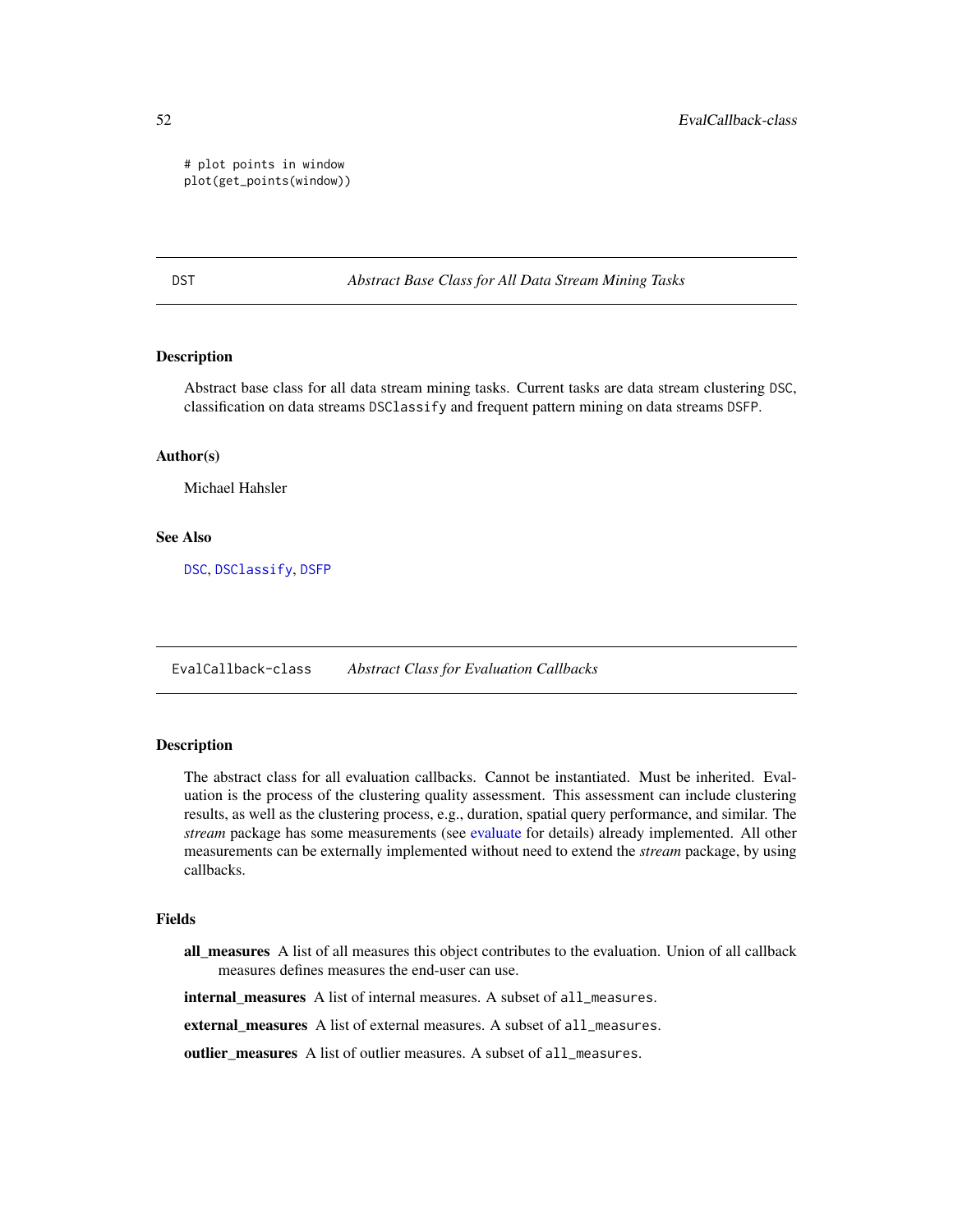```
# plot points in window
plot(get_points(window))
```

## DST — *Abstract Base Class for All Data Stream Mining Tasks*

### Description

Abstract base class for all data stream mining tasks. Current tasks are data stream clustering `DSC`, classification on data streams `DSClassify` and frequent pattern mining on data streams `DSFP`.

### Author(s)

Michael Hahsler

### See Also

`DSC`, `DSClassify`, `DSFP`

## EvalCallback-class — *Abstract Class for Evaluation Callbacks*

### Description

The abstract class for all evaluation callbacks. Cannot be instantiated. Must be inherited. Evaluation is the process of the clustering quality assessment. This assessment can include clustering results, as well as the clustering process, e.g., duration, spatial query performance, and similar. The *stream* package has some measurements (see evaluate for details) already implemented. All other measurements can be externally implemented without need to extend the *stream* package, by using callbacks.

### Fields

**all_measures** A list of all measures this object contributes to the evaluation. Union of all callback measures defines measures the end-user can use.

**internal_measures** A list of internal measures. A subset of `all_measures`.

**external_measures** A list of external measures. A subset of `all_measures`.

**outlier_measures** A list of outlier measures. A subset of `all_measures`.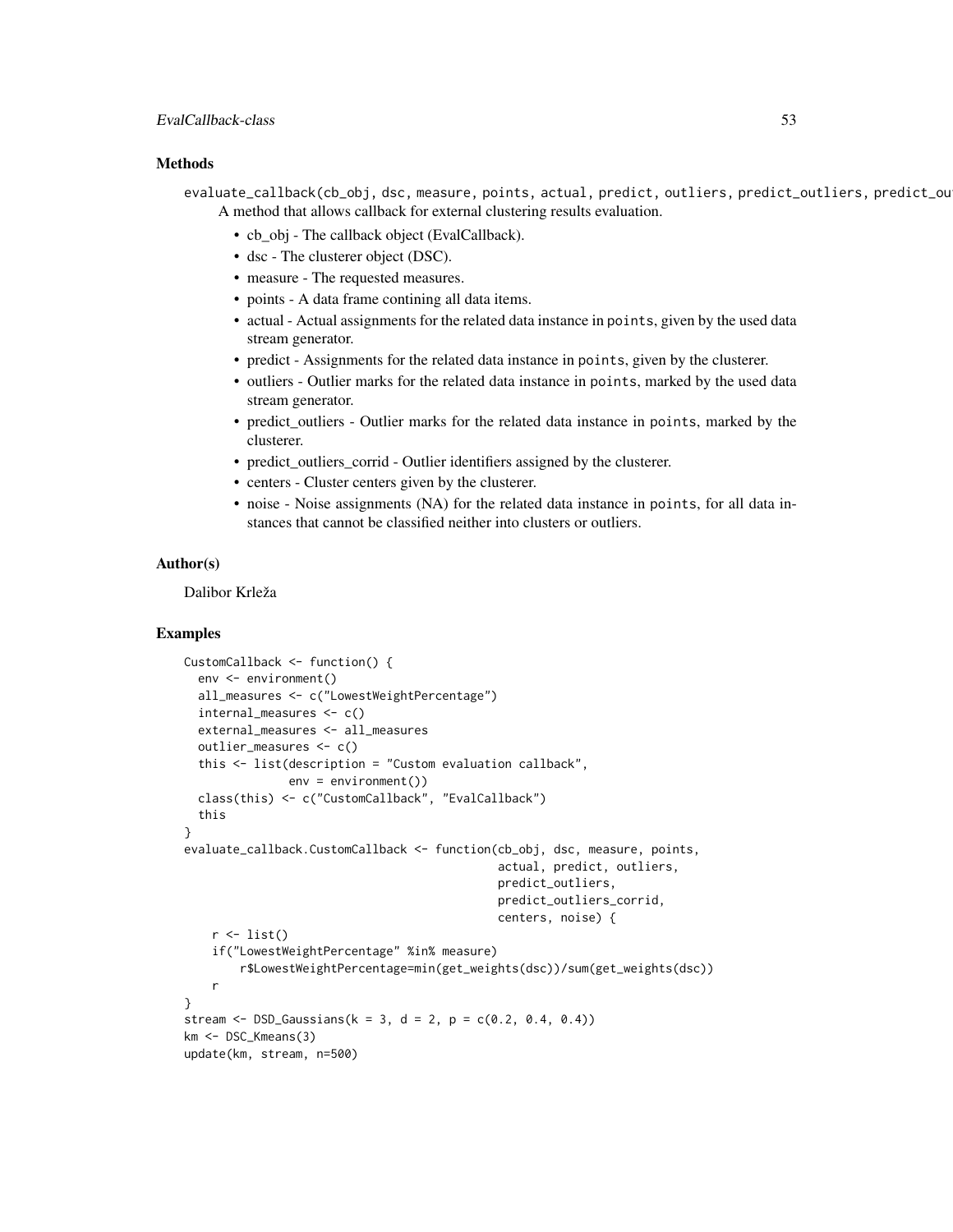## Methods

`evaluate_callback(cb_obj, dsc, measure, points, actual, predict, outliers, predict_outliers, predict_ou`

A method that allows callback for external clustering results evaluation.

- cb_obj - The callback object (EvalCallback).
- dsc - The clusterer object (DSC).
- measure - The requested measures.
- points - A data frame contining all data items.
- actual - Actual assignments for the related data instance in `points`, given by the used data stream generator.
- predict - Assignments for the related data instance in `points`, given by the clusterer.
- outliers - Outlier marks for the related data instance in `points`, marked by the used data stream generator.
- predict_outliers - Outlier marks for the related data instance in `points`, marked by the clusterer.
- predict_outliers_corrid - Outlier identifiers assigned by the clusterer.
- centers - Cluster centers given by the clusterer.
- noise - Noise assignments (NA) for the related data instance in `points`, for all data instances that cannot be classified neither into clusters or outliers.

## Author(s)

Dalibor Krleža

## Examples

```
CustomCallback <- function() {
  env <- environment()
  all_measures <- c("LowestWeightPercentage")
  internal_measures <- c()
  external_measures <- all_measures
  outlier_measures <- c()
  this <- list(description = "Custom evaluation callback",
               env = environment())
  class(this) <- c("CustomCallback", "EvalCallback")
  this
}
evaluate_callback.CustomCallback <- function(cb_obj, dsc, measure, points,
                                             actual, predict, outliers,
                                             predict_outliers,
                                             predict_outliers_corrid,
                                             centers, noise) {
    r <- list()
    if("LowestWeightPercentage" %in% measure)
        r$LowestWeightPercentage=min(get_weights(dsc))/sum(get_weights(dsc))
    r
}
stream <- DSD_Gaussians(k = 3, d = 2, p = c(0.2, 0.4, 0.4))
km <- DSC_Kmeans(3)
update(km, stream, n=500)
```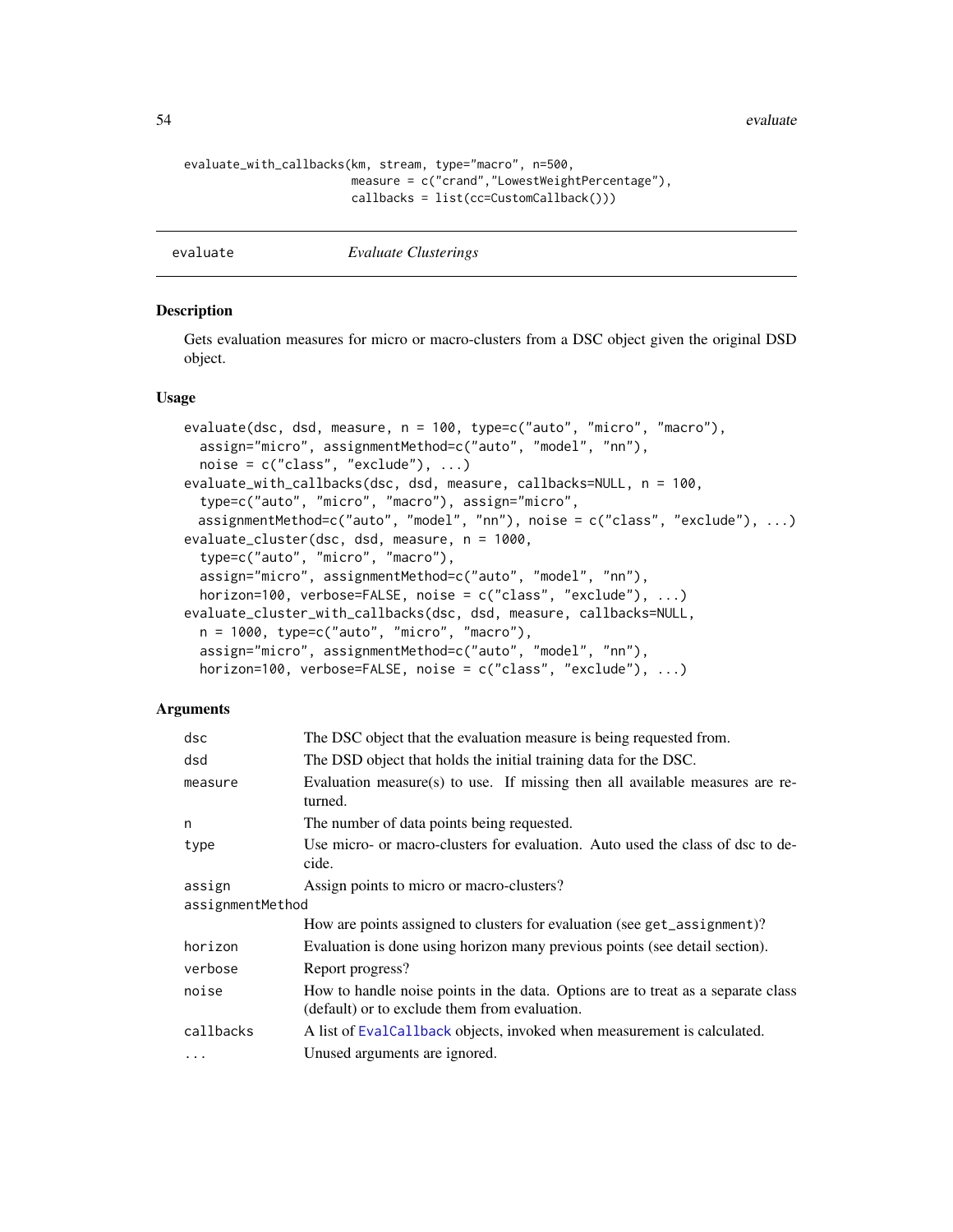```
evaluate_with_callbacks(km, stream, type="macro", n=500,
                        measure = c("crand","LowestWeightPercentage"),
                        callbacks = list(cc=CustomCallback()))
```

## evaluate *Evaluate Clusterings*

### Description

Gets evaluation measures for micro or macro-clusters from a DSC object given the original DSD object.

### Usage

```
evaluate(dsc, dsd, measure, n = 100, type=c("auto", "micro", "macro"),
  assign="micro", assignmentMethod=c("auto", "model", "nn"),
  noise = c("class", "exclude"), ...)
evaluate_with_callbacks(dsc, dsd, measure, callbacks=NULL, n = 100,
  type=c("auto", "micro", "macro"), assign="micro",
  assignmentMethod=c("auto", "model", "nn"), noise = c("class", "exclude"), ...)
evaluate_cluster(dsc, dsd, measure, n = 1000,
  type=c("auto", "micro", "macro"),
  assign="micro", assignmentMethod=c("auto", "model", "nn"),
  horizon=100, verbose=FALSE, noise = c("class", "exclude"), ...)
evaluate_cluster_with_callbacks(dsc, dsd, measure, callbacks=NULL,
  n = 1000, type=c("auto", "micro", "macro"),
  assign="micro", assignmentMethod=c("auto", "model", "nn"),
  horizon=100, verbose=FALSE, noise = c("class", "exclude"), ...)
```

### Arguments

| | |
|---|---|
| `dsc` | The DSC object that the evaluation measure is being requested from. |
| `dsd` | The DSD object that holds the initial training data for the DSC. |
| `measure` | Evaluation measure(s) to use. If missing then all available measures are returned. |
| `n` | The number of data points being requested. |
| `type` | Use micro- or macro-clusters for evaluation. Auto used the class of dsc to decide. |
| `assign` | Assign points to micro or macro-clusters? |
| `assignmentMethod` | How are points assigned to clusters for evaluation (see `get_assignment`)? |
| `horizon` | Evaluation is done using horizon many previous points (see detail section). |
| `verbose` | Report progress? |
| `noise` | How to handle noise points in the data. Options are to treat as a separate class (default) or to exclude them from evaluation. |
| `callbacks` | A list of `EvalCallback` objects, invoked when measurement is calculated. |
| `...` | Unused arguments are ignored. |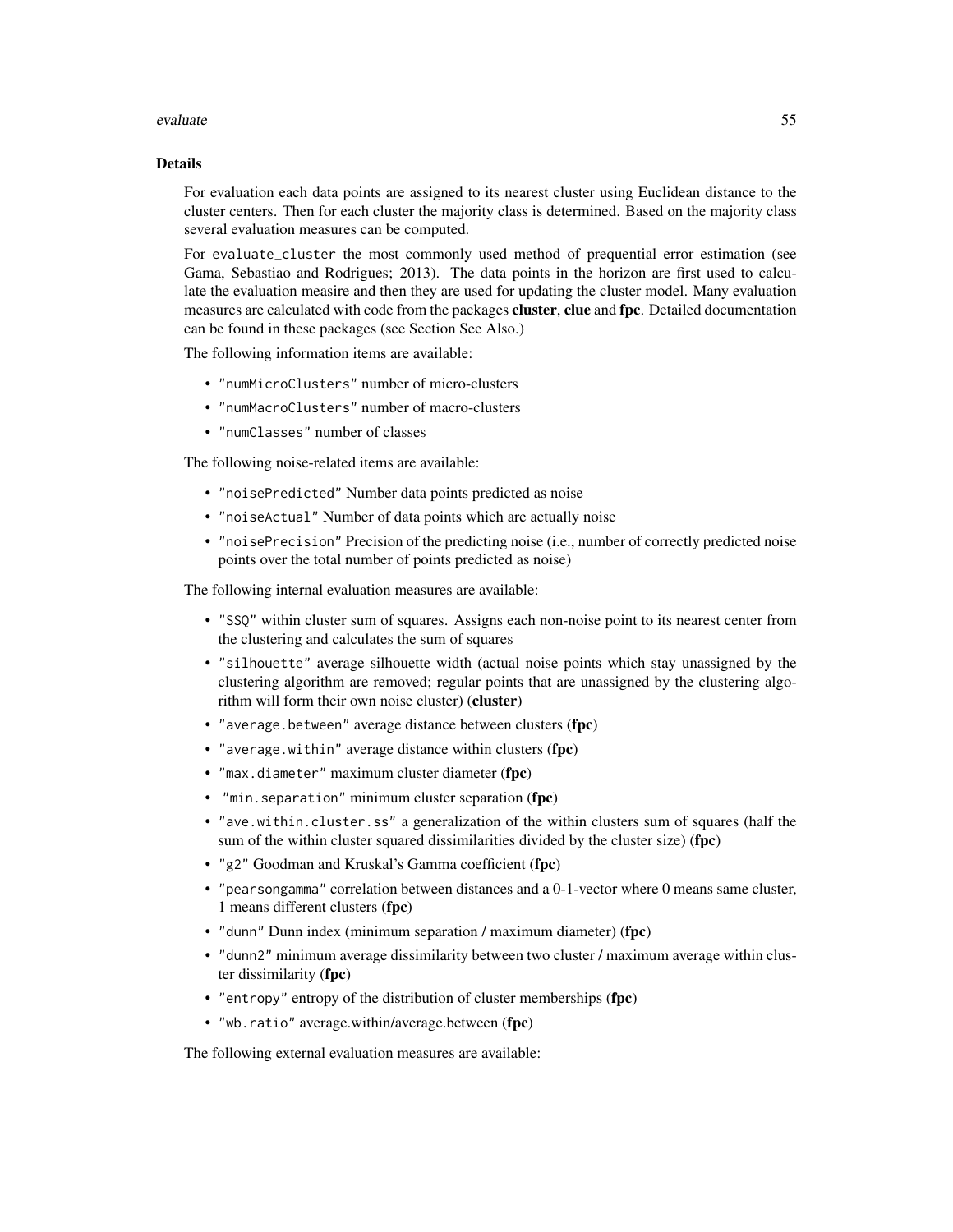### Details

For evaluation each data points are assigned to its nearest cluster using Euclidean distance to the cluster centers. Then for each cluster the majority class is determined. Based on the majority class several evaluation measures can be computed.

For evaluate_cluster the most commonly used method of prequential error estimation (see Gama, Sebastiao and Rodrigues; 2013). The data points in the horizon are first used to calculate the evaluation measire and then they are used for updating the cluster model. Many evaluation measures are calculated with code from the packages **cluster**, **clue** and **fpc**. Detailed documentation can be found in these packages (see Section See Also.)

The following information items are available:

- "numMicroClusters" number of micro-clusters
- "numMacroClusters" number of macro-clusters
- "numClasses" number of classes

The following noise-related items are available:

- "noisePredicted" Number data points predicted as noise
- "noiseActual" Number of data points which are actually noise
- "noisePrecision" Precision of the predicting noise (i.e., number of correctly predicted noise points over the total number of points predicted as noise)

The following internal evaluation measures are available:

- "SSQ" within cluster sum of squares. Assigns each non-noise point to its nearest center from the clustering and calculates the sum of squares
- "silhouette" average silhouette width (actual noise points which stay unassigned by the clustering algorithm are removed; regular points that are unassigned by the clustering algorithm will form their own noise cluster) (**cluster**)
- "average.between" average distance between clusters (**fpc**)
- "average.within" average distance within clusters (**fpc**)
- "max.diameter" maximum cluster diameter (**fpc**)
- "min.separation" minimum cluster separation (**fpc**)
- "ave.within.cluster.ss" a generalization of the within clusters sum of squares (half the sum of the within cluster squared dissimilarities divided by the cluster size) (**fpc**)
- "g2" Goodman and Kruskal's Gamma coefficient (**fpc**)
- "pearsongamma" correlation between distances and a 0-1-vector where 0 means same cluster, 1 means different clusters (**fpc**)
- "dunn" Dunn index (minimum separation / maximum diameter) (**fpc**)
- "dunn2" minimum average dissimilarity between two cluster / maximum average within cluster dissimilarity (**fpc**)
- "entropy" entropy of the distribution of cluster memberships (**fpc**)
- "wb.ratio" average.within/average.between (**fpc**)

The following external evaluation measures are available: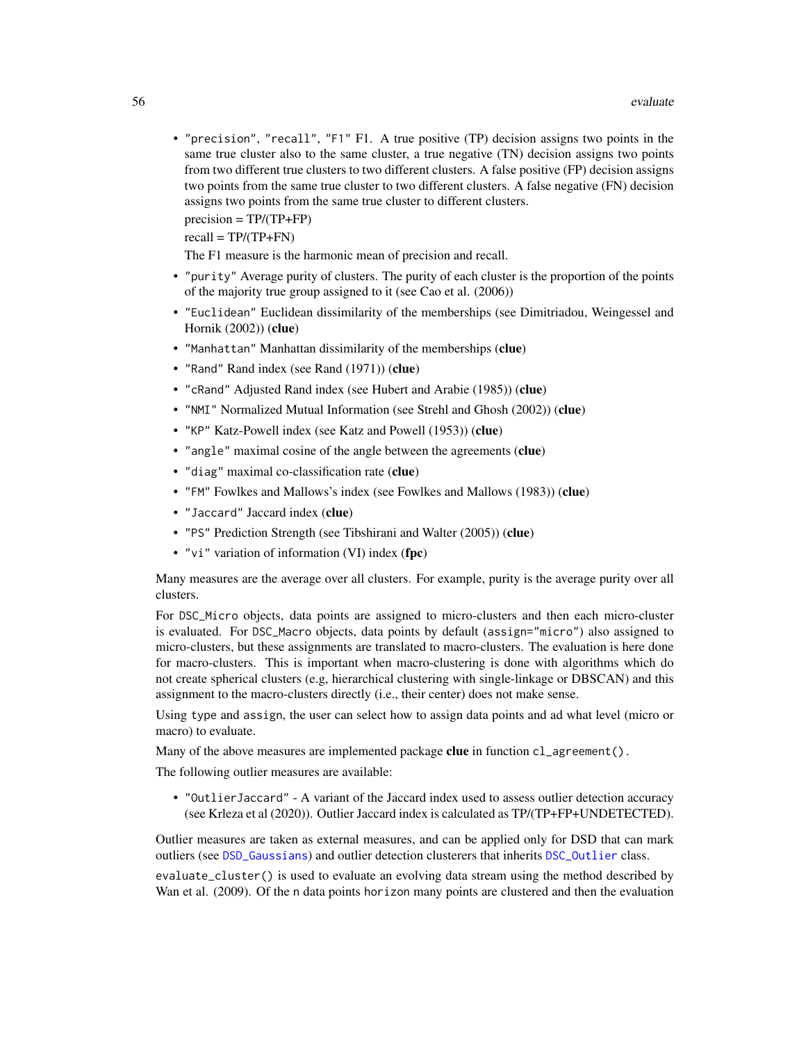- `"precision"`, `"recall"`, `"F1"` F1. A true positive (TP) decision assigns two points in the same true cluster also to the same cluster, a true negative (TN) decision assigns two points from two different true clusters to two different clusters. A false positive (FP) decision assigns two points from the same true cluster to two different clusters. A false negative (FN) decision assigns two points from the same true cluster to different clusters.

  precision = TP/(TP+FP)

  recall = TP/(TP+FN)

  The F1 measure is the harmonic mean of precision and recall.
- `"purity"` Average purity of clusters. The purity of each cluster is the proportion of the points of the majority true group assigned to it (see Cao et al. (2006))
- `"Euclidean"` Euclidean dissimilarity of the memberships (see Dimitriadou, Weingessel and Hornik (2002)) (**clue**)
- `"Manhattan"` Manhattan dissimilarity of the memberships (**clue**)
- `"Rand"` Rand index (see Rand (1971)) (**clue**)
- `"cRand"` Adjusted Rand index (see Hubert and Arabie (1985)) (**clue**)
- `"NMI"` Normalized Mutual Information (see Strehl and Ghosh (2002)) (**clue**)
- `"KP"` Katz-Powell index (see Katz and Powell (1953)) (**clue**)
- `"angle"` maximal cosine of the angle between the agreements (**clue**)
- `"diag"` maximal co-classification rate (**clue**)
- `"FM"` Fowlkes and Mallows's index (see Fowlkes and Mallows (1983)) (**clue**)
- `"Jaccard"` Jaccard index (**clue**)
- `"PS"` Prediction Strength (see Tibshirani and Walter (2005)) (**clue**)
- `"vi"` variation of information (VI) index (**fpc**)

Many measures are the average over all clusters. For example, purity is the average purity over all clusters.

For `DSC_Micro` objects, data points are assigned to micro-clusters and then each micro-cluster is evaluated. For `DSC_Macro` objects, data points by default (`assign="micro"`) also assigned to micro-clusters, but these assignments are translated to macro-clusters. The evaluation is here done for macro-clusters. This is important when macro-clustering is done with algorithms which do not create spherical clusters (e.g, hierarchical clustering with single-linkage or DBSCAN) and this assignment to the macro-clusters directly (i.e., their center) does not make sense.

Using `type` and `assign`, the user can select how to assign data points and ad what level (micro or macro) to evaluate.

Many of the above measures are implemented package **clue** in function `cl_agreement()`.

The following outlier measures are available:

- `"OutlierJaccard"` - A variant of the Jaccard index used to assess outlier detection accuracy (see Krleza et al (2020)). Outlier Jaccard index is calculated as TP/(TP+FP+UNDETECTED).

Outlier measures are taken as external measures, and can be applied only for DSD that can mark outliers (see `DSD_Gaussians`) and outlier detection clusterers that inherits `DSC_Outlier` class.

`evaluate_cluster()` is used to evaluate an evolving data stream using the method described by Wan et al. (2009). Of the `n` data points `horizon` many points are clustered and then the evaluation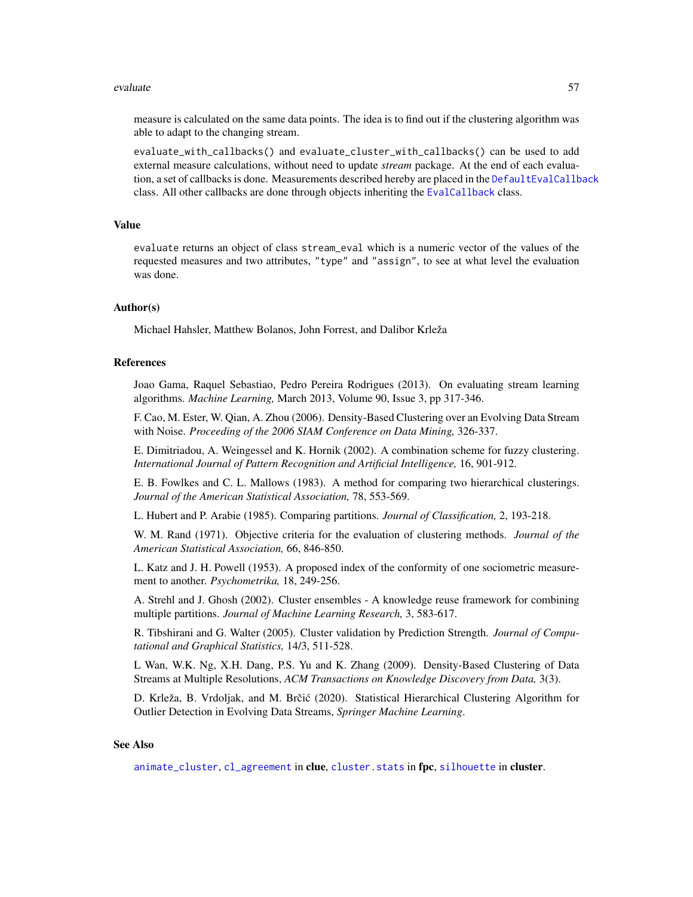measure is calculated on the same data points. The idea is to find out if the clustering algorithm was able to adapt to the changing stream.

`evaluate_with_callbacks()` and `evaluate_cluster_with_callbacks()` can be used to add external measure calculations, without need to update *stream* package. At the end of each evaluation, a set of callbacks is done. Measurements described hereby are placed in the `DefaultEvalCallback` class. All other callbacks are done through objects inheriting the `EvalCallback` class.

## Value

`evaluate` returns an object of class `stream_eval` which is a numeric vector of the values of the requested measures and two attributes, `"type"` and `"assign"`, to see at what level the evaluation was done.

## Author(s)

Michael Hahsler, Matthew Bolanos, John Forrest, and Dalibor Krleža

## References

Joao Gama, Raquel Sebastiao, Pedro Pereira Rodrigues (2013). On evaluating stream learning algorithms. *Machine Learning,* March 2013, Volume 90, Issue 3, pp 317-346.

F. Cao, M. Ester, W. Qian, A. Zhou (2006). Density-Based Clustering over an Evolving Data Stream with Noise. *Proceeding of the 2006 SIAM Conference on Data Mining,* 326-337.

E. Dimitriadou, A. Weingessel and K. Hornik (2002). A combination scheme for fuzzy clustering. *International Journal of Pattern Recognition and Artificial Intelligence,* 16, 901-912.

E. B. Fowlkes and C. L. Mallows (1983). A method for comparing two hierarchical clusterings. *Journal of the American Statistical Association,* 78, 553-569.

L. Hubert and P. Arabie (1985). Comparing partitions. *Journal of Classification,* 2, 193-218.

W. M. Rand (1971). Objective criteria for the evaluation of clustering methods. *Journal of the American Statistical Association,* 66, 846-850.

L. Katz and J. H. Powell (1953). A proposed index of the conformity of one sociometric measurement to another. *Psychometrika,* 18, 249-256.

A. Strehl and J. Ghosh (2002). Cluster ensembles - A knowledge reuse framework for combining multiple partitions. *Journal of Machine Learning Research,* 3, 583-617.

R. Tibshirani and G. Walter (2005). Cluster validation by Prediction Strength. *Journal of Computational and Graphical Statistics,* 14/3, 511-528.

L Wan, W.K. Ng, X.H. Dang, P.S. Yu and K. Zhang (2009). Density-Based Clustering of Data Streams at Multiple Resolutions, *ACM Transactions on Knowledge Discovery from Data,* 3(3).

D. Krleža, B. Vrdoljak, and M. Brčić (2020). Statistical Hierarchical Clustering Algorithm for Outlier Detection in Evolving Data Streams, *Springer Machine Learning*.

## See Also

`animate_cluster`, `cl_agreement` in **clue**, `cluster.stats` in **fpc**, `silhouette` in **cluster**.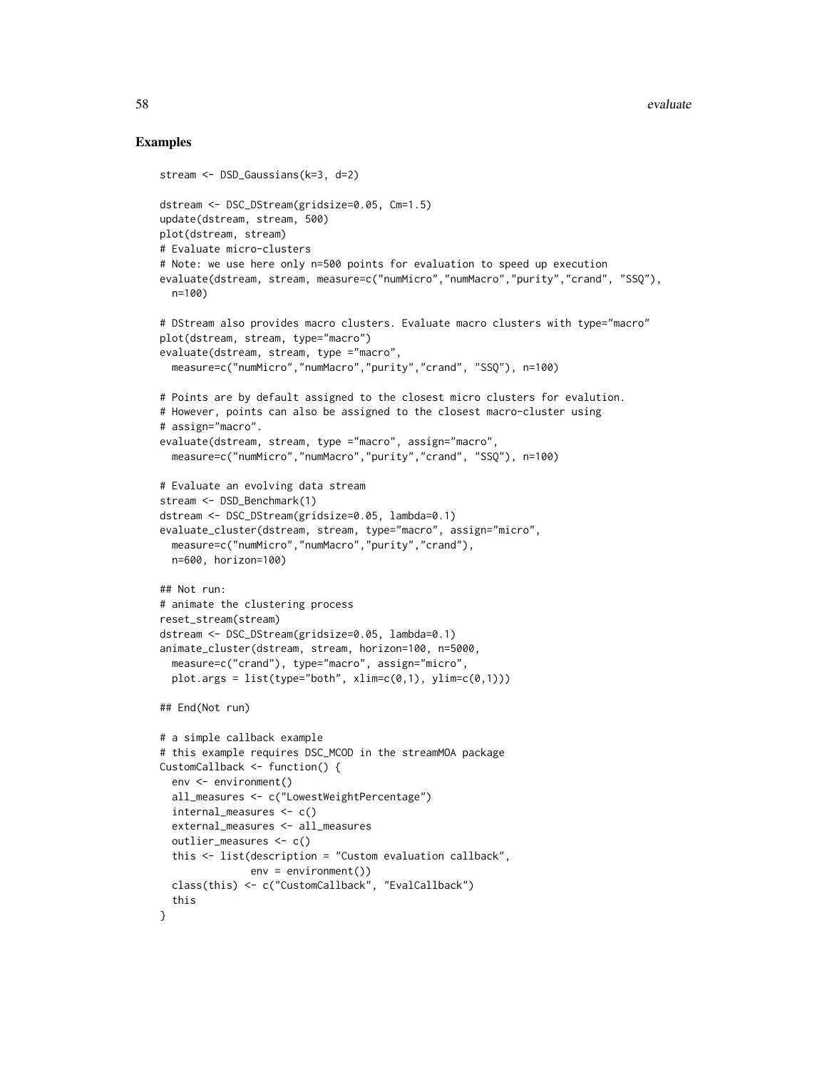## Examples

```
stream <- DSD_Gaussians(k=3, d=2)

dstream <- DSC_DStream(gridsize=0.05, Cm=1.5)
update(dstream, stream, 500)
plot(dstream, stream)
# Evaluate micro-clusters
# Note: we use here only n=500 points for evaluation to speed up execution
evaluate(dstream, stream, measure=c("numMicro","numMacro","purity","crand", "SSQ"),
  n=100)

# DStream also provides macro clusters. Evaluate macro clusters with type="macro"
plot(dstream, stream, type="macro")
evaluate(dstream, stream, type ="macro",
  measure=c("numMicro","numMacro","purity","crand", "SSQ"), n=100)

# Points are by default assigned to the closest micro clusters for evalution.
# However, points can also be assigned to the closest macro-cluster using
# assign="macro".
evaluate(dstream, stream, type ="macro", assign="macro",
  measure=c("numMicro","numMacro","purity","crand", "SSQ"), n=100)

# Evaluate an evolving data stream
stream <- DSD_Benchmark(1)
dstream <- DSC_DStream(gridsize=0.05, lambda=0.1)
evaluate_cluster(dstream, stream, type="macro", assign="micro",
  measure=c("numMicro","numMacro","purity","crand"),
  n=600, horizon=100)

## Not run:
# animate the clustering process
reset_stream(stream)
dstream <- DSC_DStream(gridsize=0.05, lambda=0.1)
animate_cluster(dstream, stream, horizon=100, n=5000,
  measure=c("crand"), type="macro", assign="micro",
  plot.args = list(type="both", xlim=c(0,1), ylim=c(0,1)))

## End(Not run)

# a simple callback example
# this example requires DSC_MCOD in the streamMOA package
CustomCallback <- function() {
  env <- environment()
  all_measures <- c("LowestWeightPercentage")
  internal_measures <- c()
  external_measures <- all_measures
  outlier_measures <- c()
  this <- list(description = "Custom evaluation callback",
               env = environment())
  class(this) <- c("CustomCallback", "EvalCallback")
  this
}
```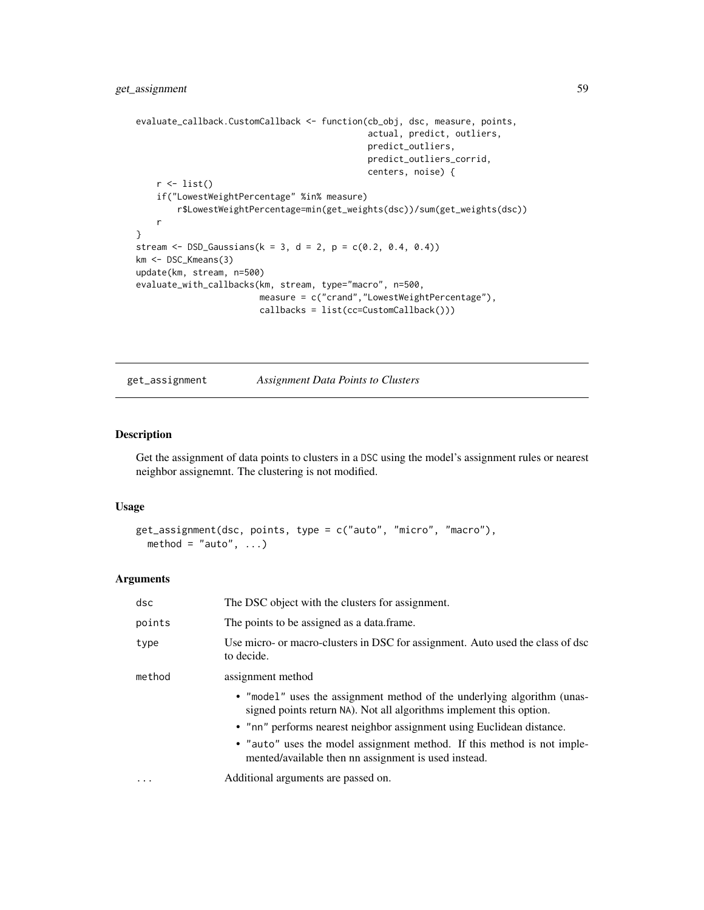```
evaluate_callback.CustomCallback <- function(cb_obj, dsc, measure, points,
                                            actual, predict, outliers,
                                            predict_outliers,
                                            predict_outliers_corrid,
                                            centers, noise) {
    r <- list()
    if("LowestWeightPercentage" %in% measure)
        r$LowestWeightPercentage=min(get_weights(dsc))/sum(get_weights(dsc))
    r
}
stream <- DSD_Gaussians(k = 3, d = 2, p = c(0.2, 0.4, 0.4))
km <- DSC_Kmeans(3)
update(km, stream, n=500)
evaluate_with_callbacks(km, stream, type="macro", n=500,
                       measure = c("crand","LowestWeightPercentage"),
                       callbacks = list(cc=CustomCallback()))
```

## get_assignment *Assignment Data Points to Clusters*

### Description

Get the assignment of data points to clusters in a DSC using the model's assignment rules or nearest neighbor assignemnt. The clustering is not modified.

### Usage

```
get_assignment(dsc, points, type = c("auto", "micro", "macro"),
  method = "auto", ...)
```

### Arguments

| | |
|---|---|
| dsc | The DSC object with the clusters for assignment. |
| points | The points to be assigned as a data.frame. |
| type | Use micro- or macro-clusters in DSC for assignment. Auto used the class of dsc to decide. |
| method | assignment method<br>• "model" uses the assignment method of the underlying algorithm (unassigned points return NA). Not all algorithms implement this option.<br>• "nn" performs nearest neighbor assignment using Euclidean distance.<br>• "auto" uses the model assignment method. If this method is not implemented/available then nn assignment is used instead. |
| ... | Additional arguments are passed on. |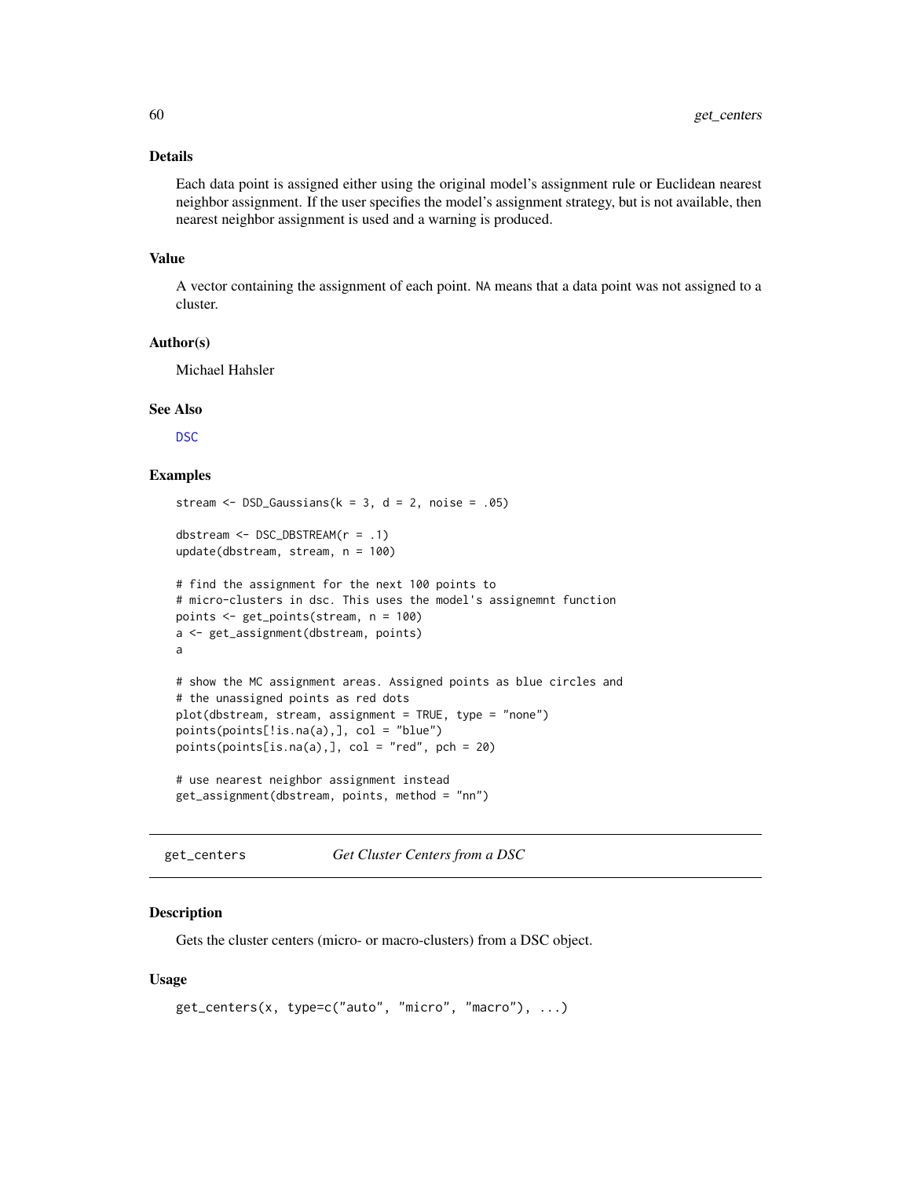### Details

Each data point is assigned either using the original model's assignment rule or Euclidean nearest neighbor assignment. If the user specifies the model's assignment strategy, but is not available, then nearest neighbor assignment is used and a warning is produced.

### Value

A vector containing the assignment of each point. NA means that a data point was not assigned to a cluster.

### Author(s)

Michael Hahsler

### See Also

DSC

### Examples

```
stream <- DSD_Gaussians(k = 3, d = 2, noise = .05)

dbstream <- DSC_DBSTREAM(r = .1)
update(dbstream, stream, n = 100)

# find the assignment for the next 100 points to
# micro-clusters in dsc. This uses the model's assignemnt function
points <- get_points(stream, n = 100)
a <- get_assignment(dbstream, points)
a

# show the MC assignment areas. Assigned points as blue circles and
# the unassigned points as red dots
plot(dbstream, stream, assignment = TRUE, type = "none")
points(points[!is.na(a),], col = "blue")
points(points[is.na(a),], col = "red", pch = 20)

# use nearest neighbor assignment instead
get_assignment(dbstream, points, method = "nn")
```

---

## get_centers &nbsp;&nbsp;&nbsp; *Get Cluster Centers from a DSC*

### Description

Gets the cluster centers (micro- or macro-clusters) from a DSC object.

### Usage

```
get_centers(x, type=c("auto", "micro", "macro"), ...)
```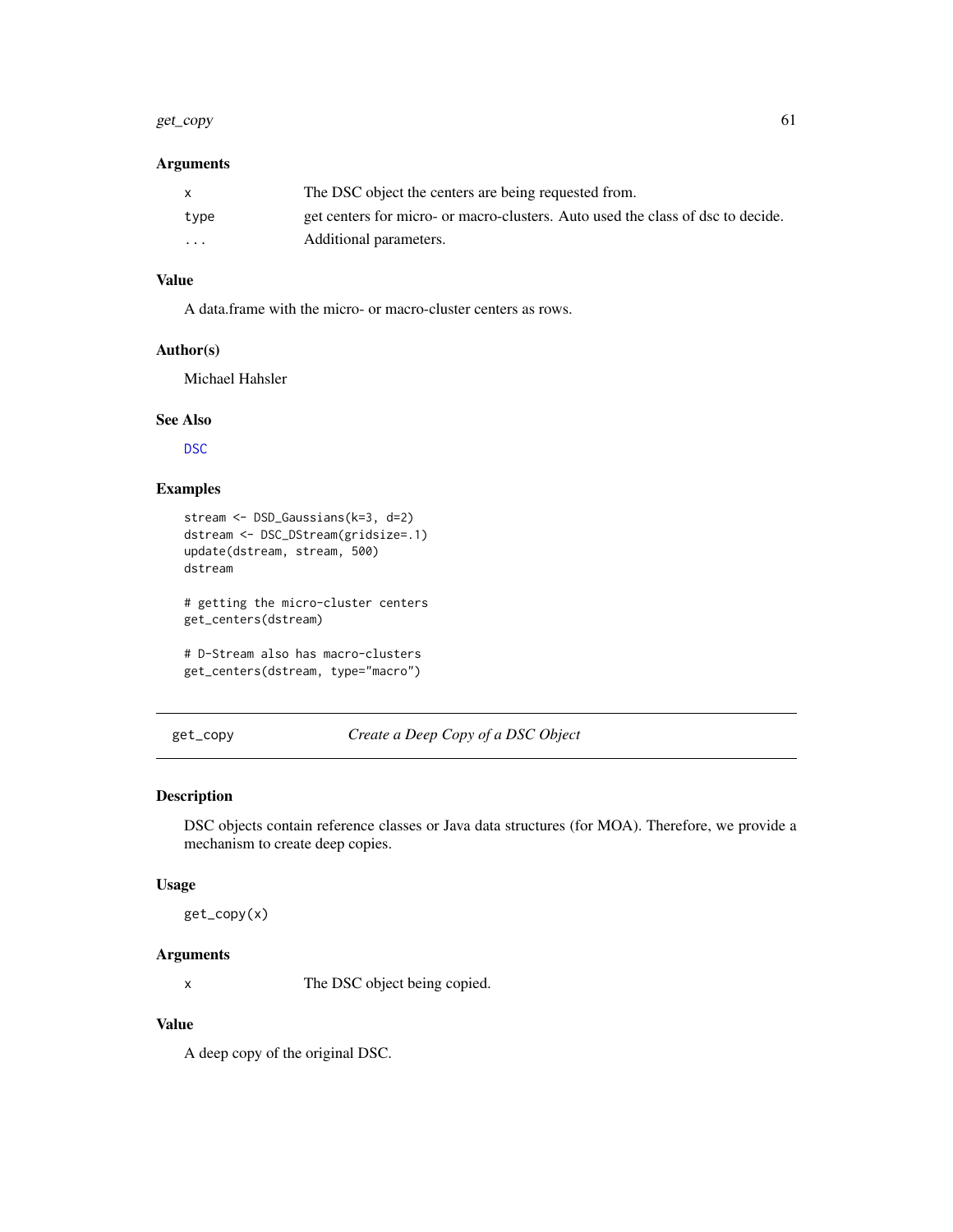### Arguments

| | |
|---|---|
| x | The DSC object the centers are being requested from. |
| type | get centers for micro- or macro-clusters. Auto used the class of dsc to decide. |
| ... | Additional parameters. |

### Value

A data.frame with the micro- or macro-cluster centers as rows.

### Author(s)

Michael Hahsler

### See Also

DSC

### Examples

```
stream <- DSD_Gaussians(k=3, d=2)
dstream <- DSC_DStream(gridsize=.1)
update(dstream, stream, 500)
dstream

# getting the micro-cluster centers
get_centers(dstream)

# D-Stream also has macro-clusters
get_centers(dstream, type="macro")
```

---

## get_copy — *Create a Deep Copy of a DSC Object*

### Description

DSC objects contain reference classes or Java data structures (for MOA). Therefore, we provide a mechanism to create deep copies.

### Usage

```
get_copy(x)
```

### Arguments

| | |
|---|---|
| x | The DSC object being copied. |

### Value

A deep copy of the original DSC.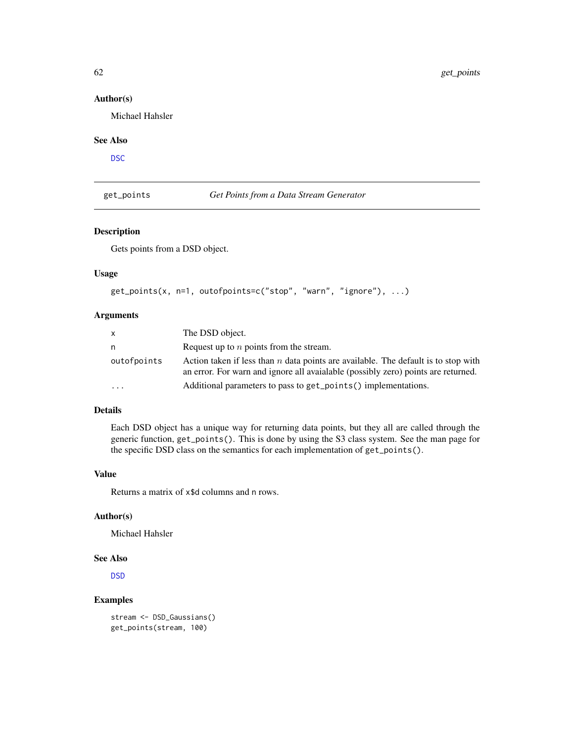### Author(s)

Michael Hahsler

### See Also

DSC

---

## get_points — *Get Points from a Data Stream Generator*

---

### Description

Gets points from a DSD object.

### Usage

```
get_points(x, n=1, outofpoints=c("stop", "warn", "ignore"), ...)
```

### Arguments

| | |
|---|---|
| x | The DSD object. |
| n | Request up to $n$ points from the stream. |
| outofpoints | Action taken if less than $n$ data points are available. The default is to stop with an error. For warn and ignore all avaialable (possibly zero) points are returned. |
| ... | Additional parameters to pass to `get_points()` implementations. |

### Details

Each DSD object has a unique way for returning data points, but they all are called through the generic function, `get_points()`. This is done by using the S3 class system. See the man page for the specific DSD class on the semantics for each implementation of `get_points()`.

### Value

Returns a matrix of `x$d` columns and `n` rows.

### Author(s)

Michael Hahsler

### See Also

DSD

### Examples

```
stream <- DSD_Gaussians()
get_points(stream, 100)
```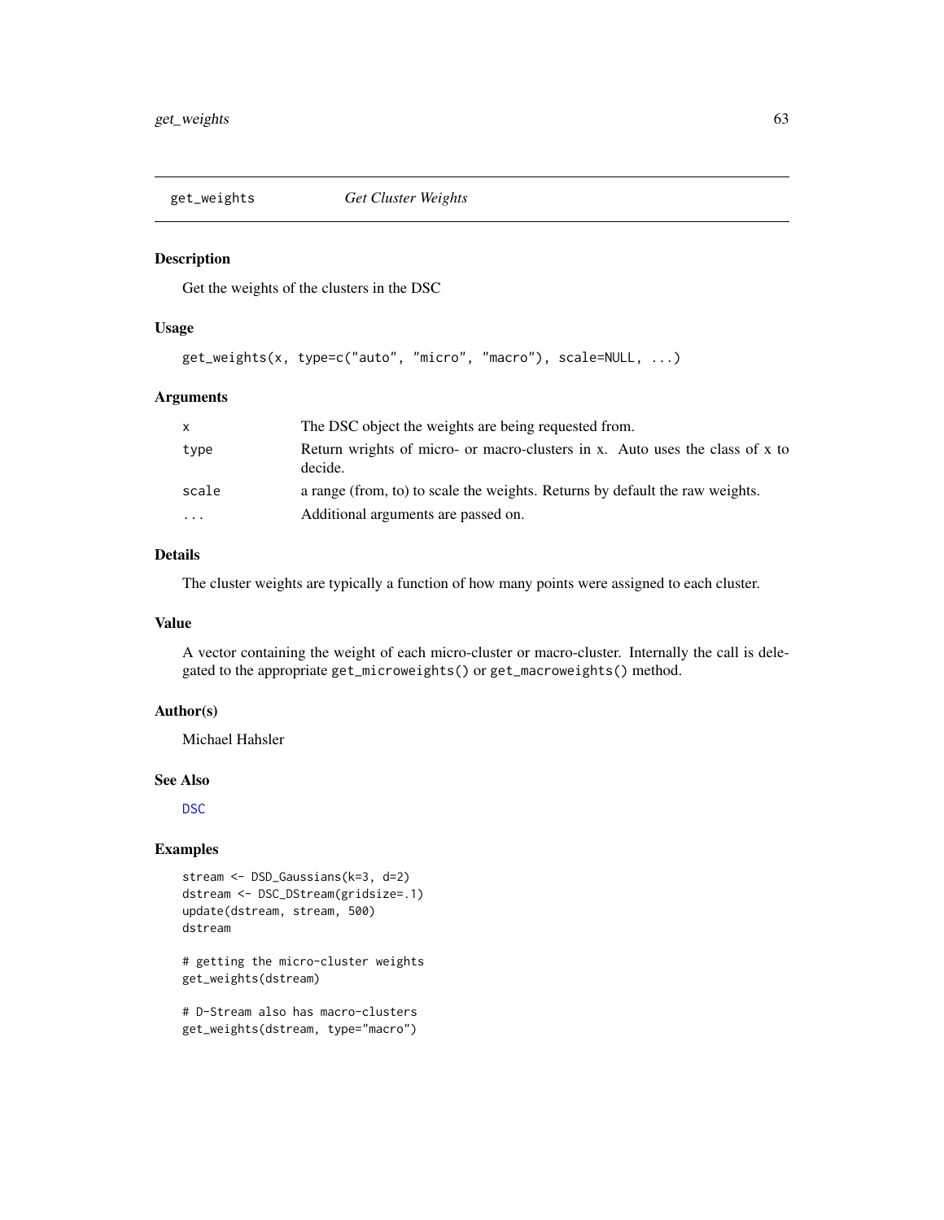get_weights *Get Cluster Weights*

## Description

Get the weights of the clusters in the DSC

## Usage

```
get_weights(x, type=c("auto", "micro", "macro"), scale=NULL, ...)
```

## Arguments

| | |
|---|---|
| x | The DSC object the weights are being requested from. |
| type | Return wrights of micro- or macro-clusters in x. Auto uses the class of x to decide. |
| scale | a range (from, to) to scale the weights. Returns by default the raw weights. |
| ... | Additional arguments are passed on. |

## Details

The cluster weights are typically a function of how many points were assigned to each cluster.

## Value

A vector containing the weight of each micro-cluster or macro-cluster. Internally the call is delegated to the appropriate `get_microweights()` or `get_macroweights()` method.

## Author(s)

Michael Hahsler

## See Also

DSC

## Examples

```
stream <- DSD_Gaussians(k=3, d=2)
dstream <- DSC_DStream(gridsize=.1)
update(dstream, stream, 500)
dstream

# getting the micro-cluster weights
get_weights(dstream)

# D-Stream also has macro-clusters
get_weights(dstream, type="macro")
```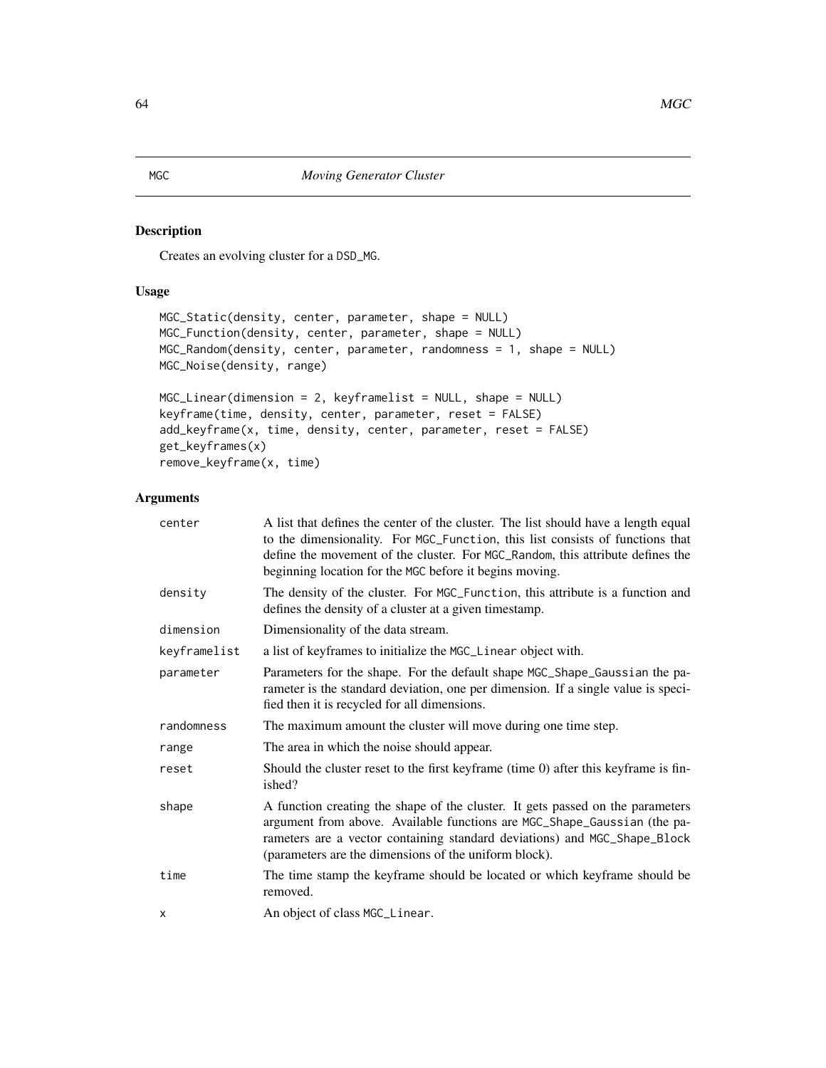# MGC *Moving Generator Cluster*

## Description

Creates an evolving cluster for a DSD_MG.

## Usage

```
MGC_Static(density, center, parameter, shape = NULL)
MGC_Function(density, center, parameter, shape = NULL)
MGC_Random(density, center, parameter, randomness = 1, shape = NULL)
MGC_Noise(density, range)

MGC_Linear(dimension = 2, keyframelist = NULL, shape = NULL)
keyframe(time, density, center, parameter, reset = FALSE)
add_keyframe(x, time, density, center, parameter, reset = FALSE)
get_keyframes(x)
remove_keyframe(x, time)
```

## Arguments

| | |
|---|---|
| center | A list that defines the center of the cluster. The list should have a length equal to the dimensionality. For MGC_Function, this list consists of functions that define the movement of the cluster. For MGC_Random, this attribute defines the beginning location for the MGC before it begins moving. |
| density | The density of the cluster. For MGC_Function, this attribute is a function and defines the density of a cluster at a given timestamp. |
| dimension | Dimensionality of the data stream. |
| keyframelist | a list of keyframes to initialize the MGC_Linear object with. |
| parameter | Parameters for the shape. For the default shape MGC_Shape_Gaussian the parameter is the standard deviation, one per dimension. If a single value is specified then it is recycled for all dimensions. |
| randomness | The maximum amount the cluster will move during one time step. |
| range | The area in which the noise should appear. |
| reset | Should the cluster reset to the first keyframe (time 0) after this keyframe is finished? |
| shape | A function creating the shape of the cluster. It gets passed on the parameters argument from above. Available functions are MGC_Shape_Gaussian (the parameters are a vector containing standard deviations) and MGC_Shape_Block (parameters are the dimensions of the uniform block). |
| time | The time stamp the keyframe should be located or which keyframe should be removed. |
| x | An object of class MGC_Linear. |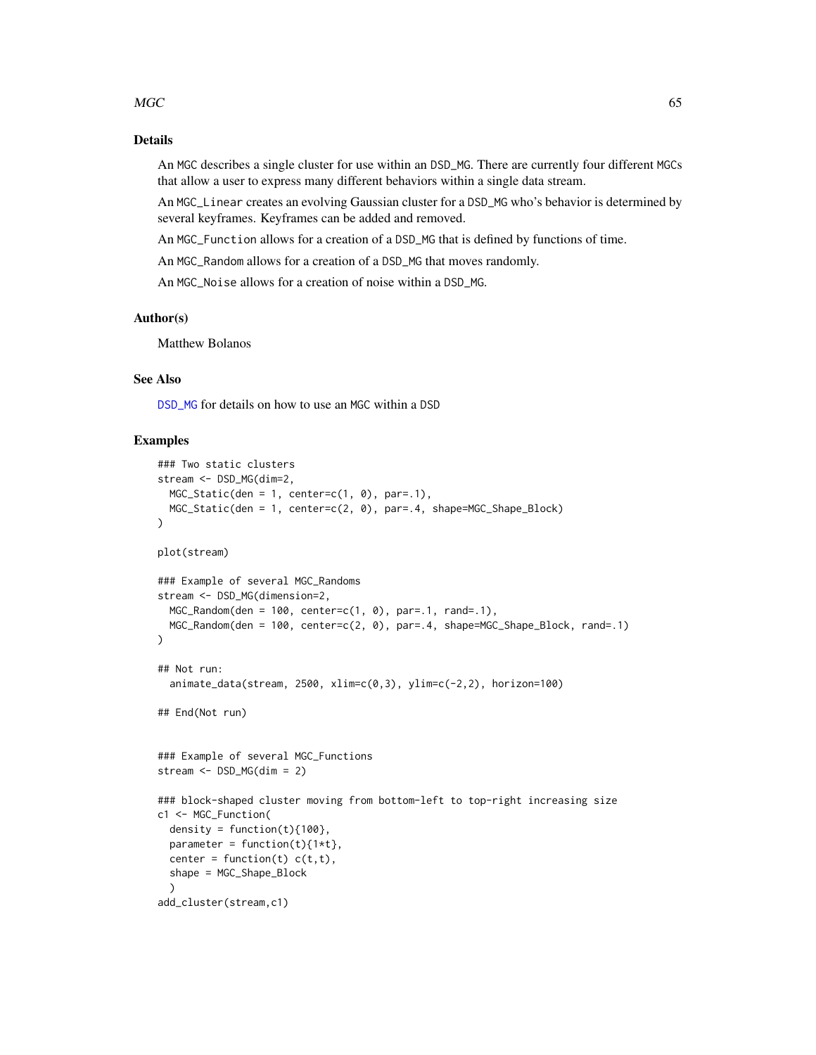## Details

An MGC describes a single cluster for use within an DSD_MG. There are currently four different MGCs that allow a user to express many different behaviors within a single data stream.

An MGC_Linear creates an evolving Gaussian cluster for a DSD_MG who's behavior is determined by several keyframes. Keyframes can be added and removed.

An MGC_Function allows for a creation of a DSD_MG that is defined by functions of time.

An MGC_Random allows for a creation of a DSD_MG that moves randomly.

An MGC_Noise allows for a creation of noise within a DSD_MG.

## Author(s)

Matthew Bolanos

## See Also

DSD_MG for details on how to use an MGC within a DSD

## Examples

```
### Two static clusters
stream <- DSD_MG(dim=2,
  MGC_Static(den = 1, center=c(1, 0), par=.1),
  MGC_Static(den = 1, center=c(2, 0), par=.4, shape=MGC_Shape_Block)
)

plot(stream)

### Example of several MGC_Randoms
stream <- DSD_MG(dimension=2,
  MGC_Random(den = 100, center=c(1, 0), par=.1, rand=.1),
  MGC_Random(den = 100, center=c(2, 0), par=.4, shape=MGC_Shape_Block, rand=.1)
)

## Not run:
  animate_data(stream, 2500, xlim=c(0,3), ylim=c(-2,2), horizon=100)

## End(Not run)


### Example of several MGC_Functions
stream <- DSD_MG(dim = 2)

### block-shaped cluster moving from bottom-left to top-right increasing size
c1 <- MGC_Function(
  density = function(t){100},
  parameter = function(t){1*t},
  center = function(t) c(t,t),
  shape = MGC_Shape_Block
  )
add_cluster(stream,c1)
```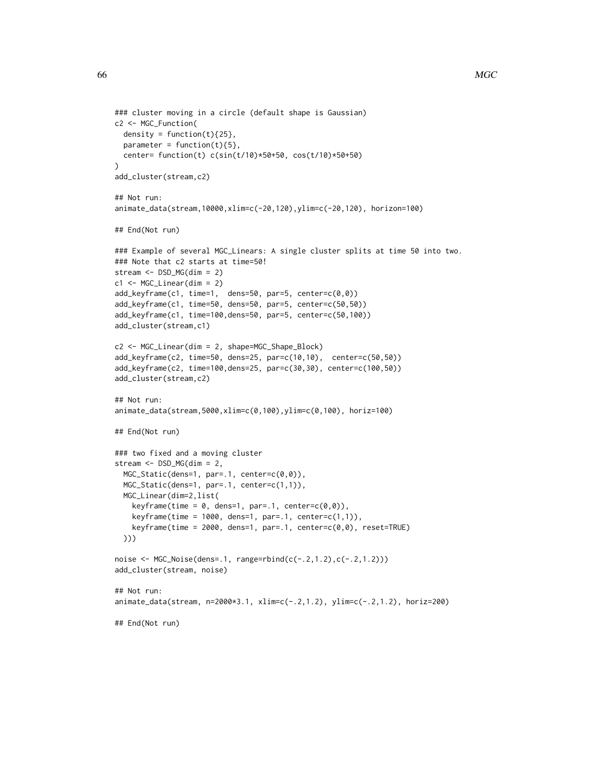```
### cluster moving in a circle (default shape is Gaussian)
c2 <- MGC_Function(
  density = function(t){25},
  parameter = function(t){5},
  center= function(t) c(sin(t/10)*50+50, cos(t/10)*50+50)
)
add_cluster(stream,c2)

## Not run:
animate_data(stream,10000,xlim=c(-20,120),ylim=c(-20,120), horizon=100)

## End(Not run)

### Example of several MGC_Linears: A single cluster splits at time 50 into two.
### Note that c2 starts at time=50!
stream <- DSD_MG(dim = 2)
c1 <- MGC_Linear(dim = 2)
add_keyframe(c1, time=1,  dens=50, par=5, center=c(0,0))
add_keyframe(c1, time=50, dens=50, par=5, center=c(50,50))
add_keyframe(c1, time=100,dens=50, par=5, center=c(50,100))
add_cluster(stream,c1)

c2 <- MGC_Linear(dim = 2, shape=MGC_Shape_Block)
add_keyframe(c2, time=50, dens=25, par=c(10,10),  center=c(50,50))
add_keyframe(c2, time=100,dens=25, par=c(30,30), center=c(100,50))
add_cluster(stream,c2)

## Not run:
animate_data(stream,5000,xlim=c(0,100),ylim=c(0,100), horiz=100)

## End(Not run)

### two fixed and a moving cluster
stream <- DSD_MG(dim = 2,
  MGC_Static(dens=1, par=.1, center=c(0,0)),
  MGC_Static(dens=1, par=.1, center=c(1,1)),
  MGC_Linear(dim=2,list(
    keyframe(time = 0, dens=1, par=.1, center=c(0,0)),
    keyframe(time = 1000, dens=1, par=.1, center=c(1,1)),
    keyframe(time = 2000, dens=1, par=.1, center=c(0,0), reset=TRUE)
  )))

noise <- MGC_Noise(dens=.1, range=rbind(c(-.2,1.2),c(-.2,1.2)))
add_cluster(stream, noise)

## Not run:
animate_data(stream, n=2000*3.1, xlim=c(-.2,1.2), ylim=c(-.2,1.2), horiz=200)

## End(Not run)
```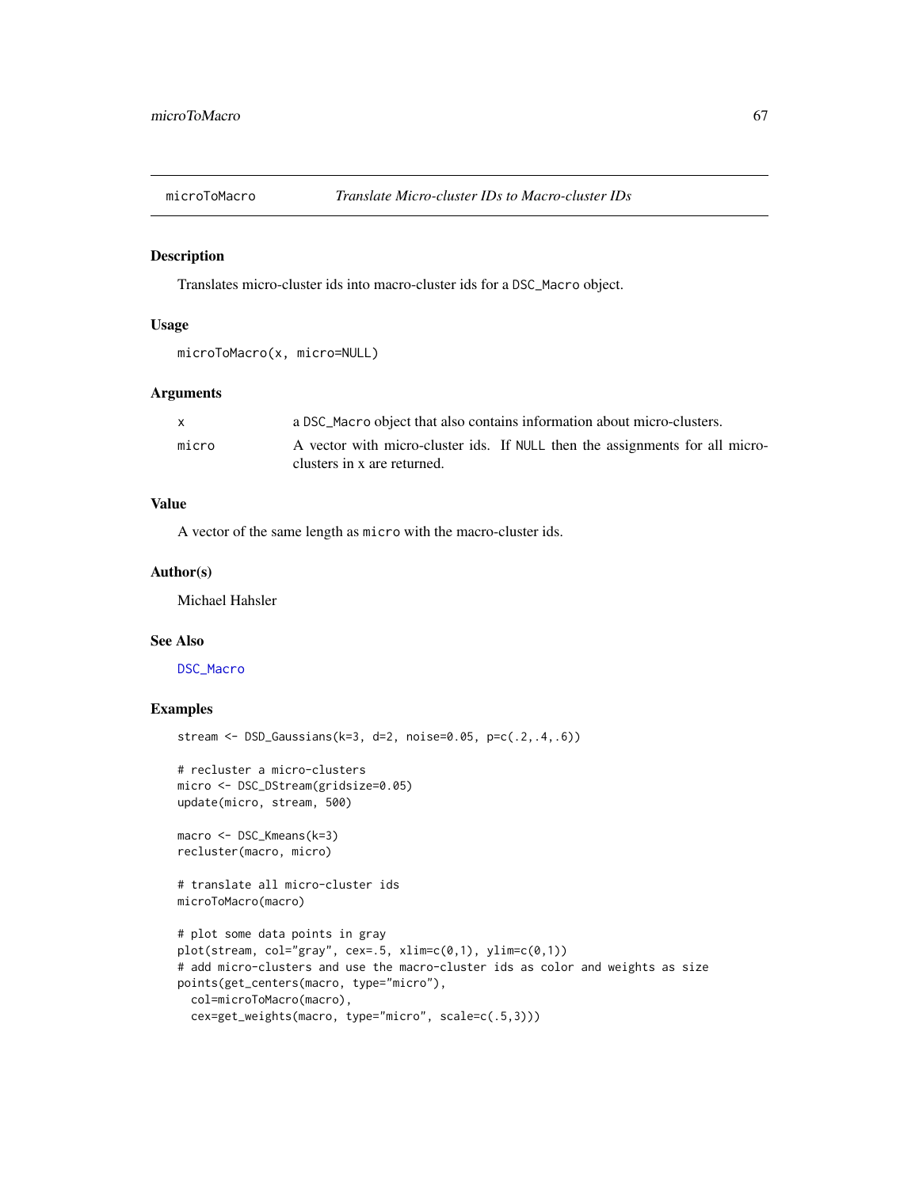## microToMacro — *Translate Micro-cluster IDs to Macro-cluster IDs*

### Description

Translates micro-cluster ids into macro-cluster ids for a `DSC_Macro` object.

### Usage

```
microToMacro(x, micro=NULL)
```

### Arguments

| | |
|---|---|
| `x` | a `DSC_Macro` object that also contains information about micro-clusters. |
| `micro` | A vector with micro-cluster ids. If `NULL` then the assignments for all micro-clusters in x are returned. |

### Value

A vector of the same length as `micro` with the macro-cluster ids.

### Author(s)

Michael Hahsler

### See Also

`DSC_Macro`

### Examples

```
stream <- DSD_Gaussians(k=3, d=2, noise=0.05, p=c(.2,.4,.6))

# recluster a micro-clusters
micro <- DSC_DStream(gridsize=0.05)
update(micro, stream, 500)

macro <- DSC_Kmeans(k=3)
recluster(macro, micro)

# translate all micro-cluster ids
microToMacro(macro)

# plot some data points in gray
plot(stream, col="gray", cex=.5, xlim=c(0,1), ylim=c(0,1))
# add micro-clusters and use the macro-cluster ids as color and weights as size
points(get_centers(macro, type="micro"),
  col=microToMacro(macro),
  cex=get_weights(macro, type="micro", scale=c(.5,3)))
```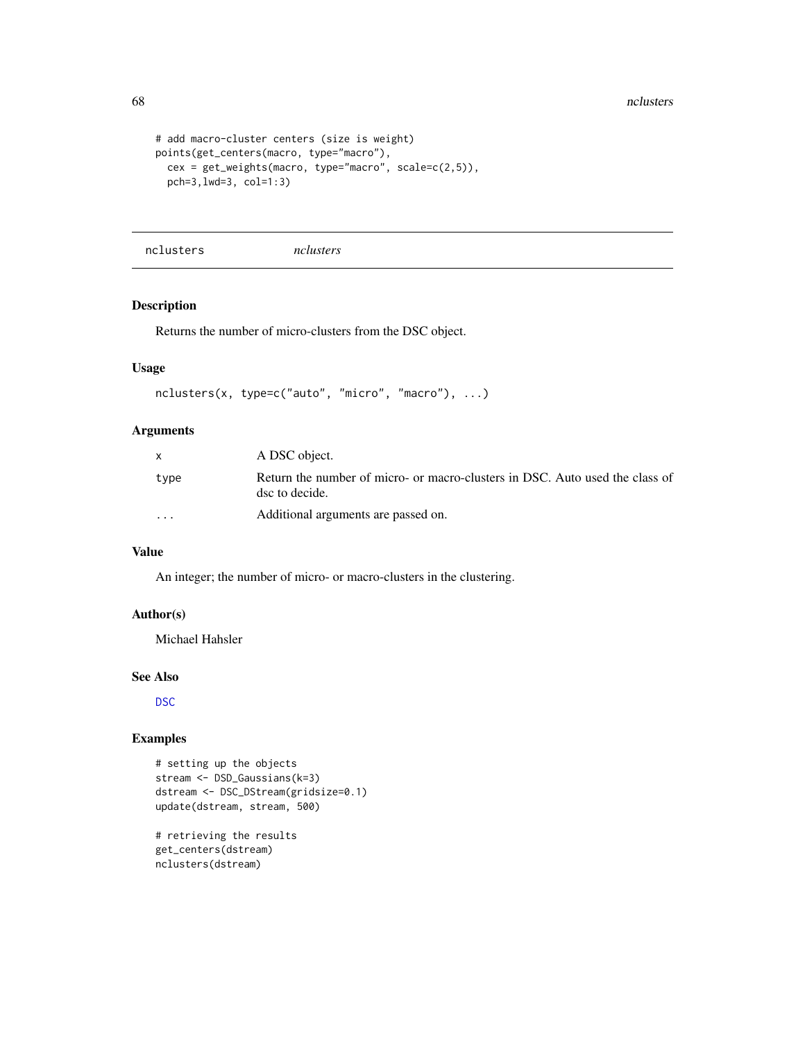```
# add macro-cluster centers (size is weight)
points(get_centers(macro, type="macro"),
  cex = get_weights(macro, type="macro", scale=c(2,5)),
  pch=3,lwd=3, col=1:3)
```

## nclusters    *nclusters*

### Description

Returns the number of micro-clusters from the DSC object.

### Usage

```
nclusters(x, type=c("auto", "micro", "macro"), ...)
```

### Arguments

| | |
|---|---|
| x | A DSC object. |
| type | Return the number of micro- or macro-clusters in DSC. Auto used the class of dsc to decide. |
| ... | Additional arguments are passed on. |

### Value

An integer; the number of micro- or macro-clusters in the clustering.

### Author(s)

Michael Hahsler

### See Also

DSC

### Examples

```
# setting up the objects
stream <- DSD_Gaussians(k=3)
dstream <- DSC_DStream(gridsize=0.1)
update(dstream, stream, 500)

# retrieving the results
get_centers(dstream)
nclusters(dstream)
```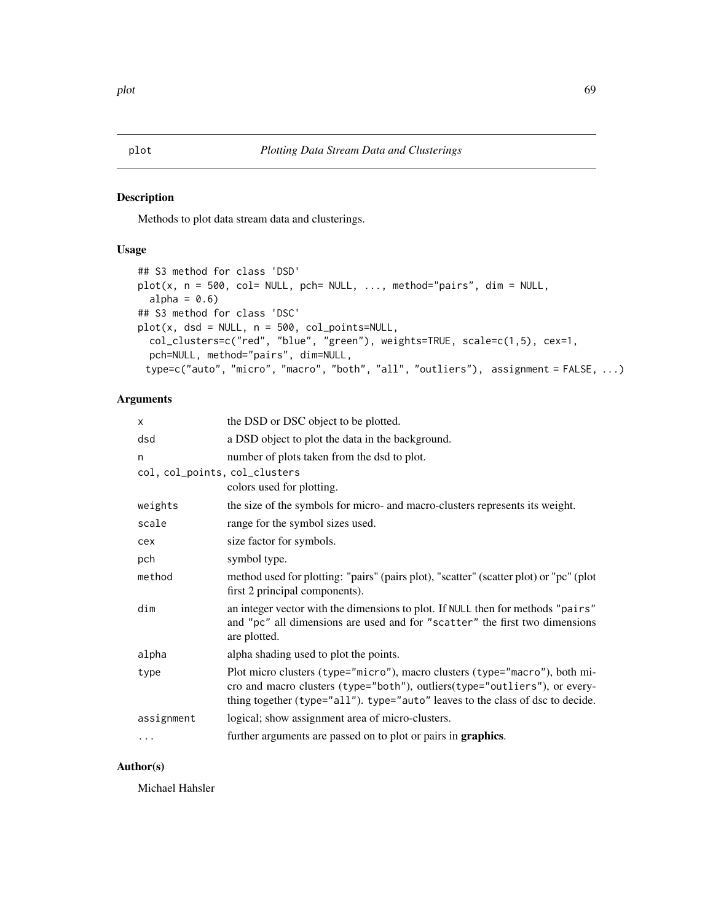# plot — *Plotting Data Stream Data and Clusterings*

## Description

Methods to plot data stream data and clusterings.

## Usage

```
## S3 method for class 'DSD'
plot(x, n = 500, col= NULL, pch= NULL, ..., method="pairs", dim = NULL,
  alpha = 0.6)
## S3 method for class 'DSC'
plot(x, dsd = NULL, n = 500, col_points=NULL,
  col_clusters=c("red", "blue", "green"), weights=TRUE, scale=c(1,5), cex=1,
  pch=NULL, method="pairs", dim=NULL,
 type=c("auto", "micro", "macro", "both", "all", "outliers"), assignment = FALSE, ...)
```

## Arguments

| Argument | Description |
|---|---|
| `x` | the DSD or DSC object to be plotted. |
| `dsd` | a DSD object to plot the data in the background. |
| `n` | number of plots taken from the dsd to plot. |
| `col, col_points, col_clusters` | colors used for plotting. |
| `weights` | the size of the symbols for micro- and macro-clusters represents its weight. |
| `scale` | range for the symbol sizes used. |
| `cex` | size factor for symbols. |
| `pch` | symbol type. |
| `method` | method used for plotting: "pairs" (pairs plot), "scatter" (scatter plot) or "pc" (plot first 2 principal components). |
| `dim` | an integer vector with the dimensions to plot. If `NULL` then for methods `"pairs"` and `"pc"` all dimensions are used and for `"scatter"` the first two dimensions are plotted. |
| `alpha` | alpha shading used to plot the points. |
| `type` | Plot micro clusters (`type="micro"`), macro clusters (`type="macro"`), both micro and macro clusters (`type="both"`), outliers(`type="outliers"`), or everything together (`type="all"`). `type="auto"` leaves to the class of dsc to decide. |
| `assignment` | logical; show assignment area of micro-clusters. |
| `...` | further arguments are passed on to plot or pairs in **graphics**. |

## Author(s)

Michael Hahsler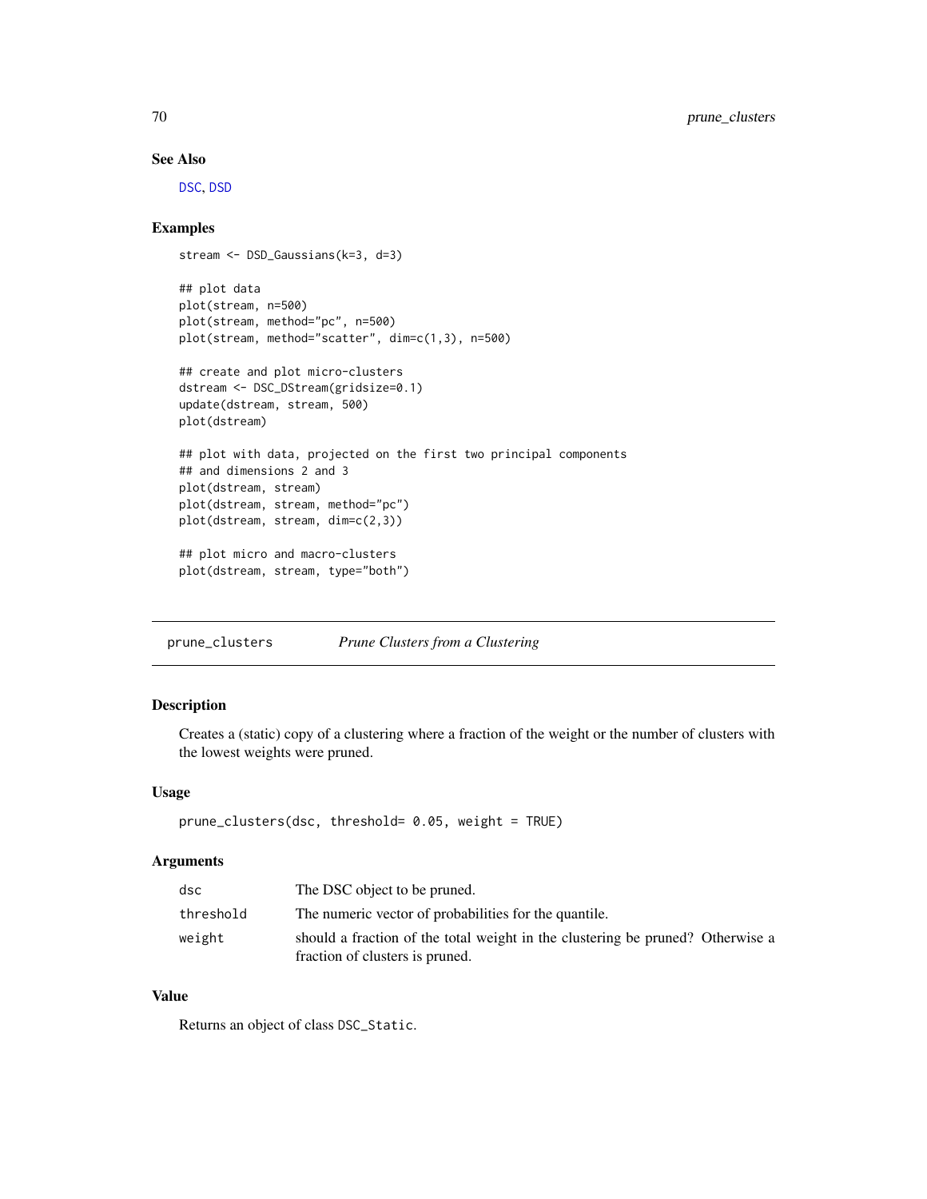## See Also

DSC, DSD

## Examples

```
stream <- DSD_Gaussians(k=3, d=3)

## plot data
plot(stream, n=500)
plot(stream, method="pc", n=500)
plot(stream, method="scatter", dim=c(1,3), n=500)

## create and plot micro-clusters
dstream <- DSC_DStream(gridsize=0.1)
update(dstream, stream, 500)
plot(dstream)

## plot with data, projected on the first two principal components
## and dimensions 2 and 3
plot(dstream, stream)
plot(dstream, stream, method="pc")
plot(dstream, stream, dim=c(2,3))

## plot micro and macro-clusters
plot(dstream, stream, type="both")
```

---

# prune_clusters *Prune Clusters from a Clustering*

## Description

Creates a (static) copy of a clustering where a fraction of the weight or the number of clusters with the lowest weights were pruned.

## Usage

```
prune_clusters(dsc, threshold= 0.05, weight = TRUE)
```

## Arguments

| | |
|---|---|
| dsc | The DSC object to be pruned. |
| threshold | The numeric vector of probabilities for the quantile. |
| weight | should a fraction of the total weight in the clustering be pruned? Otherwise a fraction of clusters is pruned. |

## Value

Returns an object of class DSC_Static.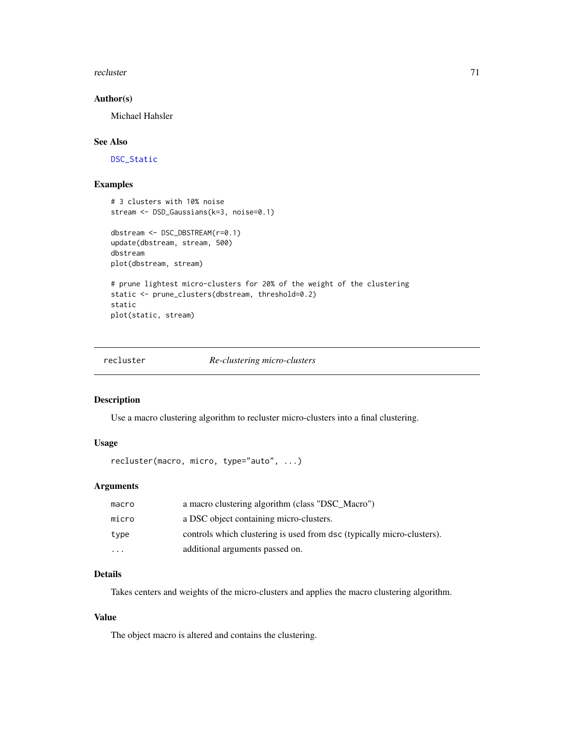## Author(s)

Michael Hahsler

## See Also

DSC_Static

## Examples

```
# 3 clusters with 10% noise
stream <- DSD_Gaussians(k=3, noise=0.1)

dbstream <- DSC_DBSTREAM(r=0.1)
update(dbstream, stream, 500)
dbstream
plot(dbstream, stream)

# prune lightest micro-clusters for 20% of the weight of the clustering
static <- prune_clusters(dbstream, threshold=0.2)
static
plot(static, stream)
```

---

# recluster — *Re-clustering micro-clusters*

---

## Description

Use a macro clustering algorithm to recluster micro-clusters into a final clustering.

## Usage

```
recluster(macro, micro, type="auto", ...)
```

## Arguments

| | |
|---|---|
| macro | a macro clustering algorithm (class "DSC_Macro") |
| micro | a DSC object containing micro-clusters. |
| type | controls which clustering is used from dsc (typically micro-clusters). |
| ... | additional arguments passed on. |

## Details

Takes centers and weights of the micro-clusters and applies the macro clustering algorithm.

## Value

The object macro is altered and contains the clustering.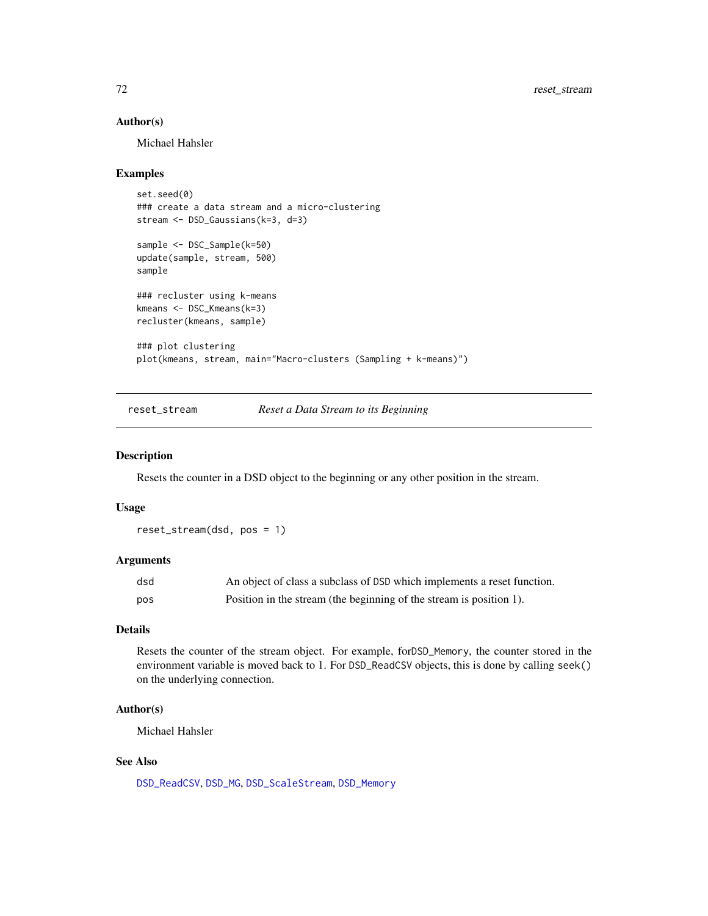## Author(s)

Michael Hahsler

## Examples

```
set.seed(0)
### create a data stream and a micro-clustering
stream <- DSD_Gaussians(k=3, d=3)

sample <- DSC_Sample(k=50)
update(sample, stream, 500)
sample

### recluster using k-means
kmeans <- DSC_Kmeans(k=3)
recluster(kmeans, sample)

### plot clustering
plot(kmeans, stream, main="Macro-clusters (Sampling + k-means)")
```

---

# reset_stream — *Reset a Data Stream to its Beginning*

---

## Description

Resets the counter in a DSD object to the beginning or any other position in the stream.

## Usage

```
reset_stream(dsd, pos = 1)
```

## Arguments

| | |
|---|---|
| `dsd` | An object of class a subclass of `DSD` which implements a reset function. |
| `pos` | Position in the stream (the beginning of the stream is position 1). |

## Details

Resets the counter of the stream object. For example, for`DSD_Memory`, the counter stored in the environment variable is moved back to 1. For `DSD_ReadCSV` objects, this is done by calling `seek()` on the underlying connection.

## Author(s)

Michael Hahsler

## See Also

`DSD_ReadCSV`, `DSD_MG`, `DSD_ScaleStream`, `DSD_Memory`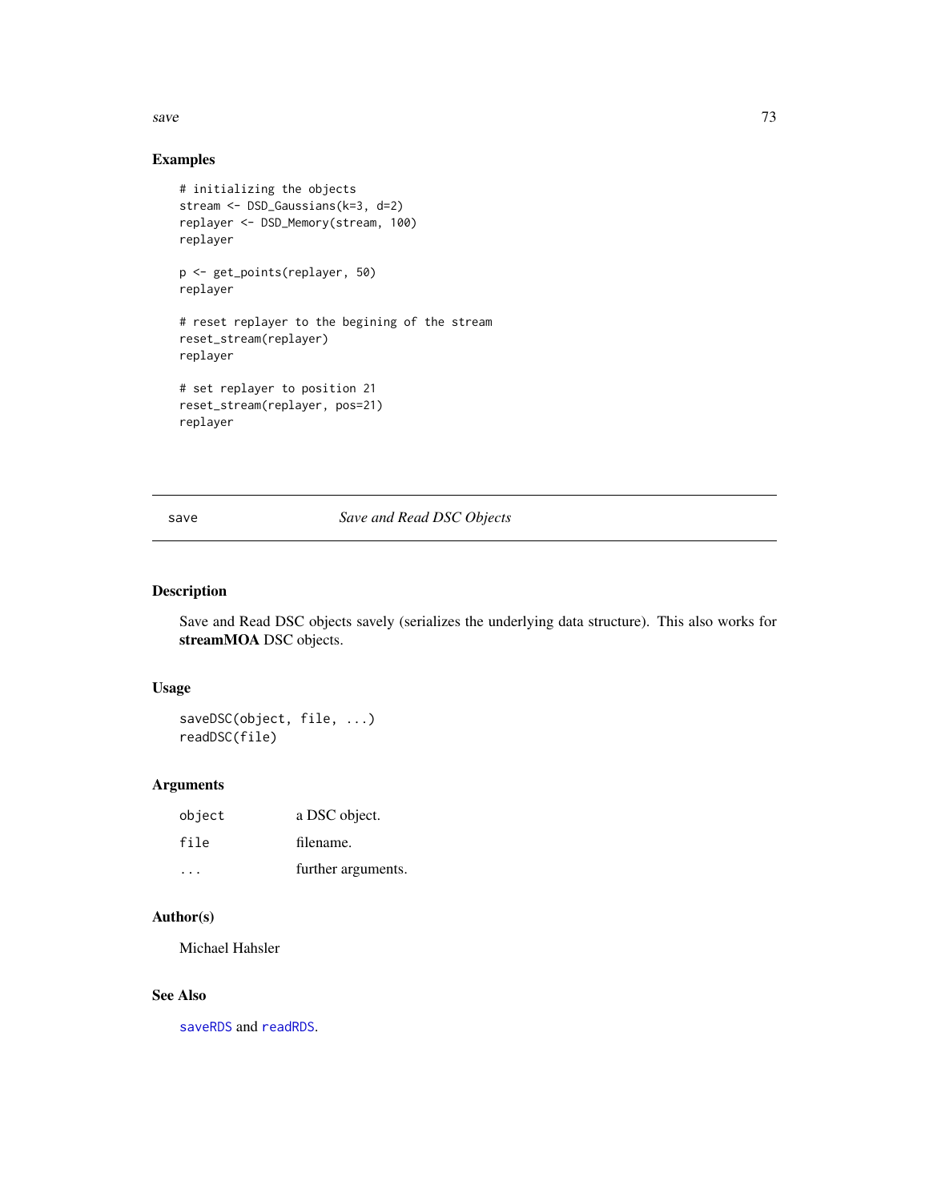## Examples

```
# initializing the objects
stream <- DSD_Gaussians(k=3, d=2)
replayer <- DSD_Memory(stream, 100)
replayer

p <- get_points(replayer, 50)
replayer

# reset replayer to the begining of the stream
reset_stream(replayer)
replayer

# set replayer to position 21
reset_stream(replayer, pos=21)
replayer
```

---

save *Save and Read DSC Objects*

---

## Description

Save and Read DSC objects savely (serializes the underlying data structure). This also works for **streamMOA** DSC objects.

## Usage

```
saveDSC(object, file, ...)
readDSC(file)
```

## Arguments

| | |
|---|---|
| object | a DSC object. |
| file | filename. |
| ... | further arguments. |

## Author(s)

Michael Hahsler

## See Also

saveRDS and readRDS.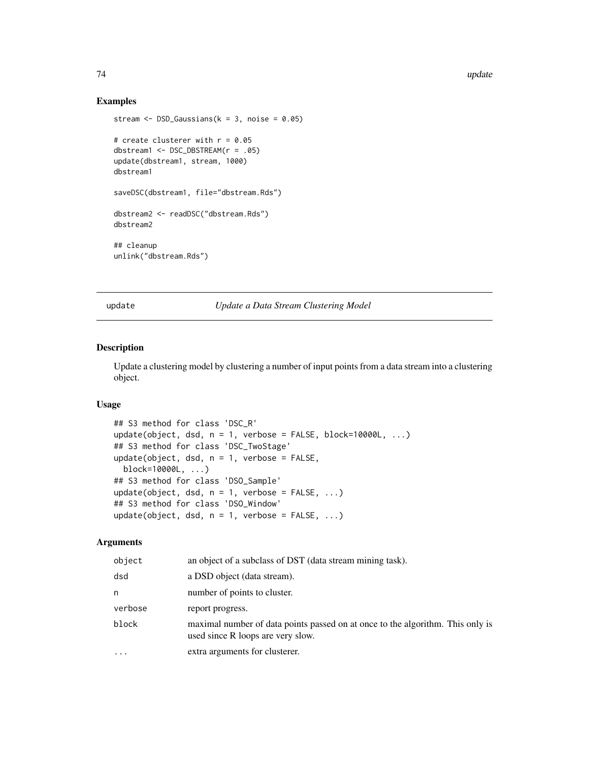## Examples

```
stream <- DSD_Gaussians(k = 3, noise = 0.05)

# create clusterer with r = 0.05
dbstream1 <- DSC_DBSTREAM(r = .05)
update(dbstream1, stream, 1000)
dbstream1

saveDSC(dbstream1, file="dbstream.Rds")

dbstream2 <- readDSC("dbstream.Rds")
dbstream2

## cleanup
unlink("dbstream.Rds")
```

---

# update — *Update a Data Stream Clustering Model*

---

## Description

Update a clustering model by clustering a number of input points from a data stream into a clustering object.

## Usage

```
## S3 method for class 'DSC_R'
update(object, dsd, n = 1, verbose = FALSE, block=10000L, ...)
## S3 method for class 'DSC_TwoStage'
update(object, dsd, n = 1, verbose = FALSE,
  block=10000L, ...)
## S3 method for class 'DSO_Sample'
update(object, dsd, n = 1, verbose = FALSE, ...)
## S3 method for class 'DSO_Window'
update(object, dsd, n = 1, verbose = FALSE, ...)
```

## Arguments

| | |
|---|---|
| `object` | an object of a subclass of DST (data stream mining task). |
| `dsd` | a DSD object (data stream). |
| `n` | number of points to cluster. |
| `verbose` | report progress. |
| `block` | maximal number of data points passed on at once to the algorithm. This only is used since R loops are very slow. |
| `...` | extra arguments for clusterer. |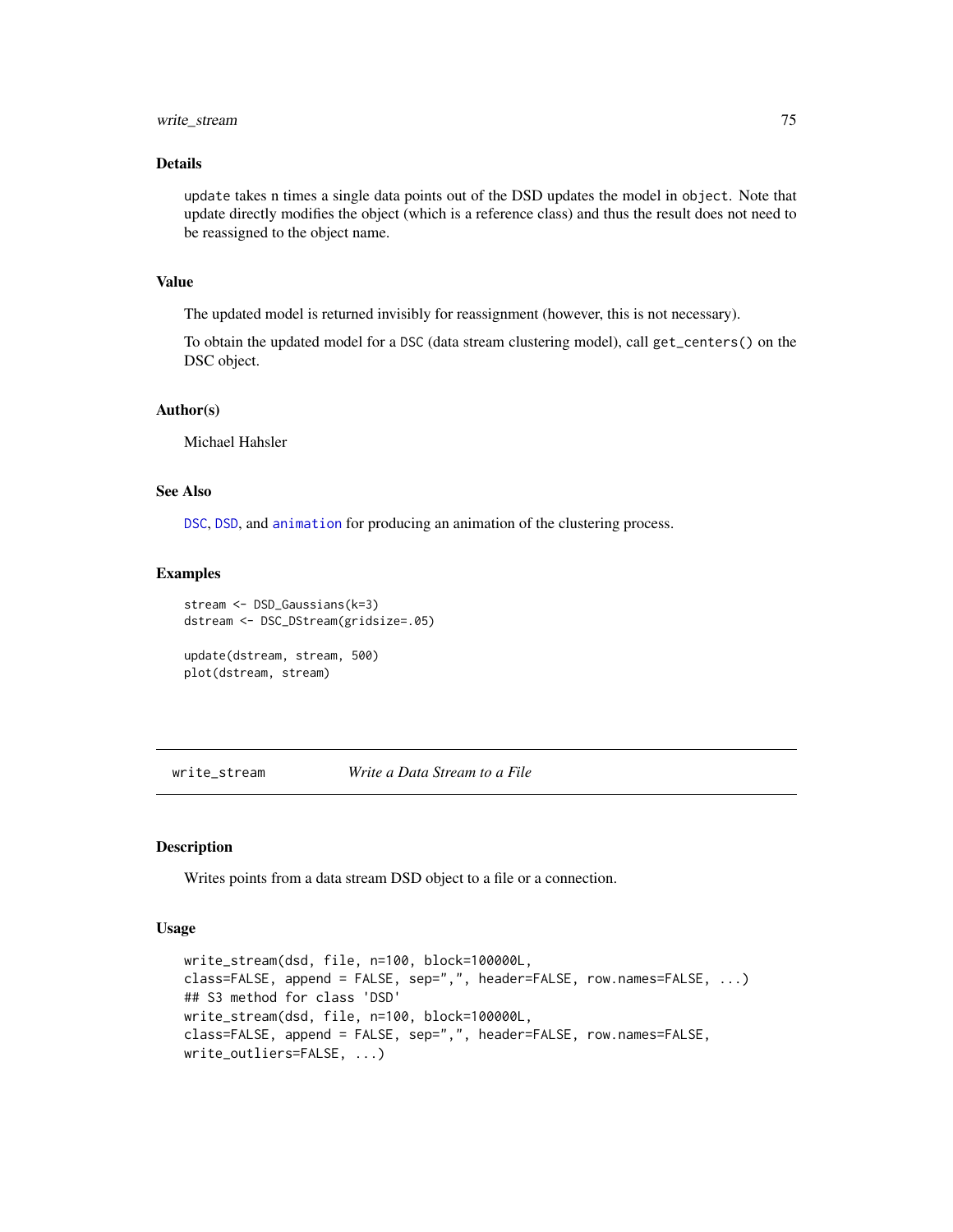### Details

`update` takes n times a single data points out of the DSD updates the model in `object`. Note that update directly modifies the object (which is a reference class) and thus the result does not need to be reassigned to the object name.

### Value

The updated model is returned invisibly for reassignment (however, this is not necessary).

To obtain the updated model for a `DSC` (data stream clustering model), call `get_centers()` on the DSC object.

### Author(s)

Michael Hahsler

### See Also

`DSC`, `DSD`, and `animation` for producing an animation of the clustering process.

### Examples

```
stream <- DSD_Gaussians(k=3)
dstream <- DSC_DStream(gridsize=.05)

update(dstream, stream, 500)
plot(dstream, stream)
```

---

## write_stream — *Write a Data Stream to a File*

### Description

Writes points from a data stream DSD object to a file or a connection.

### Usage

```
write_stream(dsd, file, n=100, block=100000L,
class=FALSE, append = FALSE, sep=",", header=FALSE, row.names=FALSE, ...)
## S3 method for class 'DSD'
write_stream(dsd, file, n=100, block=100000L,
class=FALSE, append = FALSE, sep=",", header=FALSE, row.names=FALSE,
write_outliers=FALSE, ...)
```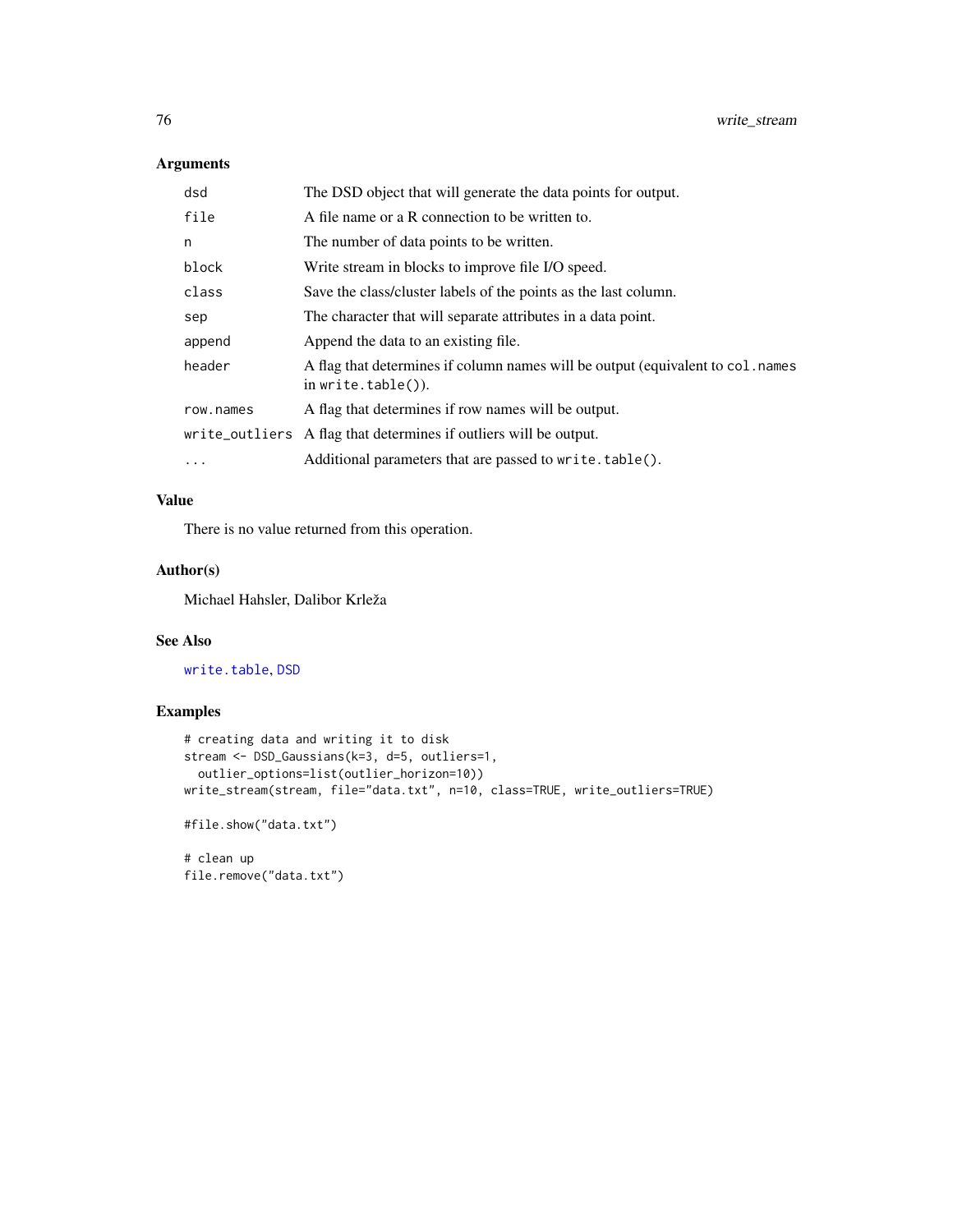### Arguments

| | |
|---|---|
| `dsd` | The DSD object that will generate the data points for output. |
| `file` | A file name or a R connection to be written to. |
| `n` | The number of data points to be written. |
| `block` | Write stream in blocks to improve file I/O speed. |
| `class` | Save the class/cluster labels of the points as the last column. |
| `sep` | The character that will separate attributes in a data point. |
| `append` | Append the data to an existing file. |
| `header` | A flag that determines if column names will be output (equivalent to `col.names` in `write.table()`). |
| `row.names` | A flag that determines if row names will be output. |
| `write_outliers` | A flag that determines if outliers will be output. |
| `...` | Additional parameters that are passed to `write.table()`. |

### Value

There is no value returned from this operation.

### Author(s)

Michael Hahsler, Dalibor Krleža

### See Also

`write.table`, `DSD`

### Examples

```
# creating data and writing it to disk
stream <- DSD_Gaussians(k=3, d=5, outliers=1,
  outlier_options=list(outlier_horizon=10))
write_stream(stream, file="data.txt", n=10, class=TRUE, write_outliers=TRUE)

#file.show("data.txt")

# clean up
file.remove("data.txt")
```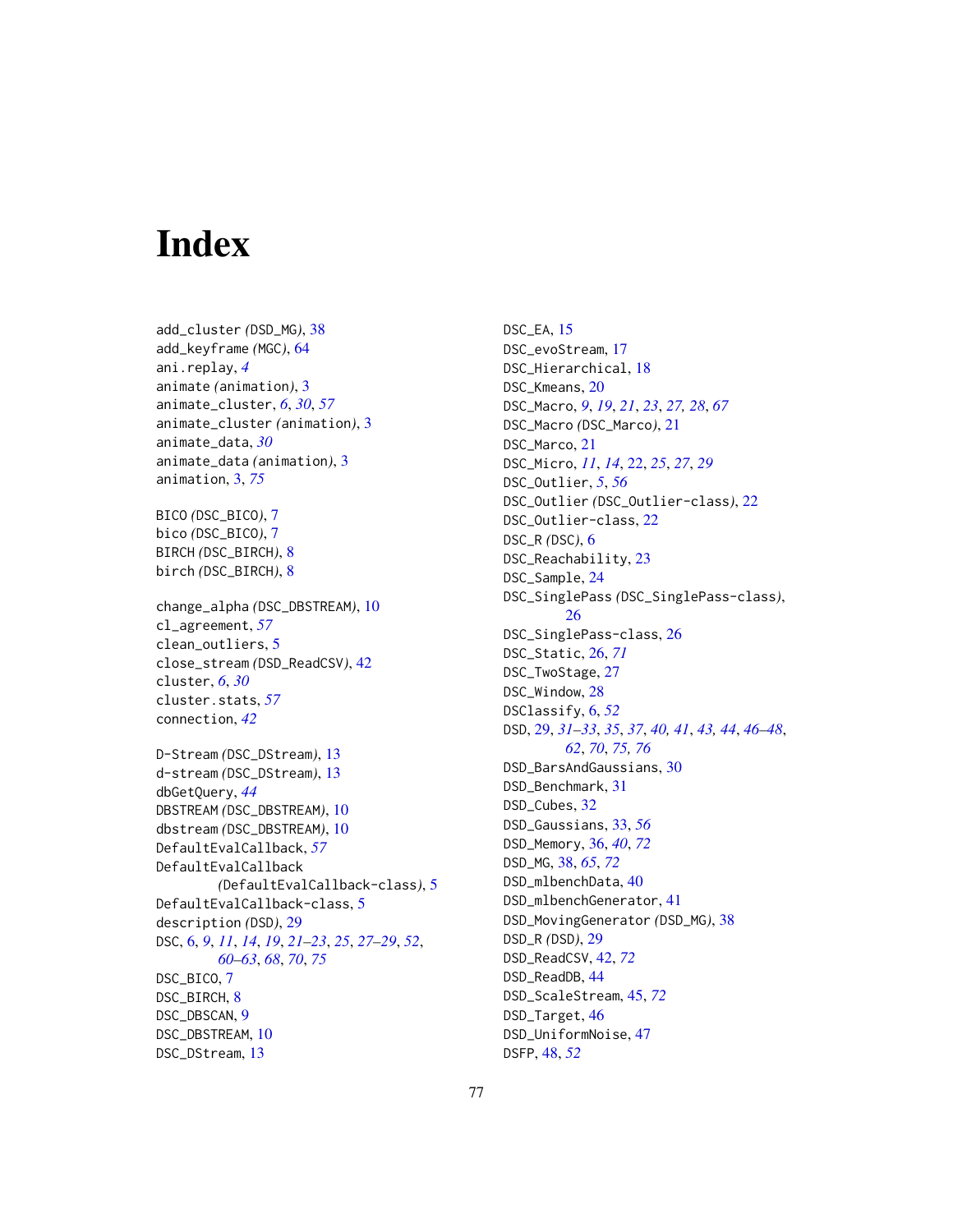# Index

add_cluster *(DSD_MG)*, 38
add_keyframe *(MGC)*, 64
ani.replay, *4*
animate *(animation)*, 3
animate_cluster, *6*, *30*, *57*
animate_cluster *(animation)*, 3
animate_data, *30*
animate_data *(animation)*, 3
animation, 3, *75*

BICO *(DSC_BICO)*, 7
bico *(DSC_BICO)*, 7
BIRCH *(DSC_BIRCH)*, 8
birch *(DSC_BIRCH)*, 8

change_alpha *(DSC_DBSTREAM)*, 10
cl_agreement, *57*
clean_outliers, 5
close_stream *(DSD_ReadCSV)*, 42
cluster, *6*, *30*
cluster.stats, *57*
connection, *42*

D-Stream *(DSC_DStream)*, 13
d-stream *(DSC_DStream)*, 13
dbGetQuery, *44*
DBSTREAM *(DSC_DBSTREAM)*, 10
dbstream *(DSC_DBSTREAM)*, 10
DefaultEvalCallback, *57*
DefaultEvalCallback *(DefaultEvalCallback-class)*, 5
DefaultEvalCallback-class, 5
description *(DSD)*, 29
DSC, 6, *9*, *11*, *14*, *19*, *21–23*, *25*, *27–29*, *52*, *60–63*, *68*, *70*, *75*
DSC_BICO, 7
DSC_BIRCH, 8
DSC_DBSCAN, 9
DSC_DBSTREAM, 10
DSC_DStream, 13
DSC_EA, 15
DSC_evoStream, 17
DSC_Hierarchical, 18
DSC_Kmeans, 20
DSC_Macro, *9*, *19*, *21*, *23*, *27, 28*, *67*
DSC_Macro *(DSC_Marco)*, 21
DSC_Marco, 21
DSC_Micro, *11*, *14*, 22, *25*, *27*, *29*
DSC_Outlier, *5*, *56*
DSC_Outlier *(DSC_Outlier-class)*, 22
DSC_Outlier-class, 22
DSC_R *(DSC)*, 6
DSC_Reachability, 23
DSC_Sample, 24
DSC_SinglePass *(DSC_SinglePass-class)*, 26
DSC_SinglePass-class, 26
DSC_Static, 26, *71*
DSC_TwoStage, 27
DSC_Window, 28
DSClassify, 6, *52*
DSD, 29, *31–33*, *35*, *37*, *40, 41*, *43, 44*, *46–48*, *62*, *70*, *75, 76*
DSD_BarsAndGaussians, 30
DSD_Benchmark, 31
DSD_Cubes, 32
DSD_Gaussians, 33, *56*
DSD_Memory, 36, *40*, *72*
DSD_MG, 38, *65*, *72*
DSD_mlbenchData, 40
DSD_mlbenchGenerator, 41
DSD_MovingGenerator *(DSD_MG)*, 38
DSD_R *(DSD)*, 29
DSD_ReadCSV, 42, *72*
DSD_ReadDB, 44
DSD_ScaleStream, 45, *72*
DSD_Target, 46
DSD_UniformNoise, 47
DSFP, 48, *52*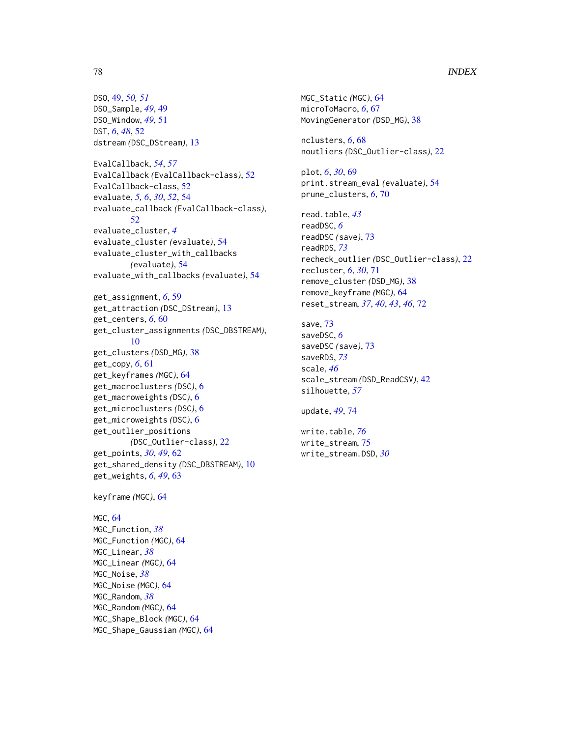DSO, 49, *50, 51*
DSO_Sample, *49*, 49
DSO_Window, *49*, 51
DST, *6*, *48*, 52
dstream *(*DSC_DStream*)*, 13

EvalCallback, *54*, *57*
EvalCallback *(*EvalCallback-class*)*, 52
EvalCallback-class, 52
evaluate, *5, 6*, *30*, *52*, 54
evaluate_callback *(*EvalCallback-class*)*, 52
evaluate_cluster, *4*
evaluate_cluster *(*evaluate*)*, 54
evaluate_cluster_with_callbacks *(*evaluate*)*, 54
evaluate_with_callbacks *(*evaluate*)*, 54

get_assignment, *6*, 59
get_attraction *(*DSC_DStream*)*, 13
get_centers, *6*, 60
get_cluster_assignments *(*DSC_DBSTREAM*)*, 10
get_clusters *(*DSD_MG*)*, 38
get_copy, *6*, 61
get_keyframes *(*MGC*)*, 64
get_macroclusters *(*DSC*)*, 6
get_macroweights *(*DSC*)*, 6
get_microclusters *(*DSC*)*, 6
get_microweights *(*DSC*)*, 6
get_outlier_positions *(*DSC_Outlier-class*)*, 22
get_points, *30*, *49*, 62
get_shared_density *(*DSC_DBSTREAM*)*, 10
get_weights, *6*, *49*, 63

keyframe *(*MGC*)*, 64

MGC, 64
MGC_Function, *38*
MGC_Function *(*MGC*)*, 64
MGC_Linear, *38*
MGC_Linear *(*MGC*)*, 64
MGC_Noise, *38*
MGC_Noise *(*MGC*)*, 64
MGC_Random, *38*
MGC_Random *(*MGC*)*, 64
MGC_Shape_Block *(*MGC*)*, 64
MGC_Shape_Gaussian *(*MGC*)*, 64
MGC_Static *(*MGC*)*, 64
microToMacro, *6*, 67
MovingGenerator *(*DSD_MG*)*, 38

nclusters, *6*, 68
noutliers *(*DSC_Outlier-class*)*, 22

plot, *6*, *30*, 69
print.stream_eval *(*evaluate*)*, 54
prune_clusters, *6*, 70

read.table, *43*
readDSC, *6*
readDSC *(*save*)*, 73
readRDS, *73*
recheck_outlier *(*DSC_Outlier-class*)*, 22
recluster, *6*, *30*, 71
remove_cluster *(*DSD_MG*)*, 38
remove_keyframe *(*MGC*)*, 64
reset_stream, *37*, *40*, *43*, *46*, 72

save, 73
saveDSC, *6*
saveDSC *(*save*)*, 73
saveRDS, *73*
scale, *46*
scale_stream *(*DSD_ReadCSV*)*, 42
silhouette, *57*

update, *49*, 74

write.table, *76*
write_stream, 75
write_stream.DSD, *30*